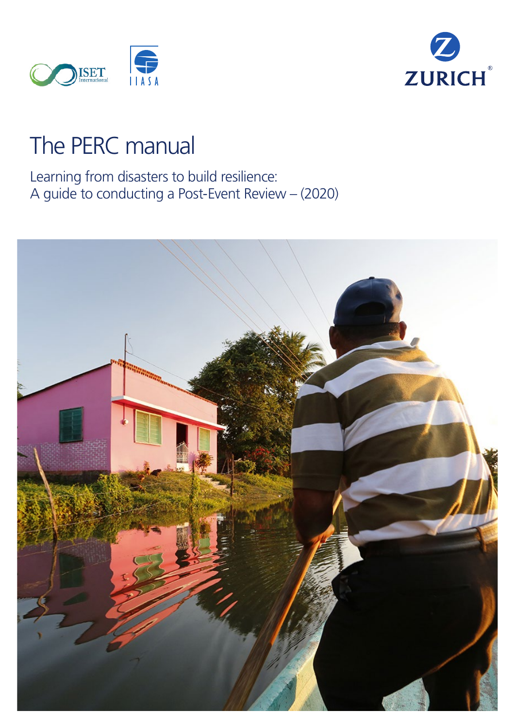ISET International

IIASA

ZURICH

# The PERC manual

Learning from disasters to build resilience:
A guide to conducting a Post-Event Review – (2020)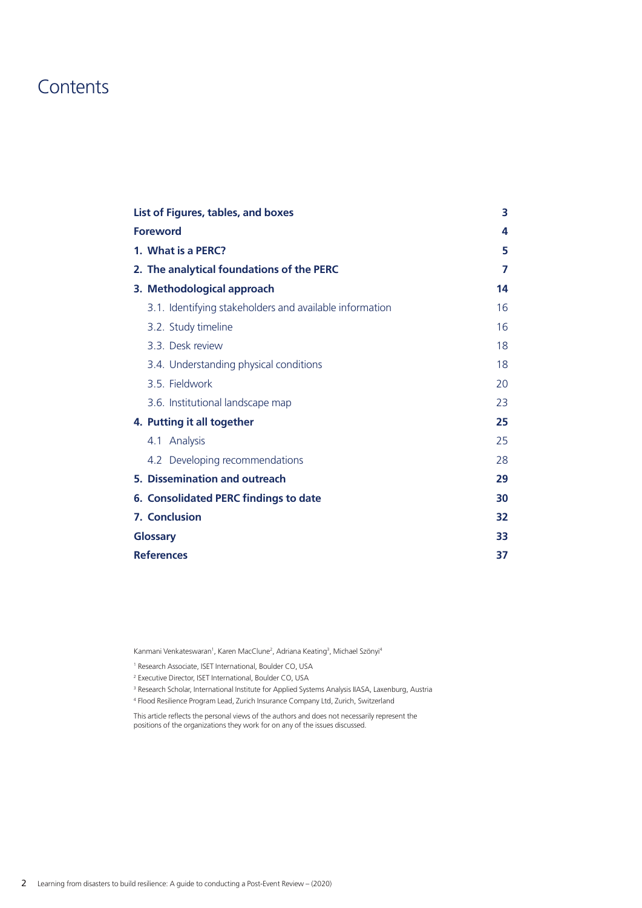# Contents

| | |
|---|---|
| **List of Figures, tables, and boxes** | **3** |
| **Foreword** | **4** |
| **1. What is a PERC?** | **5** |
| **2. The analytical foundations of the PERC** | **7** |
| **3. Methodological approach** | **14** |
| 3.1. Identifying stakeholders and available information | 16 |
| 3.2. Study timeline | 16 |
| 3.3. Desk review | 18 |
| 3.4. Understanding physical conditions | 18 |
| 3.5. Fieldwork | 20 |
| 3.6. Institutional landscape map | 23 |
| **4. Putting it all together** | **25** |
| 4.1 Analysis | 25 |
| 4.2 Developing recommendations | 28 |
| **5. Dissemination and outreach** | **29** |
| **6. Consolidated PERC findings to date** | **30** |
| **7. Conclusion** | **32** |
| **Glossary** | **33** |
| **References** | **37** |

Kanmani Venkateswaran[1], Karen MacClune[2], Adriana Keating[3], Michael Szönyi[4]

[1] Research Associate, ISET International, Boulder CO, USA

[2] Executive Director, ISET International, Boulder CO, USA

[3] Research Scholar, International Institute for Applied Systems Analysis IIASA, Laxenburg, Austria

[4] Flood Resilience Program Lead, Zurich Insurance Company Ltd, Zurich, Switzerland

This article reflects the personal views of the authors and does not necessarily represent the positions of the organizations they work for on any of the issues discussed.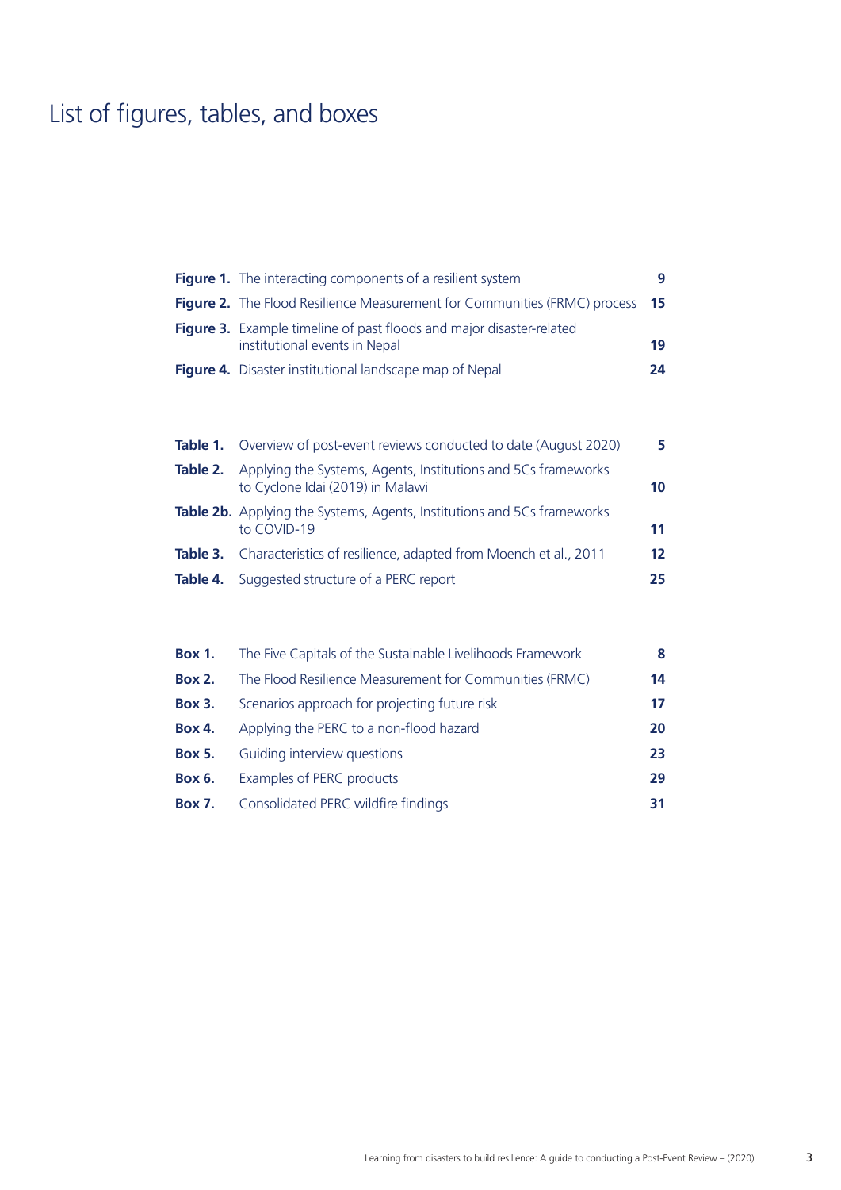# List of figures, tables, and boxes

| | | |
|---|---|---|
| **Figure 1.** | The interacting components of a resilient system | **9** |
| **Figure 2.** | The Flood Resilience Measurement for Communities (FRMC) process | **15** |
| **Figure 3.** | Example timeline of past floods and major disaster-related institutional events in Nepal | **19** |
| **Figure 4.** | Disaster institutional landscape map of Nepal | **24** |

| | | |
|---|---|---|
| **Table 1.** | Overview of post-event reviews conducted to date (August 2020) | **5** |
| **Table 2.** | Applying the Systems, Agents, Institutions and 5Cs frameworks to Cyclone Idai (2019) in Malawi | **10** |
| **Table 2b.** | Applying the Systems, Agents, Institutions and 5Cs frameworks to COVID-19 | **11** |
| **Table 3.** | Characteristics of resilience, adapted from Moench et al., 2011 | **12** |
| **Table 4.** | Suggested structure of a PERC report | **25** |

| | | |
|---|---|---|
| **Box 1.** | The Five Capitals of the Sustainable Livelihoods Framework | **8** |
| **Box 2.** | The Flood Resilience Measurement for Communities (FRMC) | **14** |
| **Box 3.** | Scenarios approach for projecting future risk | **17** |
| **Box 4.** | Applying the PERC to a non-flood hazard | **20** |
| **Box 5.** | Guiding interview questions | **23** |
| **Box 6.** | Examples of PERC products | **29** |
| **Box 7.** | Consolidated PERC wildfire findings | **31** |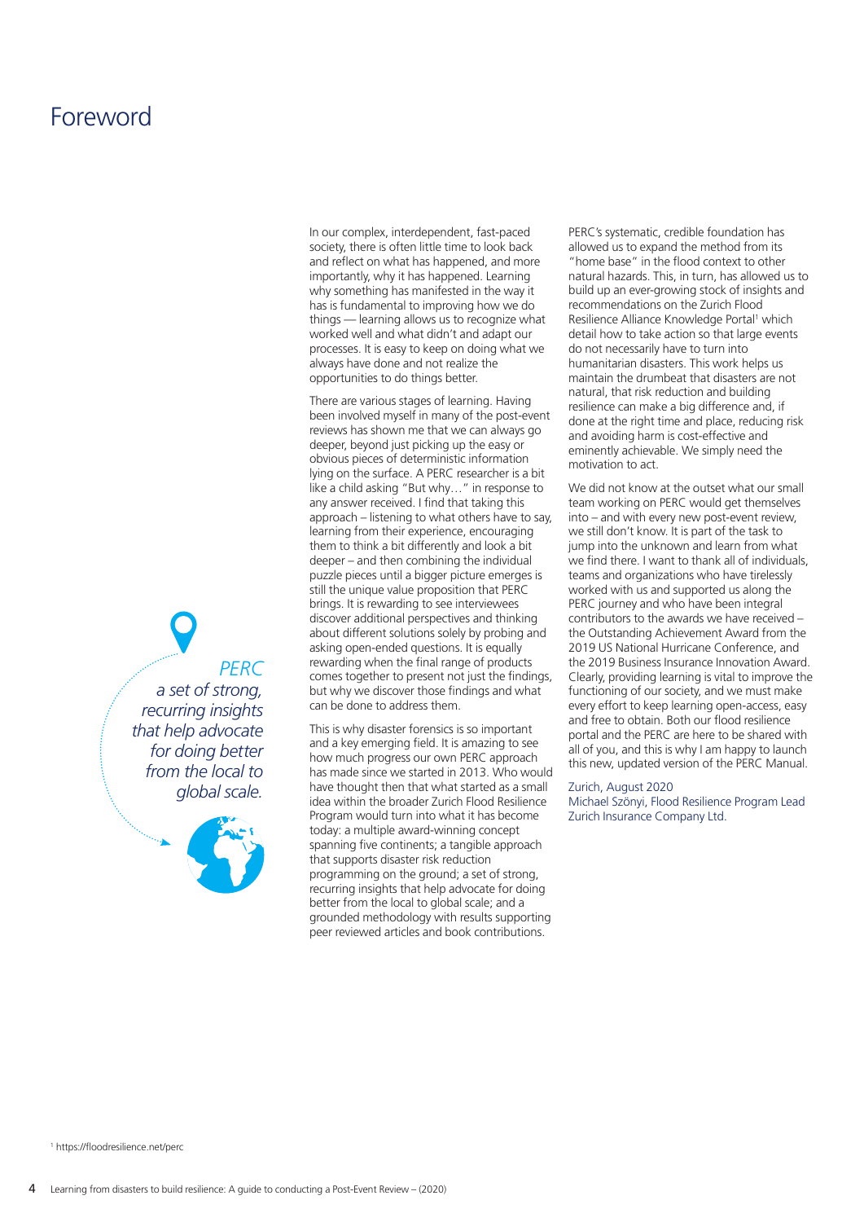# Foreword

*PERC a set of strong, recurring insights that help advocate for doing better from the local to global scale.*

In our complex, interdependent, fast-paced society, there is often little time to look back and reflect on what has happened, and more importantly, why it has happened. Learning why something has manifested in the way it has is fundamental to improving how we do things — learning allows us to recognize what worked well and what didn't and adapt our processes. It is easy to keep on doing what we always have done and not realize the opportunities to do things better.

There are various stages of learning. Having been involved myself in many of the post-event reviews has shown me that we can always go deeper, beyond just picking up the easy or obvious pieces of deterministic information lying on the surface. A PERC researcher is a bit like a child asking "But why…" in response to any answer received. I find that taking this approach – listening to what others have to say, learning from their experience, encouraging them to think a bit differently and look a bit deeper – and then combining the individual puzzle pieces until a bigger picture emerges is still the unique value proposition that PERC brings. It is rewarding to see interviewees discover additional perspectives and thinking about different solutions solely by probing and asking open-ended questions. It is equally rewarding when the final range of products comes together to present not just the findings, but why we discover those findings and what can be done to address them.

This is why disaster forensics is so important and a key emerging field. It is amazing to see how much progress our own PERC approach has made since we started in 2013. Who would have thought then that what started as a small idea within the broader Zurich Flood Resilience Program would turn into what it has become today: a multiple award-winning concept spanning five continents; a tangible approach that supports disaster risk reduction programming on the ground; a set of strong, recurring insights that help advocate for doing better from the local to global scale; and a grounded methodology with results supporting peer reviewed articles and book contributions.

PERC's systematic, credible foundation has allowed us to expand the method from its "home base" in the flood context to other natural hazards. This, in turn, has allowed us to build up an ever-growing stock of insights and recommendations on the Zurich Flood Resilience Alliance Knowledge Portal[1] which detail how to take action so that large events do not necessarily have to turn into humanitarian disasters. This work helps us maintain the drumbeat that disasters are not natural, that risk reduction and building resilience can make a big difference and, if done at the right time and place, reducing risk and avoiding harm is cost-effective and eminently achievable. We simply need the motivation to act.

We did not know at the outset what our small team working on PERC would get themselves into – and with every new post-event review, we still don't know. It is part of the task to jump into the unknown and learn from what we find there. I want to thank all of individuals, teams and organizations who have tirelessly worked with us and supported us along the PERC journey and who have been integral contributors to the awards we have received – the Outstanding Achievement Award from the 2019 US National Hurricane Conference, and the 2019 Business Insurance Innovation Award. Clearly, providing learning is vital to improve the functioning of our society, and we must make every effort to keep learning open-access, easy and free to obtain. Both our flood resilience portal and the PERC are here to be shared with all of you, and this is why I am happy to launch this new, updated version of the PERC Manual.

Zurich, August 2020
Michael Szönyi, Flood Resilience Program Lead
Zurich Insurance Company Ltd.

[1] https://floodresilience.net/perc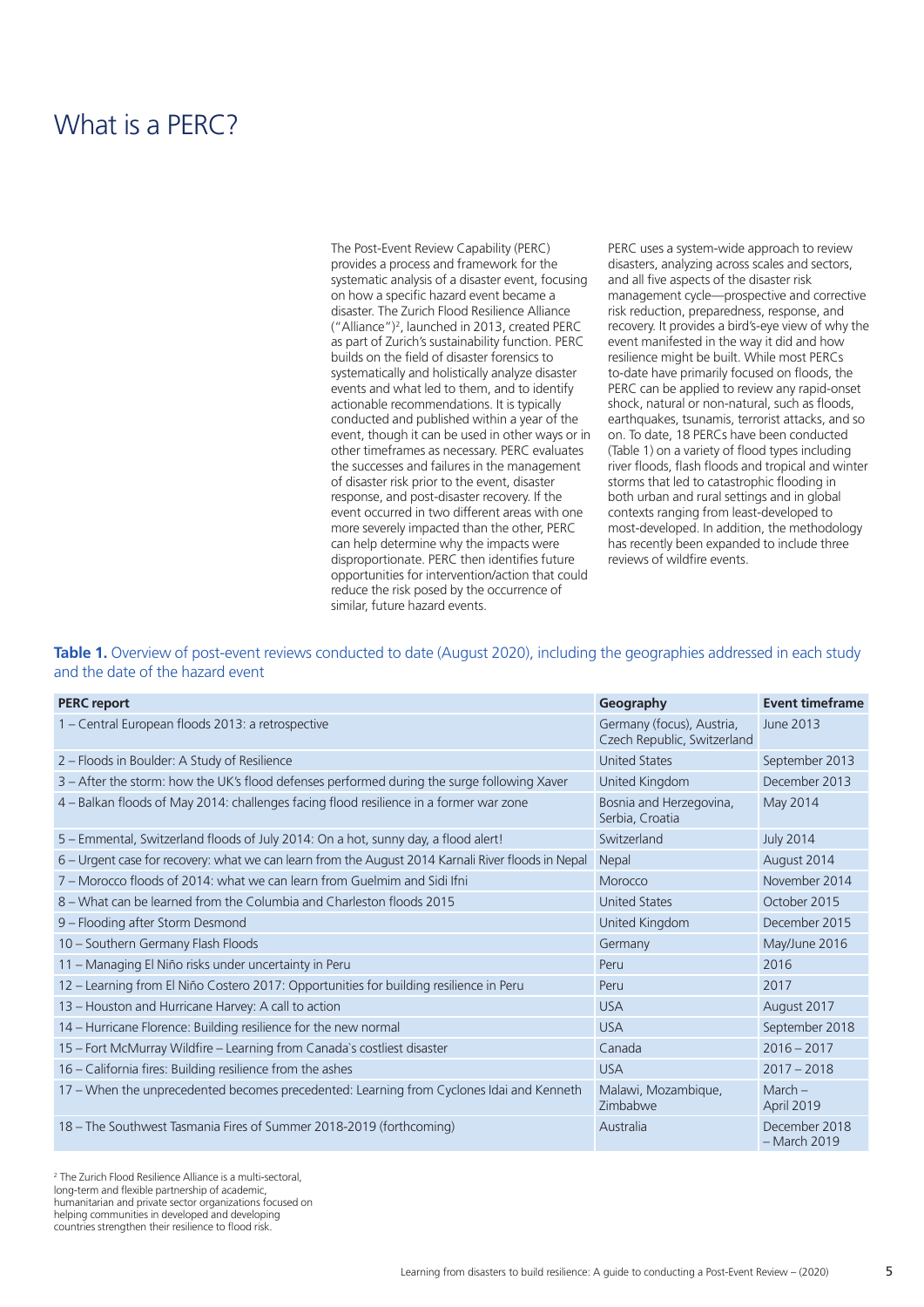# What is a PERC?

The Post-Event Review Capability (PERC) provides a process and framework for the systematic analysis of a disaster event, focusing on how a specific hazard event became a disaster. The Zurich Flood Resilience Alliance ("Alliance")[2], launched in 2013, created PERC as part of Zurich's sustainability function. PERC builds on the field of disaster forensics to systematically and holistically analyze disaster events and what led to them, and to identify actionable recommendations. It is typically conducted and published within a year of the event, though it can be used in other ways or in other timeframes as necessary. PERC evaluates the successes and failures in the management of disaster risk prior to the event, disaster response, and post-disaster recovery. If the event occurred in two different areas with one more severely impacted than the other, PERC can help determine why the impacts were disproportionate. PERC then identifies future opportunities for intervention/action that could reduce the risk posed by the occurrence of similar, future hazard events.

PERC uses a system-wide approach to review disasters, analyzing across scales and sectors, and all five aspects of the disaster risk management cycle—prospective and corrective risk reduction, preparedness, response, and recovery. It provides a bird's-eye view of why the event manifested in the way it did and how resilience might be built. While most PERCs to-date have primarily focused on floods, the PERC can be applied to review any rapid-onset shock, natural or non-natural, such as floods, earthquakes, tsunamis, terrorist attacks, and so on. To date, 18 PERCs have been conducted (Table 1) on a variety of flood types including river floods, flash floods and tropical and winter storms that led to catastrophic flooding in both urban and rural settings and in global contexts ranging from least-developed to most-developed. In addition, the methodology has recently been expanded to include three reviews of wildfire events.

**Table 1.** Overview of post-event reviews conducted to date (August 2020), including the geographies addressed in each study and the date of the hazard event

| PERC report | Geography | Event timeframe |
|---|---|---|
| 1 – Central European floods 2013: a retrospective | Germany (focus), Austria, Czech Republic, Switzerland | June 2013 |
| 2 – Floods in Boulder: A Study of Resilience | United States | September 2013 |
| 3 – After the storm: how the UK's flood defenses performed during the surge following Xaver | United Kingdom | December 2013 |
| 4 – Balkan floods of May 2014: challenges facing flood resilience in a former war zone | Bosnia and Herzegovina, Serbia, Croatia | May 2014 |
| 5 – Emmental, Switzerland floods of July 2014: On a hot, sunny day, a flood alert! | Switzerland | July 2014 |
| 6 – Urgent case for recovery: what we can learn from the August 2014 Karnali River floods in Nepal | Nepal | August 2014 |
| 7 – Morocco floods of 2014: what we can learn from Guelmim and Sidi Ifni | Morocco | November 2014 |
| 8 – What can be learned from the Columbia and Charleston floods 2015 | United States | October 2015 |
| 9 – Flooding after Storm Desmond | United Kingdom | December 2015 |
| 10 – Southern Germany Flash Floods | Germany | May/June 2016 |
| 11 – Managing El Niño risks under uncertainty in Peru | Peru | 2016 |
| 12 – Learning from El Niño Costero 2017: Opportunities for building resilience in Peru | Peru | 2017 |
| 13 – Houston and Hurricane Harvey: A call to action | USA | August 2017 |
| 14 – Hurricane Florence: Building resilience for the new normal | USA | September 2018 |
| 15 – Fort McMurray Wildfire – Learning from Canada`s costliest disaster | Canada | 2016 – 2017 |
| 16 – California fires: Building resilience from the ashes | USA | 2017 – 2018 |
| 17 – When the unprecedented becomes precedented: Learning from Cyclones Idai and Kenneth | Malawi, Mozambique, Zimbabwe | March – April 2019 |
| 18 – The Southwest Tasmania Fires of Summer 2018-2019 (forthcoming) | Australia | December 2018 – March 2019 |

[2] The Zurich Flood Resilience Alliance is a multi-sectoral, long-term and flexible partnership of academic, humanitarian and private sector organizations focused on helping communities in developed and developing countries strengthen their resilience to flood risk.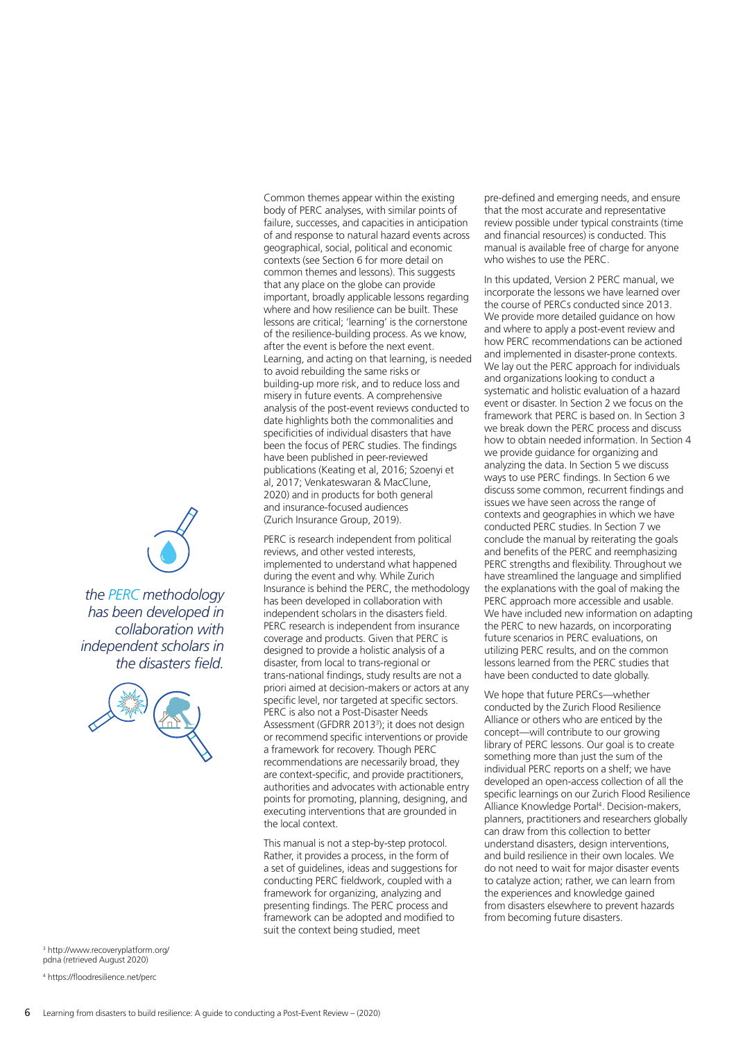Common themes appear within the existing body of PERC analyses, with similar points of failure, successes, and capacities in anticipation of and response to natural hazard events across geographical, social, political and economic contexts (see Section 6 for more detail on common themes and lessons). This suggests that any place on the globe can provide important, broadly applicable lessons regarding where and how resilience can be built. These lessons are critical; 'learning' is the cornerstone of the resilience-building process. As we know, after the event is before the next event. Learning, and acting on that learning, is needed to avoid rebuilding the same risks or building-up more risk, and to reduce loss and misery in future events. A comprehensive analysis of the post-event reviews conducted to date highlights both the commonalities and specificities of individual disasters that have been the focus of PERC studies. The findings have been published in peer-reviewed publications (Keating et al, 2016; Szoenyi et al, 2017; Venkateswaran & MacClune, 2020) and in products for both general and insurance-focused audiences (Zurich Insurance Group, 2019).

*the PERC methodology has been developed in collaboration with independent scholars in the disasters field.*

PERC is research independent from political reviews, and other vested interests, implemented to understand what happened during the event and why. While Zurich Insurance is behind the PERC, the methodology has been developed in collaboration with independent scholars in the disasters field. PERC research is independent from insurance coverage and products. Given that PERC is designed to provide a holistic analysis of a disaster, from local to trans-regional or trans-national findings, study results are not a priori aimed at decision-makers or actors at any specific level, nor targeted at specific sectors. PERC is also not a Post-Disaster Needs Assessment (GFDRR 2013[3]); it does not design or recommend specific interventions or provide a framework for recovery. Though PERC recommendations are necessarily broad, they are context-specific, and provide practitioners, authorities and advocates with actionable entry points for promoting, planning, designing, and executing interventions that are grounded in the local context.

This manual is not a step-by-step protocol. Rather, it provides a process, in the form of a set of guidelines, ideas and suggestions for conducting PERC fieldwork, coupled with a framework for organizing, analyzing and presenting findings. The PERC process and framework can be adopted and modified to suit the context being studied, meet pre-defined and emerging needs, and ensure that the most accurate and representative review possible under typical constraints (time and financial resources) is conducted. This manual is available free of charge for anyone who wishes to use the PERC.

In this updated, Version 2 PERC manual, we incorporate the lessons we have learned over the course of PERCs conducted since 2013. We provide more detailed guidance on how and where to apply a post-event review and how PERC recommendations can be actioned and implemented in disaster-prone contexts. We lay out the PERC approach for individuals and organizations looking to conduct a systematic and holistic evaluation of a hazard event or disaster. In Section 2 we focus on the framework that PERC is based on. In Section 3 we break down the PERC process and discuss how to obtain needed information. In Section 4 we provide guidance for organizing and analyzing the data. In Section 5 we discuss ways to use PERC findings. In Section 6 we discuss some common, recurrent findings and issues we have seen across the range of contexts and geographies in which we have conducted PERC studies. In Section 7 we conclude the manual by reiterating the goals and benefits of the PERC and reemphasizing PERC strengths and flexibility. Throughout we have streamlined the language and simplified the explanations with the goal of making the PERC approach more accessible and usable. We have included new information on adapting the PERC to new hazards, on incorporating future scenarios in PERC evaluations, on utilizing PERC results, and on the common lessons learned from the PERC studies that have been conducted to date globally.

We hope that future PERCs—whether conducted by the Zurich Flood Resilience Alliance or others who are enticed by the concept—will contribute to our growing library of PERC lessons. Our goal is to create something more than just the sum of the individual PERC reports on a shelf; we have developed an open-access collection of all the specific learnings on our Zurich Flood Resilience Alliance Knowledge Portal[4]. Decision-makers, planners, practitioners and researchers globally can draw from this collection to better understand disasters, design interventions, and build resilience in their own locales. We do not need to wait for major disaster events to catalyze action; rather, we can learn from the experiences and knowledge gained from disasters elsewhere to prevent hazards from becoming future disasters.

[3] http://www.recoveryplatform.org/pdna (retrieved August 2020)

[4] https://floodresilience.net/perc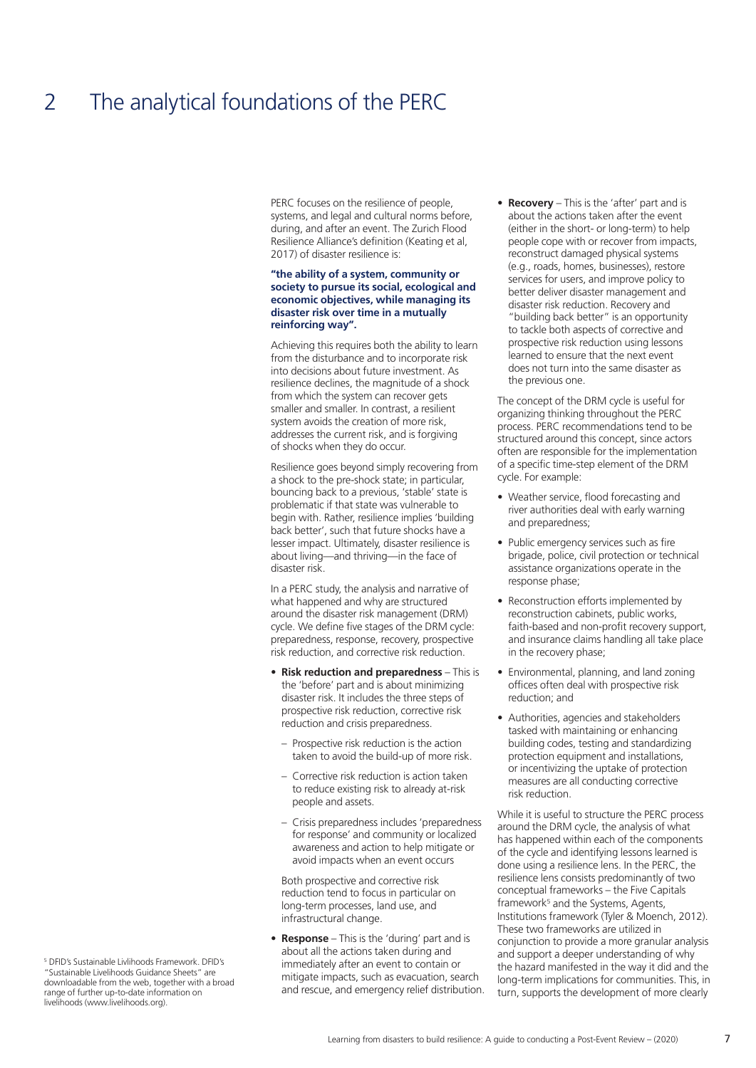# 2 The analytical foundations of the PERC

PERC focuses on the resilience of people, systems, and legal and cultural norms before, during, and after an event. The Zurich Flood Resilience Alliance's definition (Keating et al, 2017) of disaster resilience is:

**"the ability of a system, community or society to pursue its social, ecological and economic objectives, while managing its disaster risk over time in a mutually reinforcing way".**

Achieving this requires both the ability to learn from the disturbance and to incorporate risk into decisions about future investment. As resilience declines, the magnitude of a shock from which the system can recover gets smaller and smaller. In contrast, a resilient system avoids the creation of more risk, addresses the current risk, and is forgiving of shocks when they do occur.

Resilience goes beyond simply recovering from a shock to the pre-shock state; in particular, bouncing back to a previous, 'stable' state is problematic if that state was vulnerable to begin with. Rather, resilience implies 'building back better', such that future shocks have a lesser impact. Ultimately, disaster resilience is about living—and thriving—in the face of disaster risk.

In a PERC study, the analysis and narrative of what happened and why are structured around the disaster risk management (DRM) cycle. We define five stages of the DRM cycle: preparedness, response, recovery, prospective risk reduction, and corrective risk reduction.

- **Risk reduction and preparedness** – This is the 'before' part and is about minimizing disaster risk. It includes the three steps of prospective risk reduction, corrective risk reduction and crisis preparedness.
  - Prospective risk reduction is the action taken to avoid the build-up of more risk.
  - Corrective risk reduction is action taken to reduce existing risk to already at-risk people and assets.
  - Crisis preparedness includes 'preparedness for response' and community or localized awareness and action to help mitigate or avoid impacts when an event occurs

  Both prospective and corrective risk reduction tend to focus in particular on long-term processes, land use, and infrastructural change.
- **Response** – This is the 'during' part and is about all the actions taken during and immediately after an event to contain or mitigate impacts, such as evacuation, search and rescue, and emergency relief distribution.
- **Recovery** – This is the 'after' part and is about the actions taken after the event (either in the short- or long-term) to help people cope with or recover from impacts, reconstruct damaged physical systems (e.g., roads, homes, businesses), restore services for users, and improve policy to better deliver disaster management and disaster risk reduction. Recovery and "building back better" is an opportunity to tackle both aspects of corrective and prospective risk reduction using lessons learned to ensure that the next event does not turn into the same disaster as the previous one.

The concept of the DRM cycle is useful for organizing thinking throughout the PERC process. PERC recommendations tend to be structured around this concept, since actors often are responsible for the implementation of a specific time-step element of the DRM cycle. For example:

- Weather service, flood forecasting and river authorities deal with early warning and preparedness;
- Public emergency services such as fire brigade, police, civil protection or technical assistance organizations operate in the response phase;
- Reconstruction efforts implemented by reconstruction cabinets, public works, faith-based and non-profit recovery support, and insurance claims handling all take place in the recovery phase;
- Environmental, planning, and land zoning offices often deal with prospective risk reduction; and
- Authorities, agencies and stakeholders tasked with maintaining or enhancing building codes, testing and standardizing protection equipment and installations, or incentivizing the uptake of protection measures are all conducting corrective risk reduction.

While it is useful to structure the PERC process around the DRM cycle, the analysis of what has happened within each of the components of the cycle and identifying lessons learned is done using a resilience lens. In the PERC, the resilience lens consists predominantly of two conceptual frameworks – the Five Capitals framework[5] and the Systems, Agents, Institutions framework (Tyler & Moench, 2012). These two frameworks are utilized in conjunction to provide a more granular analysis and support a deeper understanding of why the hazard manifested in the way it did and the long-term implications for communities. This, in turn, supports the development of more clearly

[5] DFID's Sustainable Livlihoods Framework. DFID's "Sustainable Livelihoods Guidance Sheets" are downloadable from the web, together with a broad range of further up-to-date information on livelihoods (www.livelihoods.org).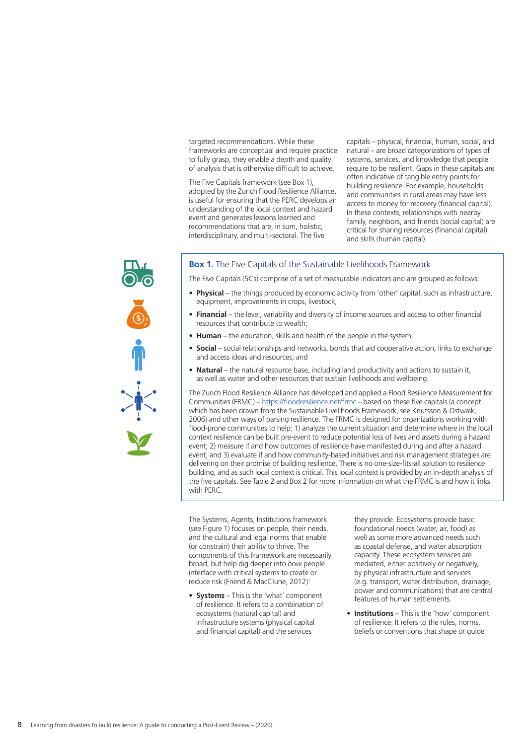targeted recommendations. While these frameworks are conceptual and require practice to fully grasp, they enable a depth and quality of analysis that is otherwise difficult to achieve.

The Five Capitals framework (see Box 1), adopted by the Zurich Flood Resilience Alliance, is useful for ensuring that the PERC develops an understanding of the local context and hazard event and generates lessons learned and recommendations that are, in sum, holistic, interdisciplinary, and multi-sectoral. The five capitals – physical, financial, human, social, and natural – are broad categorizations of types of systems, services, and knowledge that people require to be resilient. Gaps in these capitals are often indicative of tangible entry points for building resilience. For example, households and communities in rural areas may have less access to money for recovery (financial capital). In these contexts, relationships with nearby family, neighbors, and friends (social capital) are critical for sharing resources (financial capital) and skills (human capital).

### Box 1. The Five Capitals of the Sustainable Livelihoods Framework

The Five Capitals (5Cs) comprise of a set of measurable indicators and are grouped as follows:

- **Physical** – the things produced by economic activity from 'other' capital, such as infrastructure, equipment, improvements in crops, livestock;
- **Financial** – the level, variability and diversity of income sources and access to other financial resources that contribute to wealth;
- **Human** – the education, skills and health of the people in the system;
- **Social** – social relationships and networks, bonds that aid cooperative action, links to exchange and access ideas and resources; and
- **Natural** – the natural resource base, including land productivity and actions to sustain it, as well as water and other resources that sustain livelihoods and wellbeing.

The Zurich Flood Resilience Alliance has developed and applied a Flood Resilience Measurement for Communities (FRMC) – https://floodresilience.net/frmc – based on these five capitals (a concept which has been drawn from the Sustainable Livelihoods Framework, see Knutsson & Ostwalk, 2006) and other ways of parsing resilience. The FRMC is designed for organizations working with flood-prone communities to help: 1) analyze the current situation and determine where in the local context resilience can be built pre-event to reduce potential loss of lives and assets during a hazard event; 2) measure if and how outcomes of resilience have manifested during and after a hazard event; and 3) evaluate if and how community-based initiatives and risk management strategies are delivering on their promise of building resilience. There is no one-size-fits-all solution to resilience building, and as such local context is critical. This local context is provided by an in-depth analysis of the five capitals. See Table 2 and Box 2 for more information on what the FRMC is and how it links with PERC.

The Systems, Agents, Institutions framework (see Figure 1) focuses on people, their needs, and the cultural and legal norms that enable (or constrain) their ability to thrive. The components of this framework are necessarily broad, but help dig deeper into *how* people interface with critical systems to create or reduce risk (Friend & MacClune, 2012):

- **Systems** – This is the 'what' component of resilience. It refers to a combination of ecosystems (natural capital) and infrastructure systems (physical capital and financial capital) and the services they provide. Ecosystems provide basic foundational needs (water, air, food) as well as some more advanced needs such as coastal defense, and water absorption capacity. These ecosystem services are mediated, either positively or negatively, by physical infrastructure and services (e.g. transport, water distribution, drainage, power and communications) that are central features of human settlements.
- **Institutions** – This is the 'how' component of resilience. It refers to the rules, norms, beliefs or conventions that shape or guide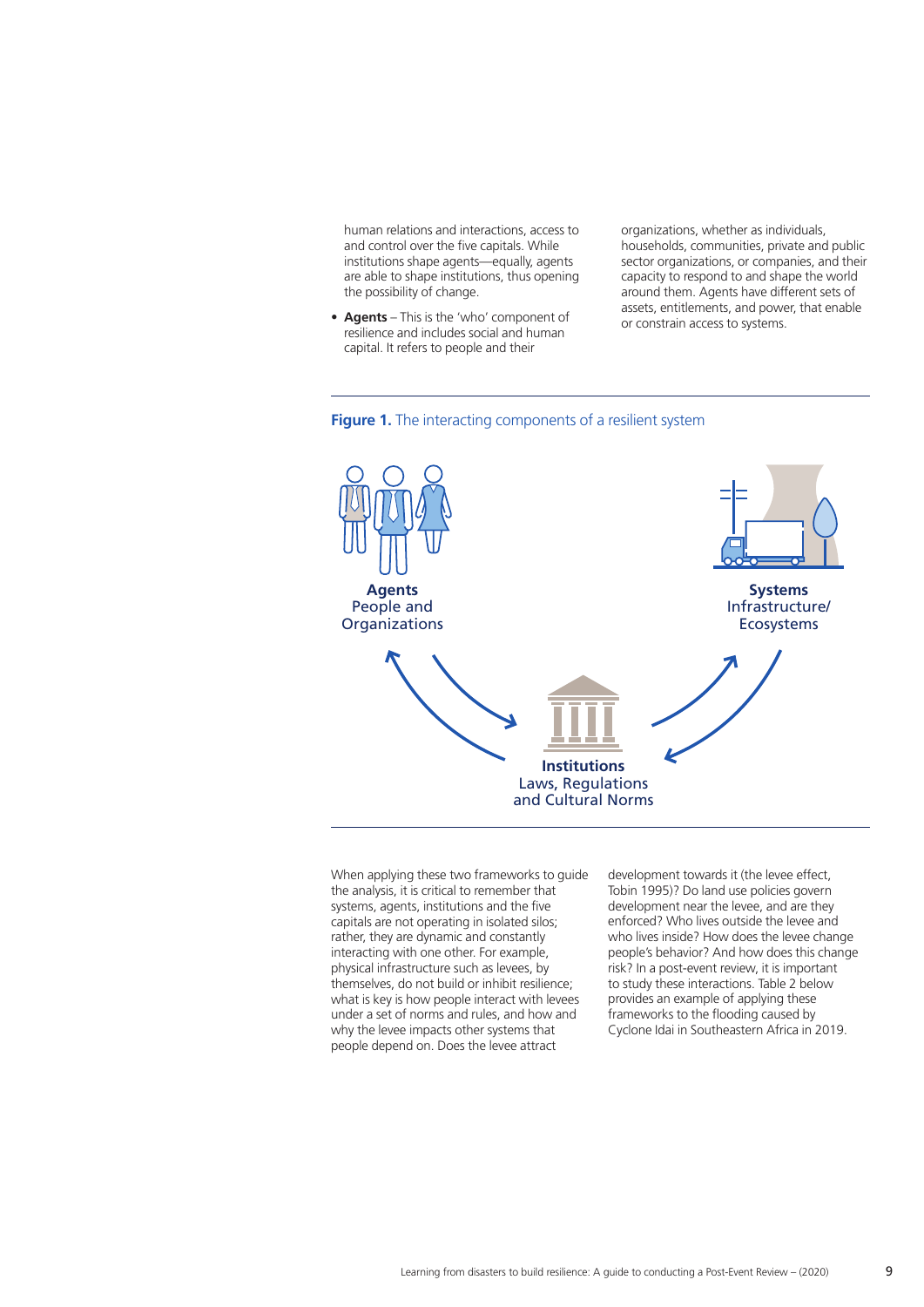human relations and interactions, access to and control over the five capitals. While institutions shape agents—equally, agents are able to shape institutions, thus opening the possibility of change.

- **Agents** – This is the 'who' component of resilience and includes social and human capital. It refers to people and their organizations, whether as individuals, households, communities, private and public sector organizations, or companies, and their capacity to respond to and shape the world around them. Agents have different sets of assets, entitlements, and power, that enable or constrain access to systems.

**Figure 1.** The interacting components of a resilient system

**Agents**
People and Organizations

**Systems**
Infrastructure/ Ecosystems

**Institutions**
Laws, Regulations and Cultural Norms

When applying these two frameworks to guide the analysis, it is critical to remember that systems, agents, institutions and the five capitals are not operating in isolated silos; rather, they are dynamic and constantly interacting with one other. For example, physical infrastructure such as levees, by themselves, do not build or inhibit resilience; what is key is how people interact with levees under a set of norms and rules, and how and why the levee impacts other systems that people depend on. Does the levee attract development towards it (the levee effect, Tobin 1995)? Do land use policies govern development near the levee, and are they enforced? Who lives outside the levee and who lives inside? How does the levee change people's behavior? And how does this change risk? In a post-event review, it is important to study these interactions. Table 2 below provides an example of applying these frameworks to the flooding caused by Cyclone Idai in Southeastern Africa in 2019.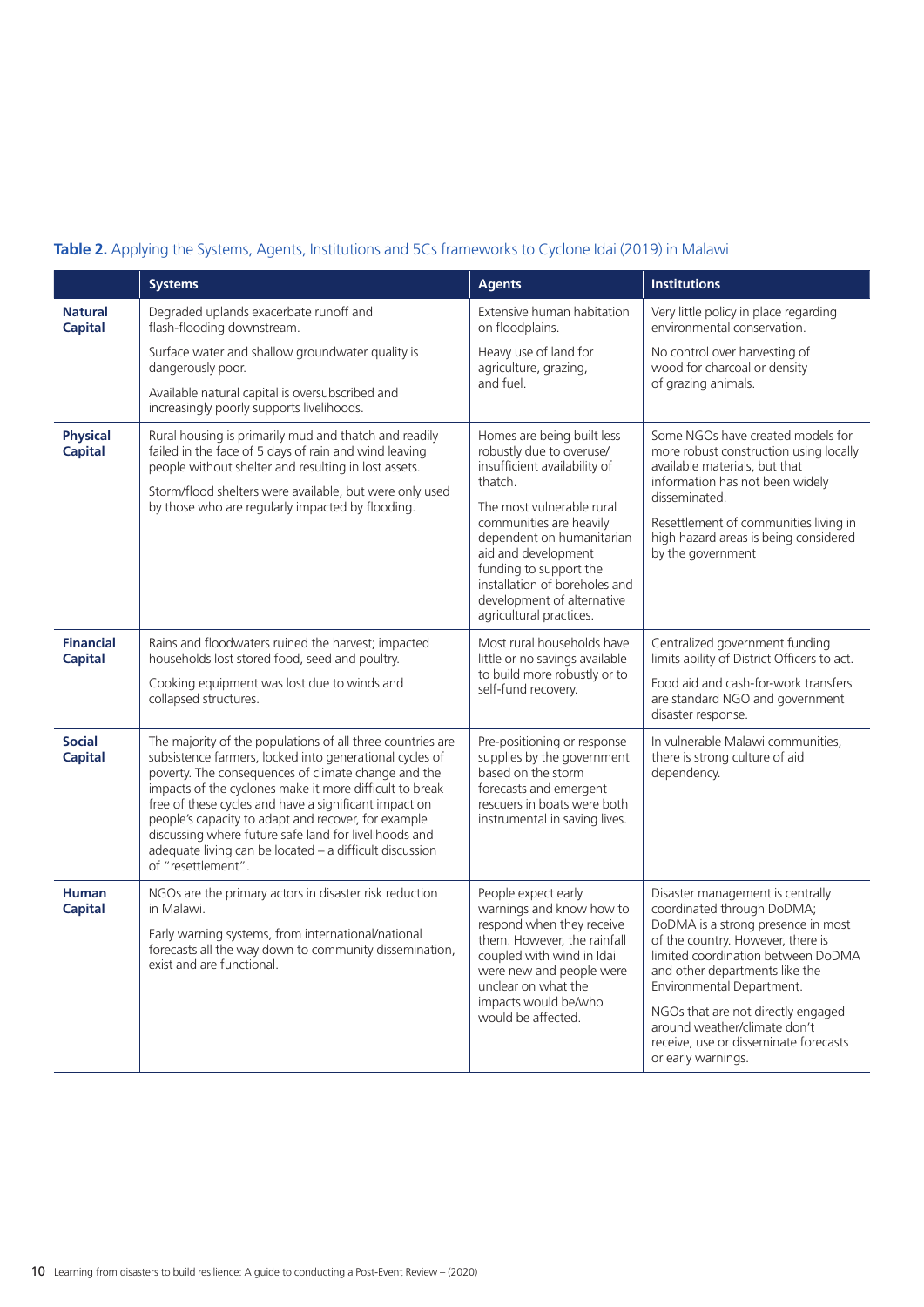**Table 2.** Applying the Systems, Agents, Institutions and 5Cs frameworks to Cyclone Idai (2019) in Malawi

| | Systems | Agents | Institutions |
|---|---|---|---|
| **Natural Capital** | Degraded uplands exacerbate runoff and flash-flooding downstream.<br><br>Surface water and shallow groundwater quality is dangerously poor.<br><br>Available natural capital is oversubscribed and increasingly poorly supports livelihoods. | Extensive human habitation on floodplains.<br><br>Heavy use of land for agriculture, grazing, and fuel. | Very little policy in place regarding environmental conservation.<br><br>No control over harvesting of wood for charcoal or density of grazing animals. |
| **Physical Capital** | Rural housing is primarily mud and thatch and readily failed in the face of 5 days of rain and wind leaving people without shelter and resulting in lost assets.<br><br>Storm/flood shelters were available, but were only used by those who are regularly impacted by flooding. | Homes are being built less robustly due to overuse/ insufficient availability of thatch.<br><br>The most vulnerable rural communities are heavily dependent on humanitarian aid and development funding to support the installation of boreholes and development of alternative agricultural practices. | Some NGOs have created models for more robust construction using locally available materials, but that information has not been widely disseminated.<br><br>Resettlement of communities living in high hazard areas is being considered by the government |
| **Financial Capital** | Rains and floodwaters ruined the harvest; impacted households lost stored food, seed and poultry.<br><br>Cooking equipment was lost due to winds and collapsed structures. | Most rural households have little or no savings available to build more robustly or to self-fund recovery. | Centralized government funding limits ability of District Officers to act.<br><br>Food aid and cash-for-work transfers are standard NGO and government disaster response. |
| **Social Capital** | The majority of the populations of all three countries are subsistence farmers, locked into generational cycles of poverty. The consequences of climate change and the impacts of the cyclones make it more difficult to break free of these cycles and have a significant impact on people's capacity to adapt and recover, for example discussing where future safe land for livelihoods and adequate living can be located – a difficult discussion of "resettlement". | Pre-positioning or response supplies by the government based on the storm forecasts and emergent rescuers in boats were both instrumental in saving lives. | In vulnerable Malawi communities, there is strong culture of aid dependency. |
| **Human Capital** | NGOs are the primary actors in disaster risk reduction in Malawi.<br><br>Early warning systems, from international/national forecasts all the way down to community dissemination, exist and are functional. | People expect early warnings and know how to respond when they receive them. However, the rainfall coupled with wind in Idai were new and people were unclear on what the impacts would be/who would be affected. | Disaster management is centrally coordinated through DoDMA; DoDMA is a strong presence in most of the country. However, there is limited coordination between DoDMA and other departments like the Environmental Department.<br><br>NGOs that are not directly engaged around weather/climate don't receive, use or disseminate forecasts or early warnings. |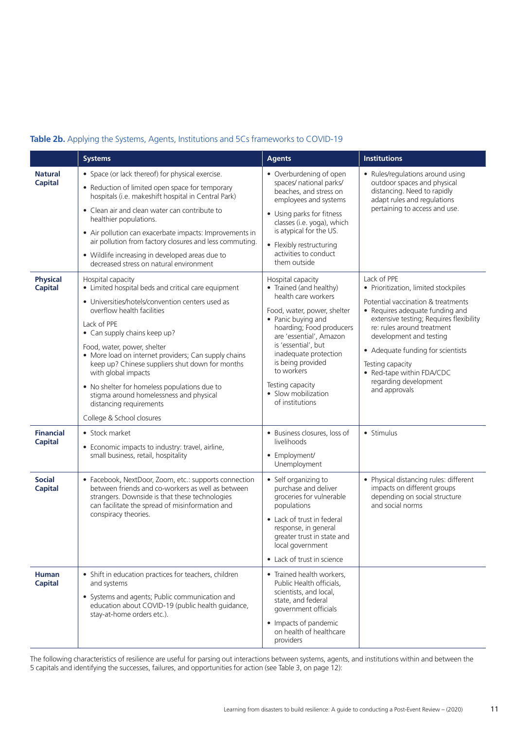**Table 2b.** Applying the Systems, Agents, Institutions and 5Cs frameworks to COVID-19

| | Systems | Agents | Institutions |
|---|---|---|---|
| **Natural Capital** | • Space (or lack thereof) for physical exercise.<br>• Reduction of limited open space for temporary hospitals (i.e. makeshift hospital in Central Park)<br>• Clean air and clean water can contribute to healthier populations.<br>• Air pollution can exacerbate impacts: Improvements in air pollution from factory closures and less commuting.<br>• Wildlife increasing in developed areas due to decreased stress on natural environment | • Overburdening of open spaces/ national parks/ beaches, and stress on employees and systems<br>• Using parks for fitness classes (i.e. yoga), which is atypical for the US.<br>• Flexibly restructuring activities to conduct them outside | • Rules/regulations around using outdoor spaces and physical distancing. Need to rapidly adapt rules and regulations pertaining to access and use. |
| **Physical Capital** | Hospital capacity<br>• Limited hospital beds and critical care equipment<br>• Universities/hotels/convention centers used as overflow health facilities<br>Lack of PPE<br>• Can supply chains keep up?<br>Food, water, power, shelter<br>• More load on internet providers; Can supply chains keep up? Chinese suppliers shut down for months with global impacts<br>• No shelter for homeless populations due to stigma around homelessness and physical distancing requirements<br>College & School closures | Hospital capacity<br>• Trained (and healthy) health care workers<br>Food, water, power, shelter<br>• Panic buying and hoarding; Food producers are 'essential', Amazon is 'essential', but inadequate protection is being provided to workers<br>Testing capacity<br>• Slow mobilization of institutions | Lack of PPE<br>• Prioritization, limited stockpiles<br>Potential vaccination & treatments<br>• Requires adequate funding and extensive testing; Requires flexibility re: rules around treatment development and testing<br>• Adequate funding for scientists<br>Testing capacity<br>• Red-tape within FDA/CDC regarding development and approvals |
| **Financial Capital** | • Stock market<br>• Economic impacts to industry: travel, airline, small business, retail, hospitality | • Business closures, loss of livelihoods<br>• Employment/ Unemployment | • Stimulus |
| **Social Capital** | • Facebook, NextDoor, Zoom, etc.: supports connection between friends and co-workers as well as between strangers. Downside is that these technologies can facilitate the spread of misinformation and conspiracy theories. | • Self organizing to purchase and deliver groceries for vulnerable populations<br>• Lack of trust in federal response, in general greater trust in state and local government<br>• Lack of trust in science | • Physical distancing rules: different impacts on different groups depending on social structure and social norms |
| **Human Capital** | • Shift in education practices for teachers, children and systems<br>• Systems and agents; Public communication and education about COVID-19 (public health guidance, stay-at-home orders etc.). | • Trained health workers, Public Health officials, scientists, and local, state, and federal government officials<br>• Impacts of pandemic on health of healthcare providers | |

The following characteristics of resilience are useful for parsing out interactions between systems, agents, and institutions within and between the 5 capitals and identifying the successes, failures, and opportunities for action (see Table 3, on page 12):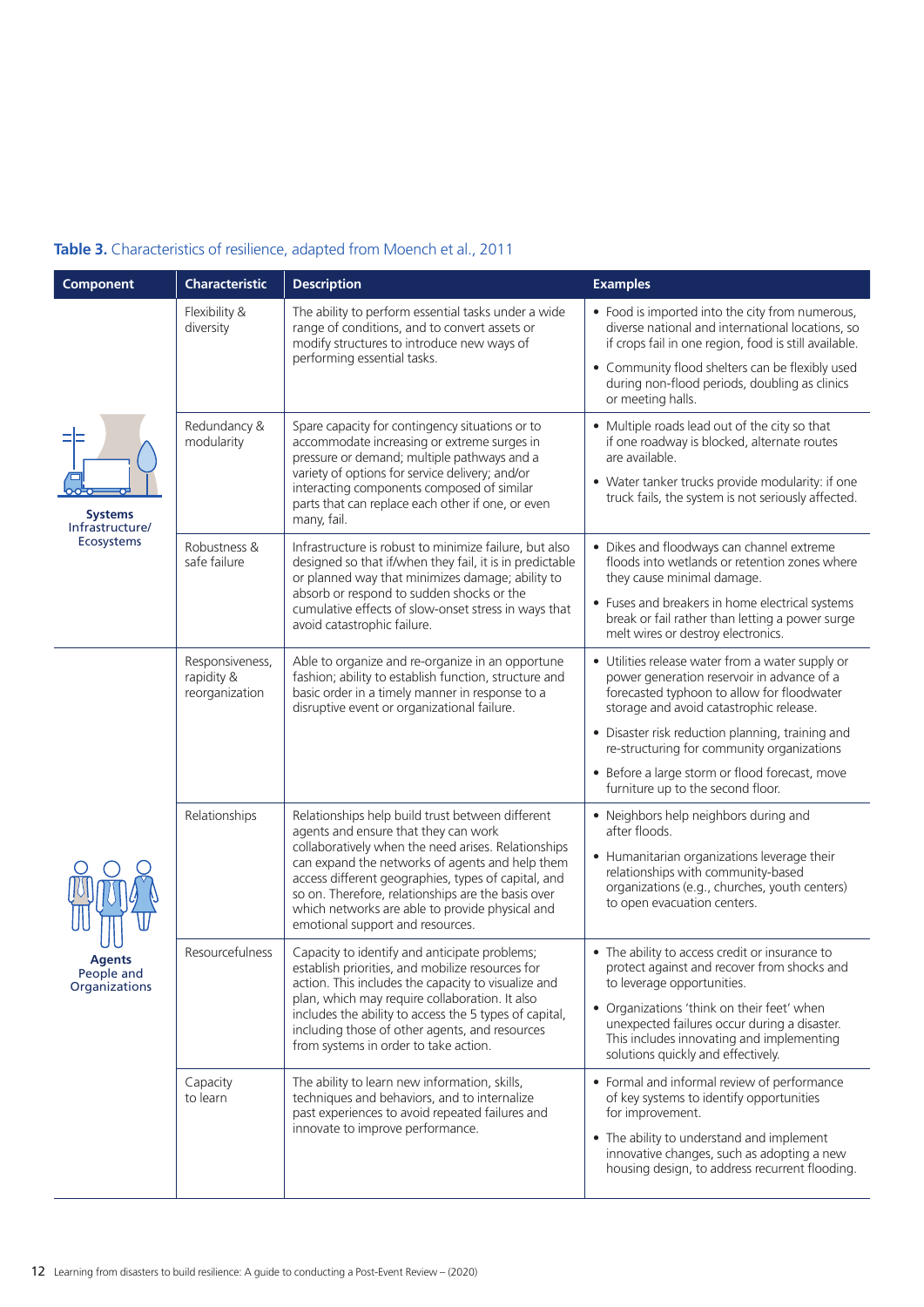**Table 3.** Characteristics of resilience, adapted from Moench et al., 2011

| Component | Characteristic | Description | Examples |
|---|---|---|---|
| **Systems** Infrastructure/ Ecosystems | Flexibility & diversity | The ability to perform essential tasks under a wide range of conditions, and to convert assets or modify structures to introduce new ways of performing essential tasks. | • Food is imported into the city from numerous, diverse national and international locations, so if crops fail in one region, food is still available. • Community flood shelters can be flexibly used during non-flood periods, doubling as clinics or meeting halls. |
| | Redundancy & modularity | Spare capacity for contingency situations or to accommodate increasing or extreme surges in pressure or demand; multiple pathways and a variety of options for service delivery; and/or interacting components composed of similar parts that can replace each other if one, or even many, fail. | • Multiple roads lead out of the city so that if one roadway is blocked, alternate routes are available. • Water tanker trucks provide modularity: if one truck fails, the system is not seriously affected. |
| | Robustness & safe failure | Infrastructure is robust to minimize failure, but also designed so that if/when they fail, it is in predictable or planned way that minimizes damage; ability to absorb or respond to sudden shocks or the cumulative effects of slow-onset stress in ways that avoid catastrophic failure. | • Dikes and floodways can channel extreme floods into wetlands or retention zones where they cause minimal damage. • Fuses and breakers in home electrical systems break or fail rather than letting a power surge melt wires or destroy electronics. |
| **Agents** People and Organizations | Responsiveness, rapidity & reorganization | Able to organize and re-organize in an opportune fashion; ability to establish function, structure and basic order in a timely manner in response to a disruptive event or organizational failure. | • Utilities release water from a water supply or power generation reservoir in advance of a forecasted typhoon to allow for floodwater storage and avoid catastrophic release. • Disaster risk reduction planning, training and re-structuring for community organizations • Before a large storm or flood forecast, move furniture up to the second floor. |
| | Relationships | Relationships help build trust between different agents and ensure that they can work collaboratively when the need arises. Relationships can expand the networks of agents and help them access different geographies, types of capital, and so on. Therefore, relationships are the basis over which networks are able to provide physical and emotional support and resources. | • Neighbors help neighbors during and after floods. • Humanitarian organizations leverage their relationships with community-based organizations (e.g., churches, youth centers) to open evacuation centers. |
| | Resourcefulness | Capacity to identify and anticipate problems; establish priorities, and mobilize resources for action. This includes the capacity to visualize and plan, which may require collaboration. It also includes the ability to access the 5 types of capital, including those of other agents, and resources from systems in order to take action. | • The ability to access credit or insurance to protect against and recover from shocks and to leverage opportunities. • Organizations 'think on their feet' when unexpected failures occur during a disaster. This includes innovating and implementing solutions quickly and effectively. |
| | Capacity to learn | The ability to learn new information, skills, techniques and behaviors, and to internalize past experiences to avoid repeated failures and innovate to improve performance. | • Formal and informal review of performance of key systems to identify opportunities for improvement. • The ability to understand and implement innovative changes, such as adopting a new housing design, to address recurrent flooding. |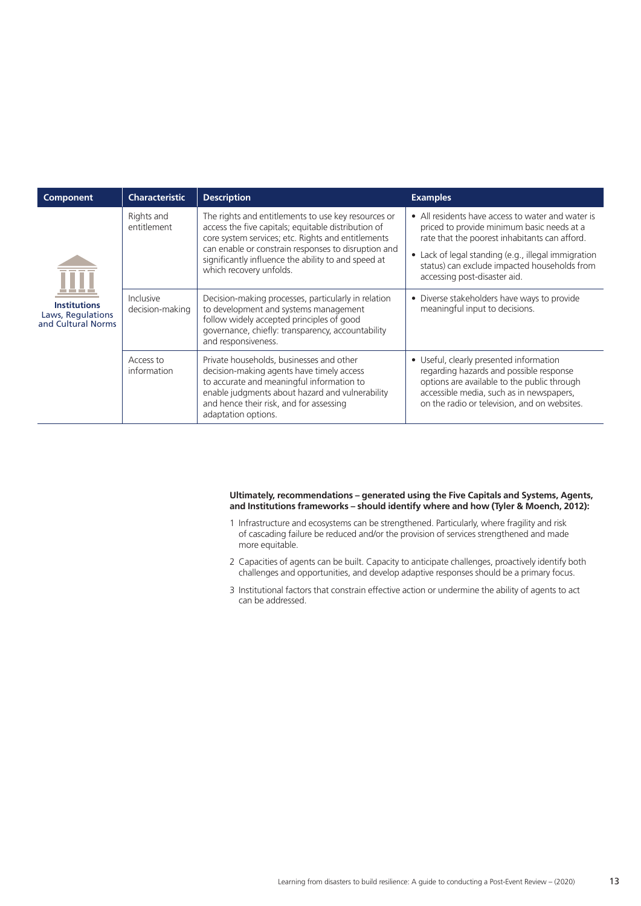| Component | Characteristic | Description | Examples |
|---|---|---|---|
| **Institutions** Laws, Regulations and Cultural Norms | Rights and entitlement | The rights and entitlements to use key resources or access the five capitals; equitable distribution of core system services; etc. Rights and entitlements can enable or constrain responses to disruption and significantly influence the ability to and speed at which recovery unfolds. | • All residents have access to water and water is priced to provide minimum basic needs at a rate that the poorest inhabitants can afford. • Lack of legal standing (e.g., illegal immigration status) can exclude impacted households from accessing post-disaster aid. |
| | Inclusive decision-making | Decision-making processes, particularly in relation to development and systems management follow widely accepted principles of good governance, chiefly: transparency, accountability and responsiveness. | • Diverse stakeholders have ways to provide meaningful input to decisions. |
| | Access to information | Private households, businesses and other decision-making agents have timely access to accurate and meaningful information to enable judgments about hazard and vulnerability and hence their risk, and for assessing adaptation options. | • Useful, clearly presented information regarding hazards and possible response options are available to the public through accessible media, such as in newspapers, on the radio or television, and on websites. |

**Ultimately, recommendations – generated using the Five Capitals and Systems, Agents, and Institutions frameworks – should identify where and how (Tyler & Moench, 2012):**

1. Infrastructure and ecosystems can be strengthened. Particularly, where fragility and risk of cascading failure be reduced and/or the provision of services strengthened and made more equitable.
2. Capacities of agents can be built. Capacity to anticipate challenges, proactively identify both challenges and opportunities, and develop adaptive responses should be a primary focus.
3. Institutional factors that constrain effective action or undermine the ability of agents to act can be addressed.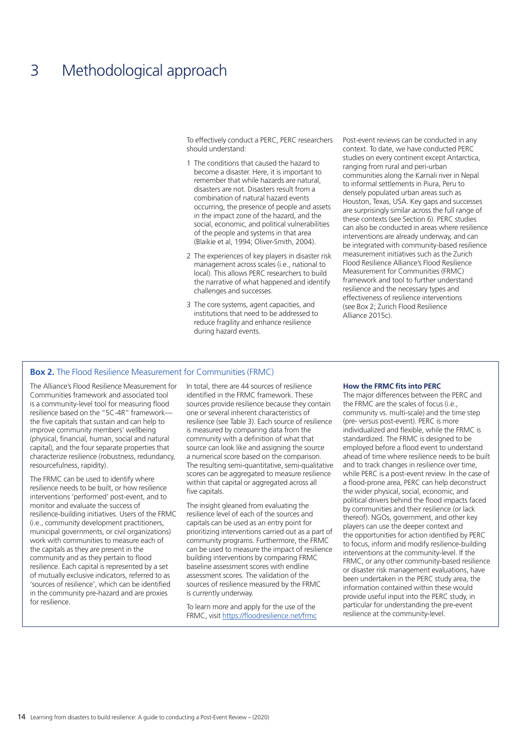# 3 Methodological approach

To effectively conduct a PERC, PERC researchers should understand:

1. The conditions that caused the hazard to become a disaster. Here, it is important to remember that while hazards are natural, disasters are not. Disasters result from a combination of natural hazard events occurring, the presence of people and assets in the impact zone of the hazard, and the social, economic, and political vulnerabilities of the people and systems in that area (Blaikie et al, 1994; Oliver-Smith, 2004).
2. The experiences of key players in disaster risk management across scales (i.e., national to local). This allows PERC researchers to build the narrative of what happened and identify challenges and successes.
3. The core systems, agent capacities, and institutions that need to be addressed to reduce fragility and enhance resilience during hazard events.

Post-event reviews can be conducted in any context. To date, we have conducted PERC studies on every continent except Antarctica, ranging from rural and peri-urban communities along the Karnali river in Nepal to informal settlements in Piura, Peru to densely populated urban areas such as Houston, Texas, USA. Key gaps and successes are surprisingly similar across the full range of these contexts (see Section 6). PERC studies can also be conducted in areas where resilience interventions are already underway, and can be integrated with community-based resilience measurement initiatives such as the Zurich Flood Resilience Alliance's Flood Resilience Measurement for Communities (FRMC) framework and tool to further understand resilience and the necessary types and effectiveness of resilience interventions (see Box 2; Zurich Flood Resilience Alliance 2015c).

**Box 2.** The Flood Resilience Measurement for Communities (FRMC)

The Alliance's Flood Resilience Measurement for Communities framework and associated tool is a community-level tool for measuring flood resilience based on the "5C-4R" framework—the five capitals that sustain and can help to improve community members' wellbeing (physical, financial, human, social and natural capital), and the four separate properties that characterize resilience (robustness, redundancy, resourcefulness, rapidity).

The FRMC can be used to identify where resilience needs to be built, or how resilience interventions 'performed' post-event, and to monitor and evaluate the success of resilience-building initiatives. Users of the FRMC (i.e., community development practitioners, municipal governments, or civil organizations) work with communities to measure each of the capitals as they are present in the community and as they pertain to flood resilience. Each capital is represented by a set of mutually exclusive indicators, referred to as 'sources of resilience', which can be identified in the community pre-hazard and are proxies for resilience.

In total, there are 44 sources of resilience identified in the FRMC framework. These sources provide resilience because they contain one or several inherent characteristics of resilience (see Table 3). Each source of resilience is measured by comparing data from the community with a definition of what that source can look like and assigning the source a numerical score based on the comparison. The resulting semi-quantitative, semi-qualitative scores can be aggregated to measure resilience within that capital or aggregated across all five capitals.

The insight gleaned from evaluating the resilience level of each of the sources and capitals can be used as an entry point for prioritizing interventions carried out as a part of community programs. Furthermore, the FRMC can be used to measure the impact of resilience building interventions by comparing FRMC baseline assessment scores with endline assessment scores. The validation of the sources of resilience measured by the FRMC is currently underway.

To learn more and apply for the use of the FRMC, visit https://floodresilience.net/frmc

**How the FRMC fits into PERC**

The major differences between the PERC and the FRMC are the scales of focus (i.e., community vs. multi-scale) and the time step (pre- versus post-event). PERC is more individualized and flexible, while the FRMC is standardized. The FRMC is designed to be employed before a flood event to understand ahead of time where resilience needs to be built and to track changes in resilience over time, while PERC is a post-event review. In the case of a flood-prone area, PERC can help deconstruct the wider physical, social, economic, and political drivers behind the flood impacts faced by communities and their resilience (or lack thereof). NGOs, government, and other key players can use the deeper context and the opportunities for action identified by PERC to focus, inform and modify resilience-building interventions at the community-level. If the FRMC, or any other community-based resilience or disaster risk management evaluations, have been undertaken in the PERC study area, the information contained within these would provide useful input into the PERC study, in particular for understanding the pre-event resilience at the community-level.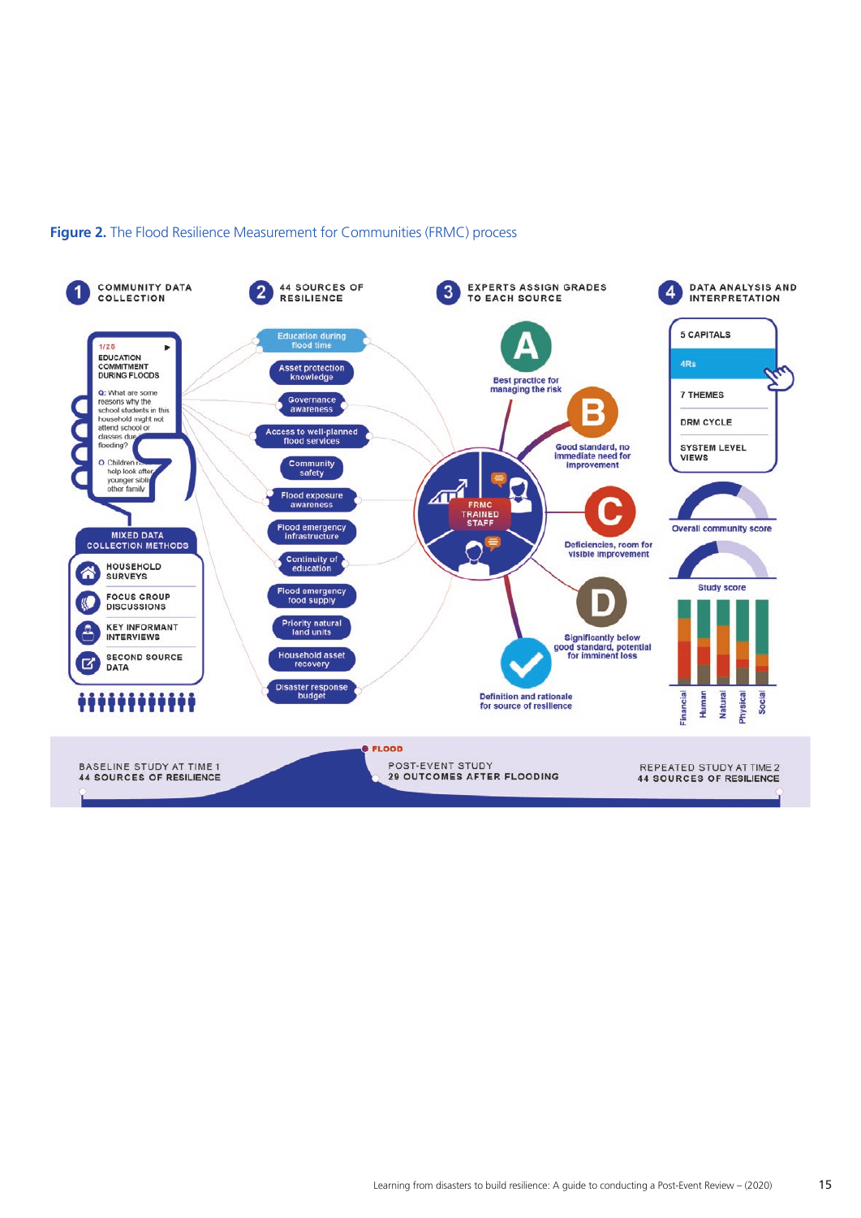**Figure 2.** The Flood Resilience Measurement for Communities (FRMC) process

**1 COMMUNITY DATA COLLECTION**

1/26
EDUCATION COMMITMENT DURING FLOODS

Q: What are some reasons why the school students in this household might not attend school or classes due to flooding?

O Children need to help look after younger siblings or other family

MIXED DATA COLLECTION METHODS

- HOUSEHOLD SURVEYS
- FOCUS GROUP DISCUSSIONS
- KEY INFORMANT INTERVIEWS
- SECOND SOURCE DATA

**2 44 SOURCES OF RESILIENCE**

- Education during flood time
- Asset protection knowledge
- Governance awareness
- Access to well-planned flood services
- Community safety
- Flood exposure awareness
- Flood emergency infrastructure
- Continuity of education
- Flood emergency food supply
- Priority natural land units
- Household asset recovery
- Disaster response budget

**3 EXPERTS ASSIGN GRADES TO EACH SOURCE**

FRMC TRAINED STAFF

- A — Best practice for managing the risk
- B — Good standard, no immediate need for improvement
- C — Deficiencies, room for visible improvement
- D — Significantly below good standard, potential for imminent loss

Definition and rationale for source of resilience

**4 DATA ANALYSIS AND INTERPRETATION**

- 5 CAPITALS
- 4Rs
- 7 THEMES
- DRM CYCLE
- SYSTEM LEVEL VIEWS

Overall community score

Study score

Financial, Human, Natural, Physical, Social

BASELINE STUDY AT TIME 1
44 SOURCES OF RESILIENCE

FLOOD

POST-EVENT STUDY
29 OUTCOMES AFTER FLOODING

REPEATED STUDY AT TIME 2
44 SOURCES OF RESILIENCE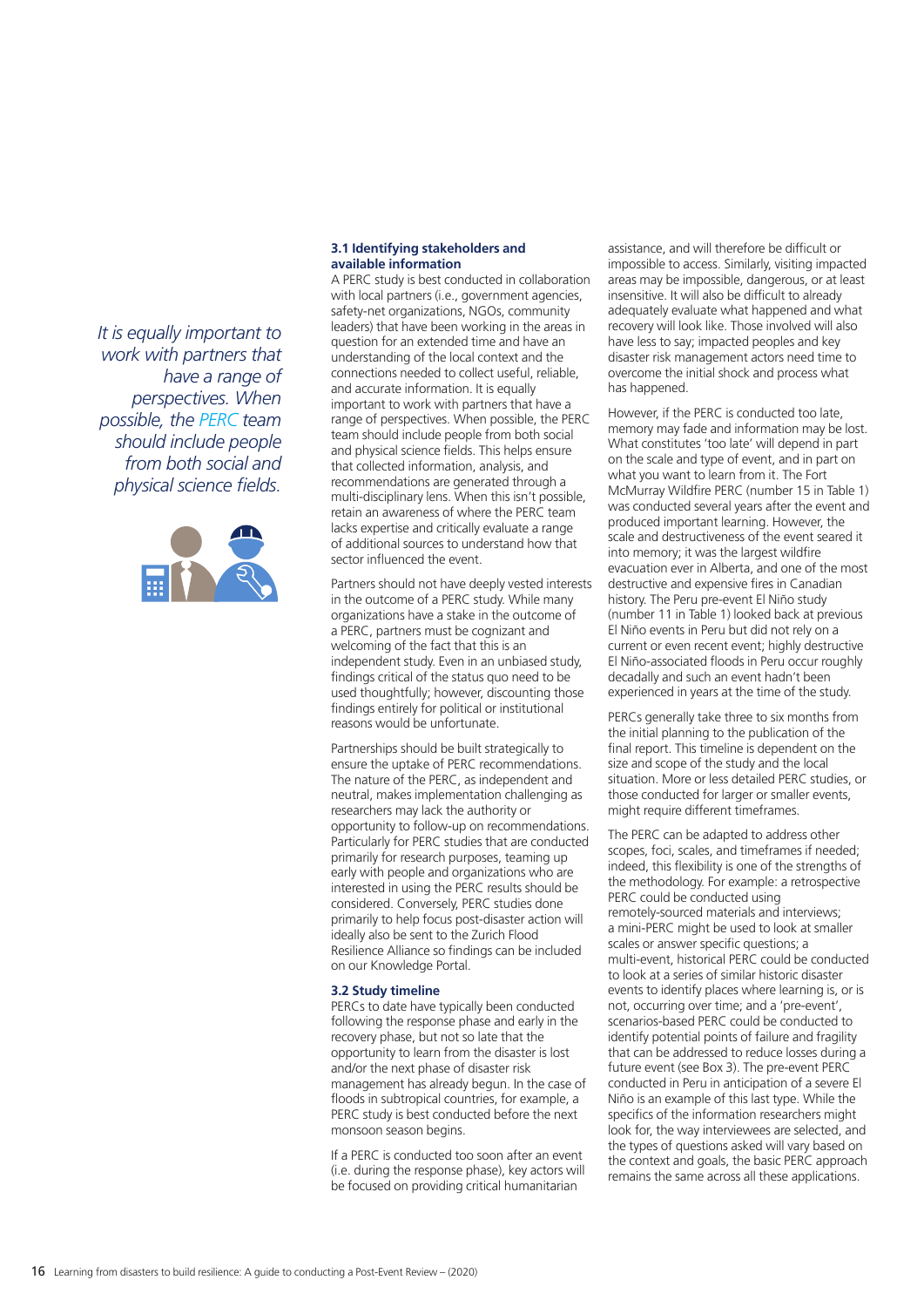*It is equally important to work with partners that have a range of perspectives. When possible, the PERC team should include people from both social and physical science fields.*

### 3.1 Identifying stakeholders and available information

A PERC study is best conducted in collaboration with local partners (i.e., government agencies, safety-net organizations, NGOs, community leaders) that have been working in the areas in question for an extended time and have an understanding of the local context and the connections needed to collect useful, reliable, and accurate information. It is equally important to work with partners that have a range of perspectives. When possible, the PERC team should include people from both social and physical science fields. This helps ensure that collected information, analysis, and recommendations are generated through a multi-disciplinary lens. When this isn't possible, retain an awareness of where the PERC team lacks expertise and critically evaluate a range of additional sources to understand how that sector influenced the event.

Partners should not have deeply vested interests in the outcome of a PERC study. While many organizations have a stake in the outcome of a PERC, partners must be cognizant and welcoming of the fact that this is an independent study. Even in an unbiased study, findings critical of the status quo need to be used thoughtfully; however, discounting those findings entirely for political or institutional reasons would be unfortunate.

Partnerships should be built strategically to ensure the uptake of PERC recommendations. The nature of the PERC, as independent and neutral, makes implementation challenging as researchers may lack the authority or opportunity to follow-up on recommendations. Particularly for PERC studies that are conducted primarily for research purposes, teaming up early with people and organizations who are interested in using the PERC results should be considered. Conversely, PERC studies done primarily to help focus post-disaster action will ideally also be sent to the Zurich Flood Resilience Alliance so findings can be included on our Knowledge Portal.

### 3.2 Study timeline

PERCs to date have typically been conducted following the response phase and early in the recovery phase, but not so late that the opportunity to learn from the disaster is lost and/or the next phase of disaster risk management has already begun. In the case of floods in subtropical countries, for example, a PERC study is best conducted before the next monsoon season begins.

If a PERC is conducted too soon after an event (i.e. during the response phase), key actors will be focused on providing critical humanitarian assistance, and will therefore be difficult or impossible to access. Similarly, visiting impacted areas may be impossible, dangerous, or at least insensitive. It will also be difficult to already adequately evaluate what happened and what recovery will look like. Those involved will also have less to say; impacted peoples and key disaster risk management actors need time to overcome the initial shock and process what has happened.

However, if the PERC is conducted too late, memory may fade and information may be lost. What constitutes 'too late' will depend in part on the scale and type of event, and in part on what you want to learn from it. The Fort McMurray Wildfire PERC (number 15 in Table 1) was conducted several years after the event and produced important learning. However, the scale and destructiveness of the event seared it into memory; it was the largest wildfire evacuation ever in Alberta, and one of the most destructive and expensive fires in Canadian history. The Peru pre-event El Niño study (number 11 in Table 1) looked back at previous El Niño events in Peru but did not rely on a current or even recent event; highly destructive El Niño-associated floods in Peru occur roughly decadally and such an event hadn't been experienced in years at the time of the study.

PERCs generally take three to six months from the initial planning to the publication of the final report. This timeline is dependent on the size and scope of the study and the local situation. More or less detailed PERC studies, or those conducted for larger or smaller events, might require different timeframes.

The PERC can be adapted to address other scopes, foci, scales, and timeframes if needed; indeed, this flexibility is one of the strengths of the methodology. For example: a retrospective PERC could be conducted using remotely-sourced materials and interviews; a mini-PERC might be used to look at smaller scales or answer specific questions; a multi-event, historical PERC could be conducted to look at a series of similar historic disaster events to identify places where learning is, or is not, occurring over time; and a 'pre-event', scenarios-based PERC could be conducted to identify potential points of failure and fragility that can be addressed to reduce losses during a future event (see Box 3). The pre-event PERC conducted in Peru in anticipation of a severe El Niño is an example of this last type. While the specifics of the information researchers might look for, the way interviewees are selected, and the types of questions asked will vary based on the context and goals, the basic PERC approach remains the same across all these applications.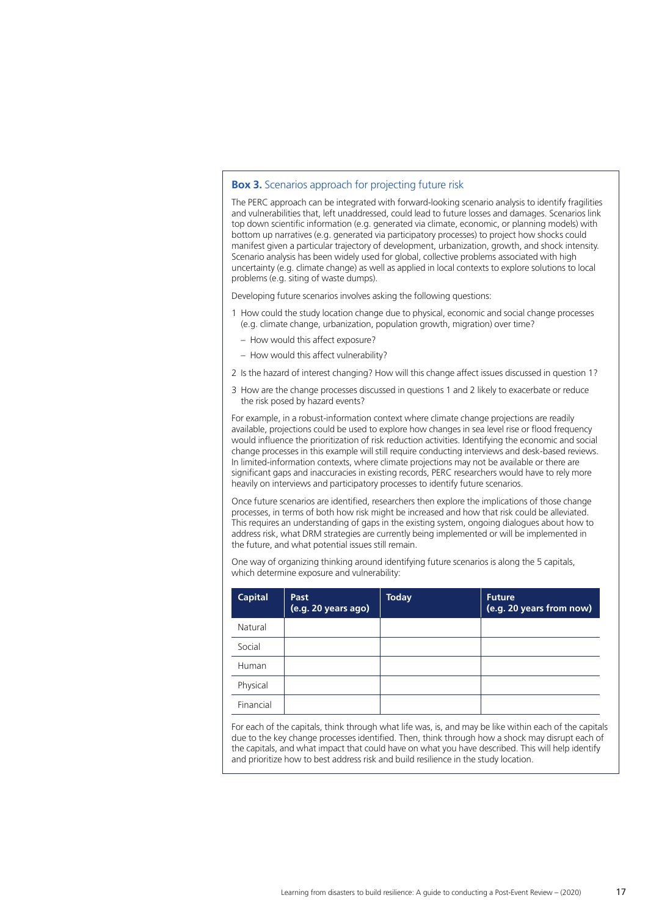### **Box 3.** Scenarios approach for projecting future risk

The PERC approach can be integrated with forward-looking scenario analysis to identify fragilities and vulnerabilities that, left unaddressed, could lead to future losses and damages. Scenarios link top down scientific information (e.g. generated via climate, economic, or planning models) with bottom up narratives (e.g. generated via participatory processes) to project how shocks could manifest given a particular trajectory of development, urbanization, growth, and shock intensity. Scenario analysis has been widely used for global, collective problems associated with high uncertainty (e.g. climate change) as well as applied in local contexts to explore solutions to local problems (e.g. siting of waste dumps).

Developing future scenarios involves asking the following questions:

1. How could the study location change due to physical, economic and social change processes (e.g. climate change, urbanization, population growth, migration) over time?
   - How would this affect exposure?
   - How would this affect vulnerability?
2. Is the hazard of interest changing? How will this change affect issues discussed in question 1?
3. How are the change processes discussed in questions 1 and 2 likely to exacerbate or reduce the risk posed by hazard events?

For example, in a robust-information context where climate change projections are readily available, projections could be used to explore how changes in sea level rise or flood frequency would influence the prioritization of risk reduction activities. Identifying the economic and social change processes in this example will still require conducting interviews and desk-based reviews. In limited-information contexts, where climate projections may not be available or there are significant gaps and inaccuracies in existing records, PERC researchers would have to rely more heavily on interviews and participatory processes to identify future scenarios.

Once future scenarios are identified, researchers then explore the implications of those change processes, in terms of both how risk might be increased and how that risk could be alleviated. This requires an understanding of gaps in the existing system, ongoing dialogues about how to address risk, what DRM strategies are currently being implemented or will be implemented in the future, and what potential issues still remain.

One way of organizing thinking around identifying future scenarios is along the 5 capitals, which determine exposure and vulnerability:

| Capital | Past (e.g. 20 years ago) | Today | Future (e.g. 20 years from now) |
|---|---|---|---|
| Natural | | | |
| Social | | | |
| Human | | | |
| Physical | | | |
| Financial | | | |

For each of the capitals, think through what life was, is, and may be like within each of the capitals due to the key change processes identified. Then, think through how a shock may disrupt each of the capitals, and what impact that could have on what you have described. This will help identify and prioritize how to best address risk and build resilience in the study location.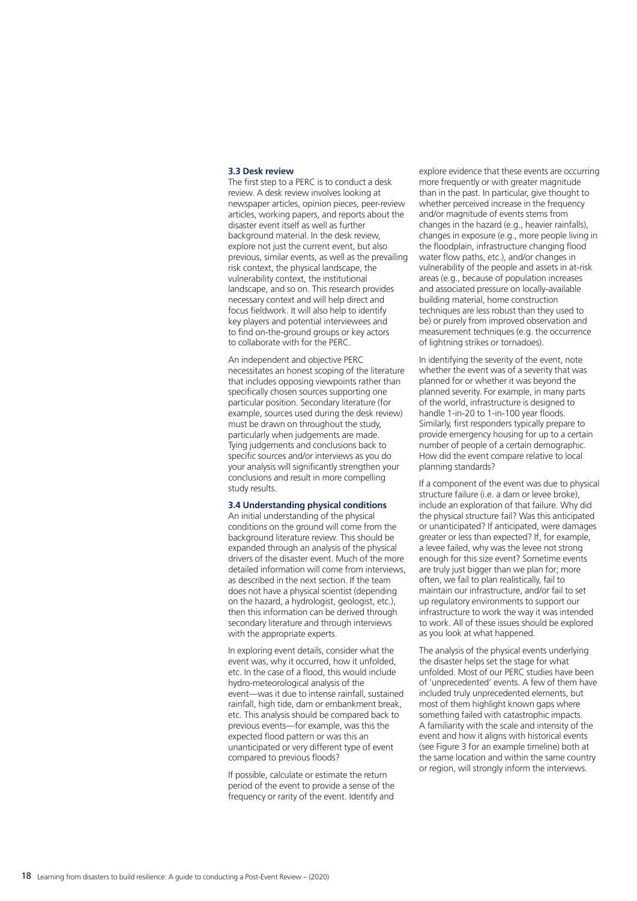### 3.3 Desk review

The first step to a PERC is to conduct a desk review. A desk review involves looking at newspaper articles, opinion pieces, peer-review articles, working papers, and reports about the disaster event itself as well as further background material. In the desk review, explore not just the current event, but also previous, similar events, as well as the prevailing risk context, the physical landscape, the vulnerability context, the institutional landscape, and so on. This research provides necessary context and will help direct and focus fieldwork. It will also help to identify key players and potential interviewees and to find on-the-ground groups or key actors to collaborate with for the PERC.

An independent and objective PERC necessitates an honest scoping of the literature that includes opposing viewpoints rather than specifically chosen sources supporting one particular position. Secondary literature (for example, sources used during the desk review) must be drawn on throughout the study, particularly when judgements are made. Tying judgements and conclusions back to specific sources and/or interviews as you do your analysis will significantly strengthen your conclusions and result in more compelling study results.

### 3.4 Understanding physical conditions

An initial understanding of the physical conditions on the ground will come from the background literature review. This should be expanded through an analysis of the physical drivers of the disaster event. Much of the more detailed information will come from interviews, as described in the next section. If the team does not have a physical scientist (depending on the hazard, a hydrologist, geologist, etc.), then this information can be derived through secondary literature and through interviews with the appropriate experts.

In exploring event details, consider what the event was, why it occurred, how it unfolded, etc. In the case of a flood, this would include hydro-meteorological analysis of the event—was it due to intense rainfall, sustained rainfall, high tide, dam or embankment break, etc. This analysis should be compared back to previous events—for example, was this the expected flood pattern or was this an unanticipated or very different type of event compared to previous floods?

If possible, calculate or estimate the return period of the event to provide a sense of the frequency or rarity of the event. Identify and explore evidence that these events are occurring more frequently or with greater magnitude than in the past. In particular, give thought to whether perceived increase in the frequency and/or magnitude of events stems from changes in the hazard (e.g., heavier rainfalls), changes in exposure (e.g., more people living in the floodplain, infrastructure changing flood water flow paths, etc.), and/or changes in vulnerability of the people and assets in at-risk areas (e.g., because of population increases and associated pressure on locally-available building material, home construction techniques are less robust than they used to be) or purely from improved observation and measurement techniques (e.g. the occurrence of lightning strikes or tornadoes).

In identifying the severity of the event, note whether the event was of a severity that was planned for or whether it was beyond the planned severity. For example, in many parts of the world, infrastructure is designed to handle 1-in-20 to 1-in-100 year floods. Similarly, first responders typically prepare to provide emergency housing for up to a certain number of people of a certain demographic. How did the event compare relative to local planning standards?

If a component of the event was due to physical structure failure (i.e. a dam or levee broke), include an exploration of that failure. Why did the physical structure fail? Was this anticipated or unanticipated? If anticipated, were damages greater or less than expected? If, for example, a levee failed, why was the levee not strong enough for this size event? Sometime events are truly just bigger than we plan for; more often, we fail to plan realistically, fail to maintain our infrastructure, and/or fail to set up regulatory environments to support our infrastructure to work the way it was intended to work. All of these issues should be explored as you look at what happened.

The analysis of the physical events underlying the disaster helps set the stage for what unfolded. Most of our PERC studies have been of 'unprecedented' events. A few of them have included truly unprecedented elements, but most of them highlight known gaps where something failed with catastrophic impacts. A familiarity with the scale and intensity of the event and how it aligns with historical events (see Figure 3 for an example timeline) both at the same location and within the same country or region, will strongly inform the interviews.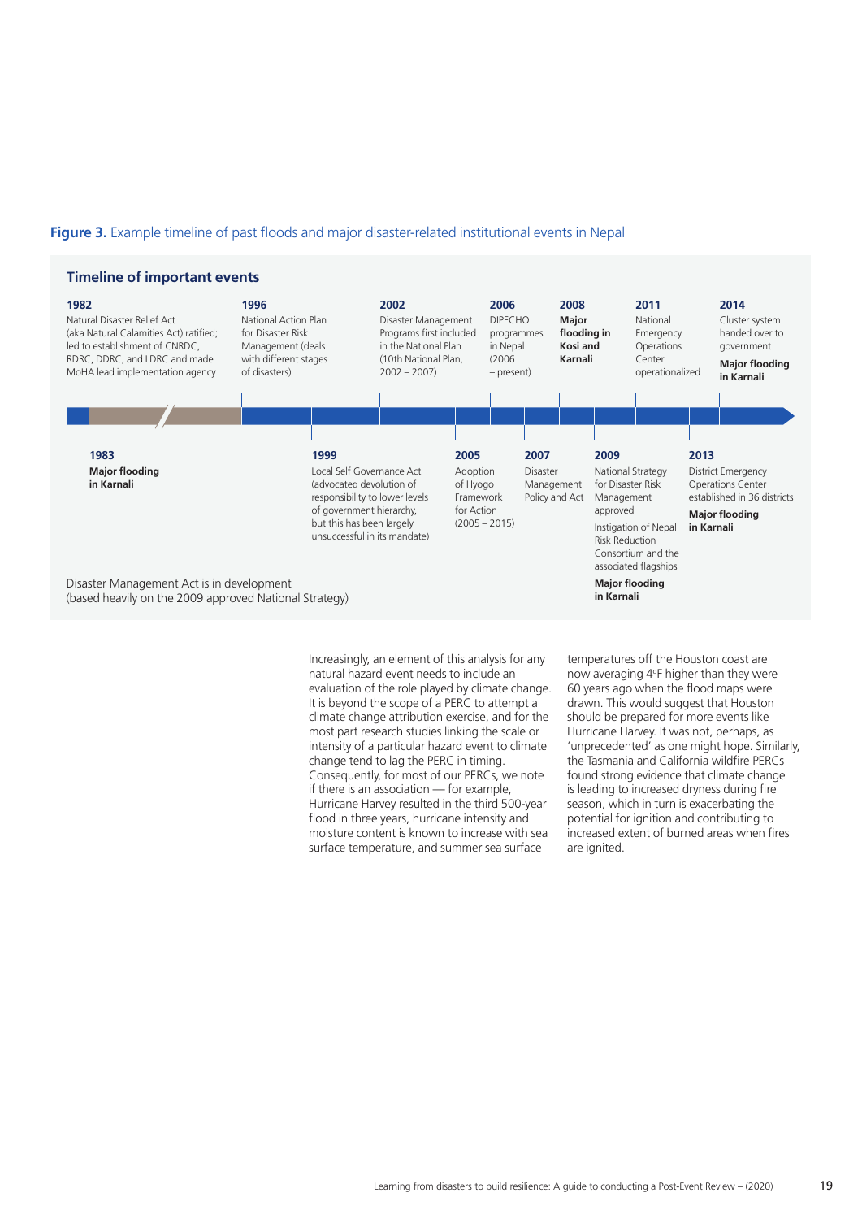**Figure 3.** Example timeline of past floods and major disaster-related institutional events in Nepal

### Timeline of important events

**1982**
Natural Disaster Relief Act (aka Natural Calamities Act) ratified; led to establishment of CNRDC, RDRC, DDRC, and LDRC and made MoHA lead implementation agency

**1983**
**Major flooding in Karnali**

**1996**
National Action Plan for Disaster Risk Management (deals with different stages of disasters)

**1999**
Local Self Governance Act (advocated devolution of responsibility to lower levels of government hierarchy, but this has been largely unsuccessful in its mandate)

**2002**
Disaster Management Programs first included in the National Plan (10th National Plan, 2002 – 2007)

**2005**
Adoption of Hyogo Framework for Action (2005 – 2015)

**2006**
DIPECHO programmes in Nepal (2006 – present)

**2007**
Disaster Management Policy and Act

**2008**
**Major flooding in Kosi and Karnali**

**2009**
National Strategy for Disaster Risk Management approved

Instigation of Nepal Risk Reduction Consortium and the associated flagships

**Major flooding in Karnali**

**2011**
National Emergency Operations Center operationalized

**2013**
District Emergency Operations Center established in 36 districts

**Major flooding in Karnali**

**2014**
Cluster system handed over to government

**Major flooding in Karnali**

Disaster Management Act is in development (based heavily on the 2009 approved National Strategy)

Increasingly, an element of this analysis for any natural hazard event needs to include an evaluation of the role played by climate change. It is beyond the scope of a PERC to attempt a climate change attribution exercise, and for the most part research studies linking the scale or intensity of a particular hazard event to climate change tend to lag the PERC in timing. Consequently, for most of our PERCs, we note if there is an association — for example, Hurricane Harvey resulted in the third 500-year flood in three years, hurricane intensity and moisture content is known to increase with sea surface temperature, and summer sea surface temperatures off the Houston coast are now averaging 4ºF higher than they were 60 years ago when the flood maps were drawn. This would suggest that Houston should be prepared for more events like Hurricane Harvey. It was not, perhaps, as 'unprecedented' as one might hope. Similarly, the Tasmania and California wildfire PERCs found strong evidence that climate change is leading to increased dryness during fire season, which in turn is exacerbating the potential for ignition and contributing to increased extent of burned areas when fires are ignited.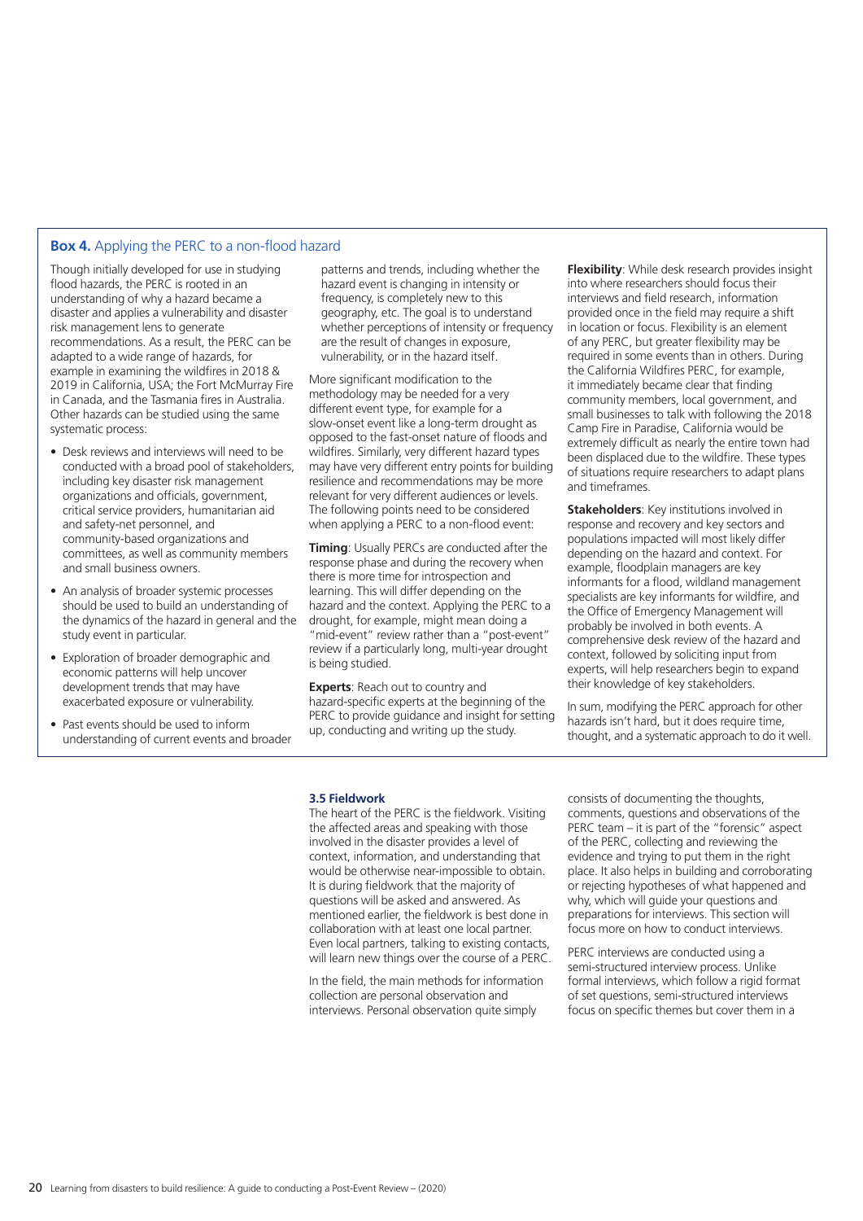### **Box 4.** Applying the PERC to a non-flood hazard

Though initially developed for use in studying flood hazards, the PERC is rooted in an understanding of why a hazard became a disaster and applies a vulnerability and disaster risk management lens to generate recommendations. As a result, the PERC can be adapted to a wide range of hazards, for example in examining the wildfires in 2018 & 2019 in California, USA; the Fort McMurray Fire in Canada, and the Tasmania fires in Australia. Other hazards can be studied using the same systematic process:

- Desk reviews and interviews will need to be conducted with a broad pool of stakeholders, including key disaster risk management organizations and officials, government, critical service providers, humanitarian aid and safety-net personnel, and community-based organizations and committees, as well as community members and small business owners.
- An analysis of broader systemic processes should be used to build an understanding of the dynamics of the hazard in general and the study event in particular.
- Exploration of broader demographic and economic patterns will help uncover development trends that may have exacerbated exposure or vulnerability.
- Past events should be used to inform understanding of current events and broader patterns and trends, including whether the hazard event is changing in intensity or frequency, is completely new to this geography, etc. The goal is to understand whether perceptions of intensity or frequency are the result of changes in exposure, vulnerability, or in the hazard itself.

More significant modification to the methodology may be needed for a very different event type, for example for a slow-onset event like a long-term drought as opposed to the fast-onset nature of floods and wildfires. Similarly, very different hazard types may have very different entry points for building resilience and recommendations may be more relevant for very different audiences or levels. The following points need to be considered when applying a PERC to a non-flood event:

**Timing**: Usually PERCs are conducted after the response phase and during the recovery when there is more time for introspection and learning. This will differ depending on the hazard and the context. Applying the PERC to a drought, for example, might mean doing a "mid-event" review rather than a "post-event" review if a particularly long, multi-year drought is being studied.

**Experts**: Reach out to country and hazard-specific experts at the beginning of the PERC to provide guidance and insight for setting up, conducting and writing up the study.

**Flexibility**: While desk research provides insight into where researchers should focus their interviews and field research, information provided once in the field may require a shift in location or focus. Flexibility is an element of any PERC, but greater flexibility may be required in some events than in others. During the California Wildfires PERC, for example, it immediately became clear that finding community members, local government, and small businesses to talk with following the 2018 Camp Fire in Paradise, California would be extremely difficult as nearly the entire town had been displaced due to the wildfire. These types of situations require researchers to adapt plans and timeframes.

**Stakeholders**: Key institutions involved in response and recovery and key sectors and populations impacted will most likely differ depending on the hazard and context. For example, floodplain managers are key informants for a flood, wildland management specialists are key informants for wildfire, and the Office of Emergency Management will probably be involved in both events. A comprehensive desk review of the hazard and context, followed by soliciting input from experts, will help researchers begin to expand their knowledge of key stakeholders.

In sum, modifying the PERC approach for other hazards isn't hard, but it does require time, thought, and a systematic approach to do it well.

### 3.5 Fieldwork

The heart of the PERC is the fieldwork. Visiting the affected areas and speaking with those involved in the disaster provides a level of context, information, and understanding that would be otherwise near-impossible to obtain. It is during fieldwork that the majority of questions will be asked and answered. As mentioned earlier, the fieldwork is best done in collaboration with at least one local partner. Even local partners, talking to existing contacts, will learn new things over the course of a PERC.

In the field, the main methods for information collection are personal observation and interviews. Personal observation quite simply consists of documenting the thoughts, comments, questions and observations of the PERC team – it is part of the "forensic" aspect of the PERC, collecting and reviewing the evidence and trying to put them in the right place. It also helps in building and corroborating or rejecting hypotheses of what happened and why, which will guide your questions and preparations for interviews. This section will focus more on how to conduct interviews.

PERC interviews are conducted using a semi-structured interview process. Unlike formal interviews, which follow a rigid format of set questions, semi-structured interviews focus on specific themes but cover them in a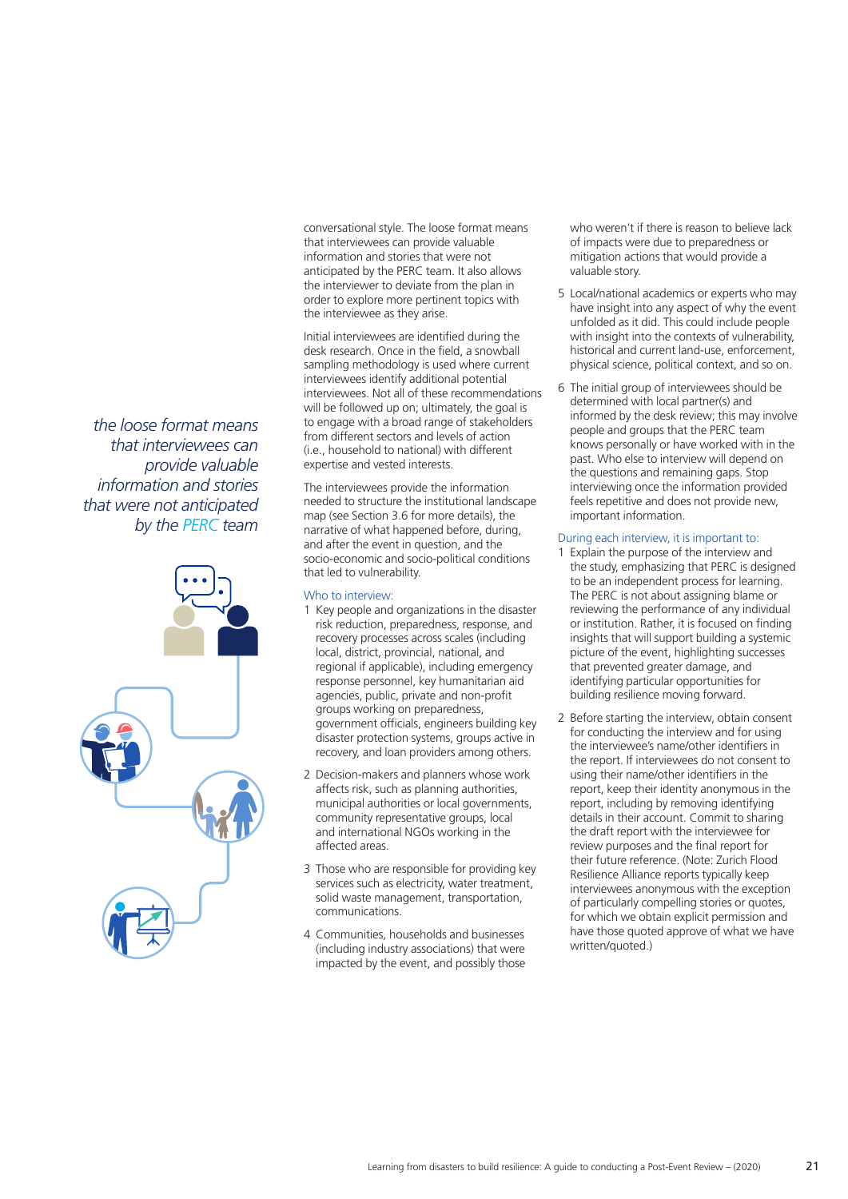conversational style. The loose format means that interviewees can provide valuable information and stories that were not anticipated by the PERC team. It also allows the interviewer to deviate from the plan in order to explore more pertinent topics with the interviewee as they arise.

*the loose format means that interviewees can provide valuable information and stories that were not anticipated by the PERC team*

Initial interviewees are identified during the desk research. Once in the field, a snowball sampling methodology is used where current interviewees identify additional potential interviewees. Not all of these recommendations will be followed up on; ultimately, the goal is to engage with a broad range of stakeholders from different sectors and levels of action (i.e., household to national) with different expertise and vested interests.

The interviewees provide the information needed to structure the institutional landscape map (see Section 3.6 for more details), the narrative of what happened before, during, and after the event in question, and the socio-economic and socio-political conditions that led to vulnerability.

### Who to interview:

1. Key people and organizations in the disaster risk reduction, preparedness, response, and recovery processes across scales (including local, district, provincial, national, and regional if applicable), including emergency response personnel, key humanitarian aid agencies, public, private and non-profit groups working on preparedness, government officials, engineers building key disaster protection systems, groups active in recovery, and loan providers among others.
2. Decision-makers and planners whose work affects risk, such as planning authorities, municipal authorities or local governments, community representative groups, local and international NGOs working in the affected areas.
3. Those who are responsible for providing key services such as electricity, water treatment, solid waste management, transportation, communications.
4. Communities, households and businesses (including industry associations) that were impacted by the event, and possibly those who weren't if there is reason to believe lack of impacts were due to preparedness or mitigation actions that would provide a valuable story.
5. Local/national academics or experts who may have insight into any aspect of why the event unfolded as it did. This could include people with insight into the contexts of vulnerability, historical and current land-use, enforcement, physical science, political context, and so on.
6. The initial group of interviewees should be determined with local partner(s) and informed by the desk review; this may involve people and groups that the PERC team knows personally or have worked with in the past. Who else to interview will depend on the questions and remaining gaps. Stop interviewing once the information provided feels repetitive and does not provide new, important information.

### During each interview, it is important to:

1. Explain the purpose of the interview and the study, emphasizing that PERC is designed to be an independent process for learning. The PERC is not about assigning blame or reviewing the performance of any individual or institution. Rather, it is focused on finding insights that will support building a systemic picture of the event, highlighting successes that prevented greater damage, and identifying particular opportunities for building resilience moving forward.
2. Before starting the interview, obtain consent for conducting the interview and for using the interviewee's name/other identifiers in the report. If interviewees do not consent to using their name/other identifiers in the report, keep their identity anonymous in the report, including by removing identifying details in their account. Commit to sharing the draft report with the interviewee for review purposes and the final report for their future reference. (Note: Zurich Flood Resilience Alliance reports typically keep interviewees anonymous with the exception of particularly compelling stories or quotes, for which we obtain explicit permission and have those quoted approve of what we have written/quoted.)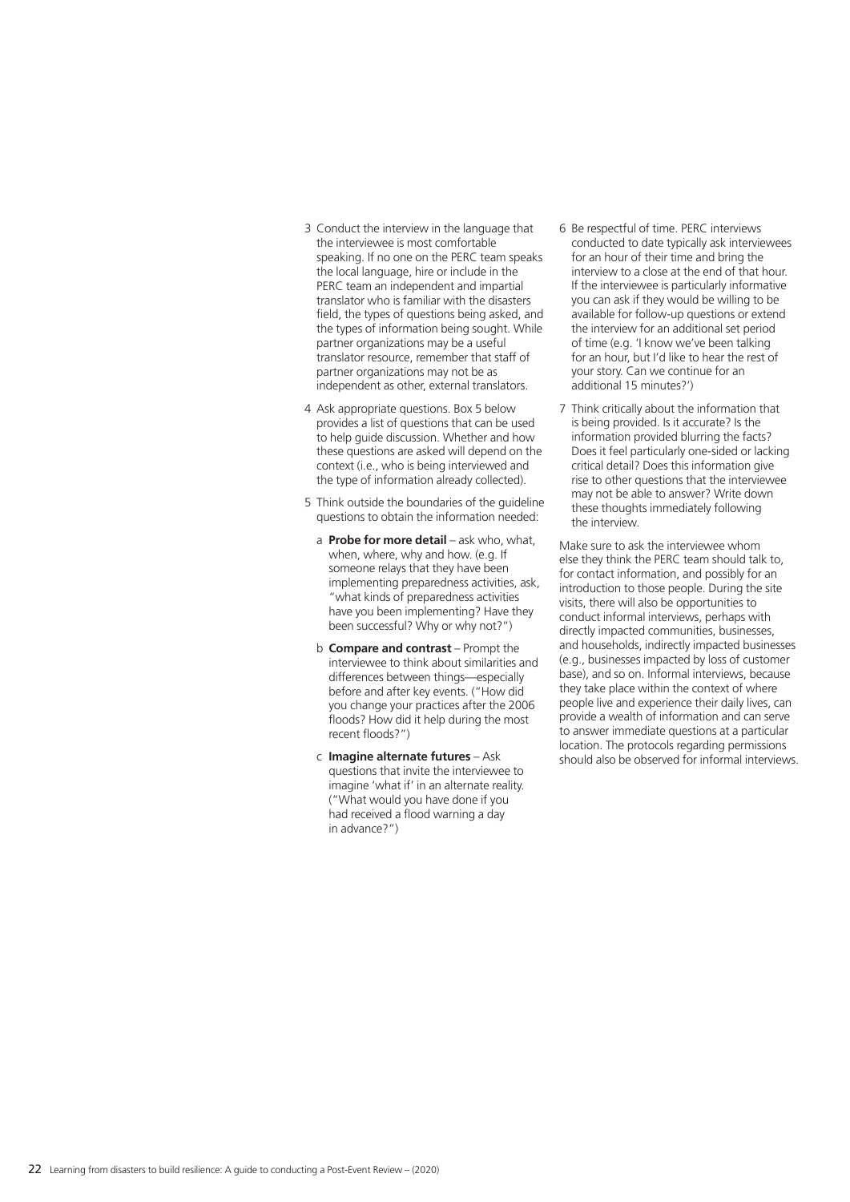3 Conduct the interview in the language that the interviewee is most comfortable speaking. If no one on the PERC team speaks the local language, hire or include in the PERC team an independent and impartial translator who is familiar with the disasters field, the types of questions being asked, and the types of information being sought. While partner organizations may be a useful translator resource, remember that staff of partner organizations may not be as independent as other, external translators.

4 Ask appropriate questions. Box 5 below provides a list of questions that can be used to help guide discussion. Whether and how these questions are asked will depend on the context (i.e., who is being interviewed and the type of information already collected).

5 Think outside the boundaries of the guideline questions to obtain the information needed:

   a **Probe for more detail** – ask who, what, when, where, why and how. (e.g. If someone relays that they have been implementing preparedness activities, ask, "what kinds of preparedness activities have you been implementing? Have they been successful? Why or why not?")

   b **Compare and contrast** – Prompt the interviewee to think about similarities and differences between things—especially before and after key events. ("How did you change your practices after the 2006 floods? How did it help during the most recent floods?")

   c **Imagine alternate futures** – Ask questions that invite the interviewee to imagine 'what if' in an alternate reality. ("What would you have done if you had received a flood warning a day in advance?")

6 Be respectful of time. PERC interviews conducted to date typically ask interviewees for an hour of their time and bring the interview to a close at the end of that hour. If the interviewee is particularly informative you can ask if they would be willing to be available for follow-up questions or extend the interview for an additional set period of time (e.g. 'I know we've been talking for an hour, but I'd like to hear the rest of your story. Can we continue for an additional 15 minutes?')

7 Think critically about the information that is being provided. Is it accurate? Is the information provided blurring the facts? Does it feel particularly one-sided or lacking critical detail? Does this information give rise to other questions that the interviewee may not be able to answer? Write down these thoughts immediately following the interview.

Make sure to ask the interviewee whom else they think the PERC team should talk to, for contact information, and possibly for an introduction to those people. During the site visits, there will also be opportunities to conduct informal interviews, perhaps with directly impacted communities, businesses, and households, indirectly impacted businesses (e.g., businesses impacted by loss of customer base), and so on. Informal interviews, because they take place within the context of where people live and experience their daily lives, can provide a wealth of information and can serve to answer immediate questions at a particular location. The protocols regarding permissions should also be observed for informal interviews.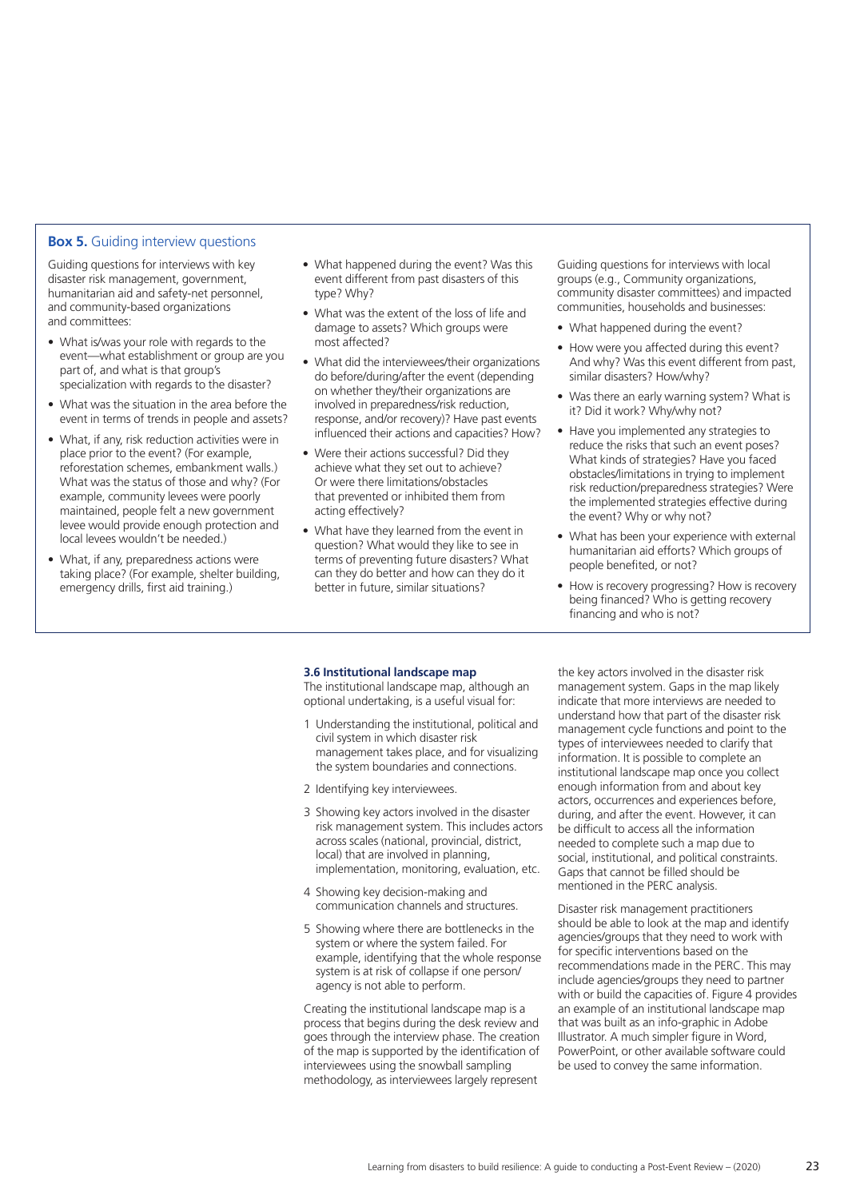**Box 5.** Guiding interview questions

Guiding questions for interviews with key disaster risk management, government, humanitarian aid and safety-net personnel, and community-based organizations and committees:

- What is/was your role with regards to the event—what establishment or group are you part of, and what is that group's specialization with regards to the disaster?
- What was the situation in the area before the event in terms of trends in people and assets?
- What, if any, risk reduction activities were in place prior to the event? (For example, reforestation schemes, embankment walls.) What was the status of those and why? (For example, community levees were poorly maintained, people felt a new government levee would provide enough protection and local levees wouldn't be needed.)
- What, if any, preparedness actions were taking place? (For example, shelter building, emergency drills, first aid training.)
- What happened during the event? Was this event different from past disasters of this type? Why?
- What was the extent of the loss of life and damage to assets? Which groups were most affected?
- What did the interviewees/their organizations do before/during/after the event (depending on whether they/their organizations are involved in preparedness/risk reduction, response, and/or recovery)? Have past events influenced their actions and capacities? How?
- Were their actions successful? Did they achieve what they set out to achieve? Or were there limitations/obstacles that prevented or inhibited them from acting effectively?
- What have they learned from the event in question? What would they like to see in terms of preventing future disasters? What can they do better and how can they do it better in future, similar situations?

Guiding questions for interviews with local groups (e.g., Community organizations, community disaster committees) and impacted communities, households and businesses:

- What happened during the event?
- How were you affected during this event? And why? Was this event different from past, similar disasters? How/why?
- Was there an early warning system? What is it? Did it work? Why/why not?
- Have you implemented any strategies to reduce the risks that such an event poses? What kinds of strategies? Have you faced obstacles/limitations in trying to implement risk reduction/preparedness strategies? Were the implemented strategies effective during the event? Why or why not?
- What has been your experience with external humanitarian aid efforts? Which groups of people benefited, or not?
- How is recovery progressing? How is recovery being financed? Who is getting recovery financing and who is not?

### 3.6 Institutional landscape map

The institutional landscape map, although an optional undertaking, is a useful visual for:

1. Understanding the institutional, political and civil system in which disaster risk management takes place, and for visualizing the system boundaries and connections.
2. Identifying key interviewees.
3. Showing key actors involved in the disaster risk management system. This includes actors across scales (national, provincial, district, local) that are involved in planning, implementation, monitoring, evaluation, etc.
4. Showing key decision-making and communication channels and structures.
5. Showing where there are bottlenecks in the system or where the system failed. For example, identifying that the whole response system is at risk of collapse if one person/ agency is not able to perform.

Creating the institutional landscape map is a process that begins during the desk review and goes through the interview phase. The creation of the map is supported by the identification of interviewees using the snowball sampling methodology, as interviewees largely represent the key actors involved in the disaster risk management system. Gaps in the map likely indicate that more interviews are needed to understand how that part of the disaster risk management cycle functions and point to the types of interviewees needed to clarify that information. It is possible to complete an institutional landscape map once you collect enough information from and about key actors, occurrences and experiences before, during, and after the event. However, it can be difficult to access all the information needed to complete such a map due to social, institutional, and political constraints. Gaps that cannot be filled should be mentioned in the PERC analysis.

Disaster risk management practitioners should be able to look at the map and identify agencies/groups that they need to work with for specific interventions based on the recommendations made in the PERC. This may include agencies/groups they need to partner with or build the capacities of. Figure 4 provides an example of an institutional landscape map that was built as an info-graphic in Adobe Illustrator. A much simpler figure in Word, PowerPoint, or other available software could be used to convey the same information.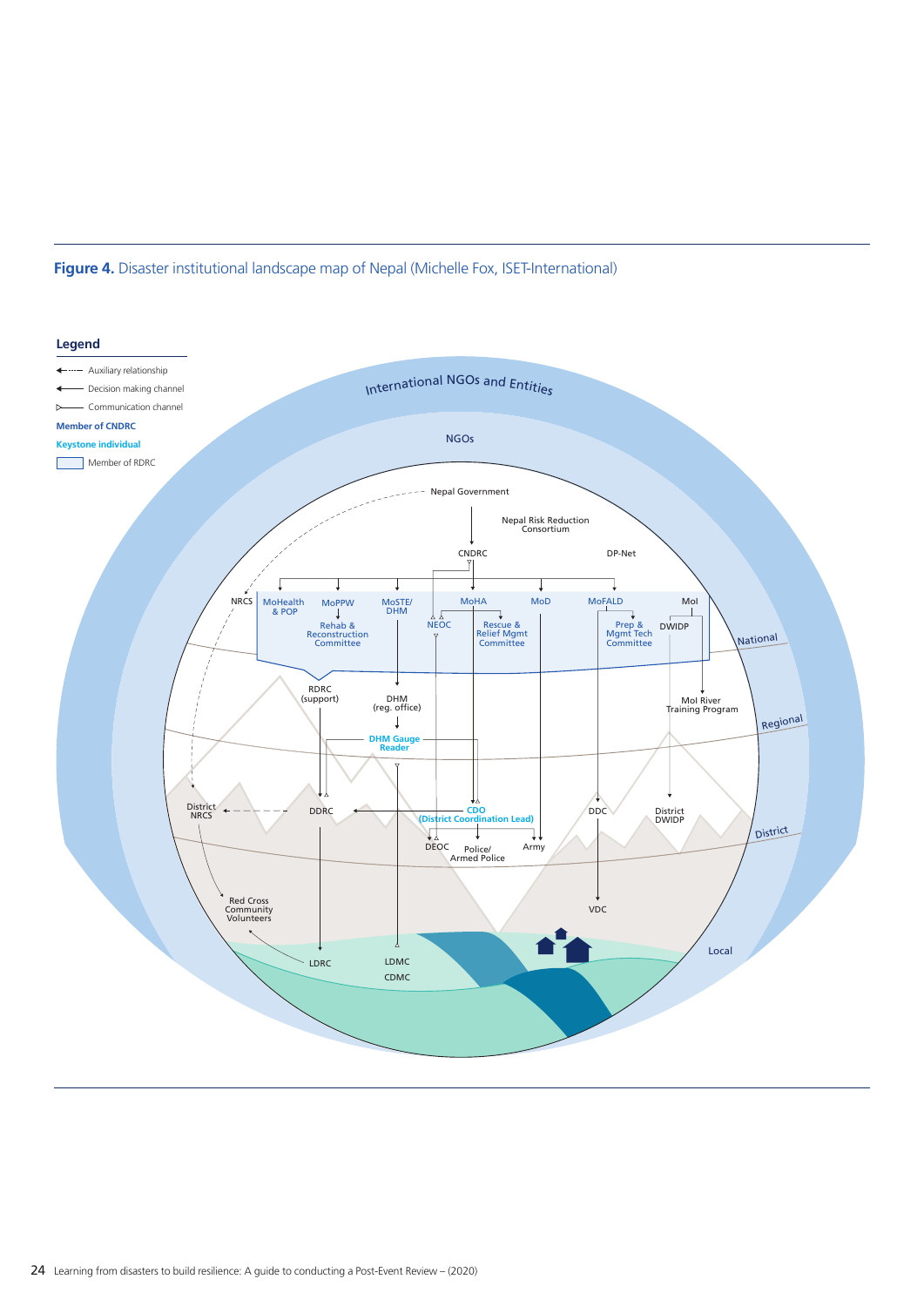**Figure 4.** Disaster institutional landscape map of Nepal (Michelle Fox, ISET-International)

**Legend**

- Auxiliary relationship
- Decision making channel
- Communication channel
- Member of CNDRC
- Keystone individual
- Member of RDRC

International NGOs and Entities

NGOs

National

Nepal Government

Nepal Risk Reduction Consortium

CNDRC

DP-Net

NRCS

MoHealth & POP

MoPPW

Rehab & Reconstruction Committee

MoSTE/ DHM

MoHA

NEOC

Rescue & Relief Mgmt Committee

MoD

MoFALD

Prep & Mgmt Tech Committee

MoI

DWIDP

Regional

RDRC (support)

DHM (reg. office)

DHM Gauge Reader

MoI River Training Program

District

District NRCS

DDRC

CDO (District Coordination Lead)

DEOC

Police/ Armed Police

Army

DDC

District DWIDP

Local

Red Cross Community Volunteers

LDRC

LDMC

CDMC

VDC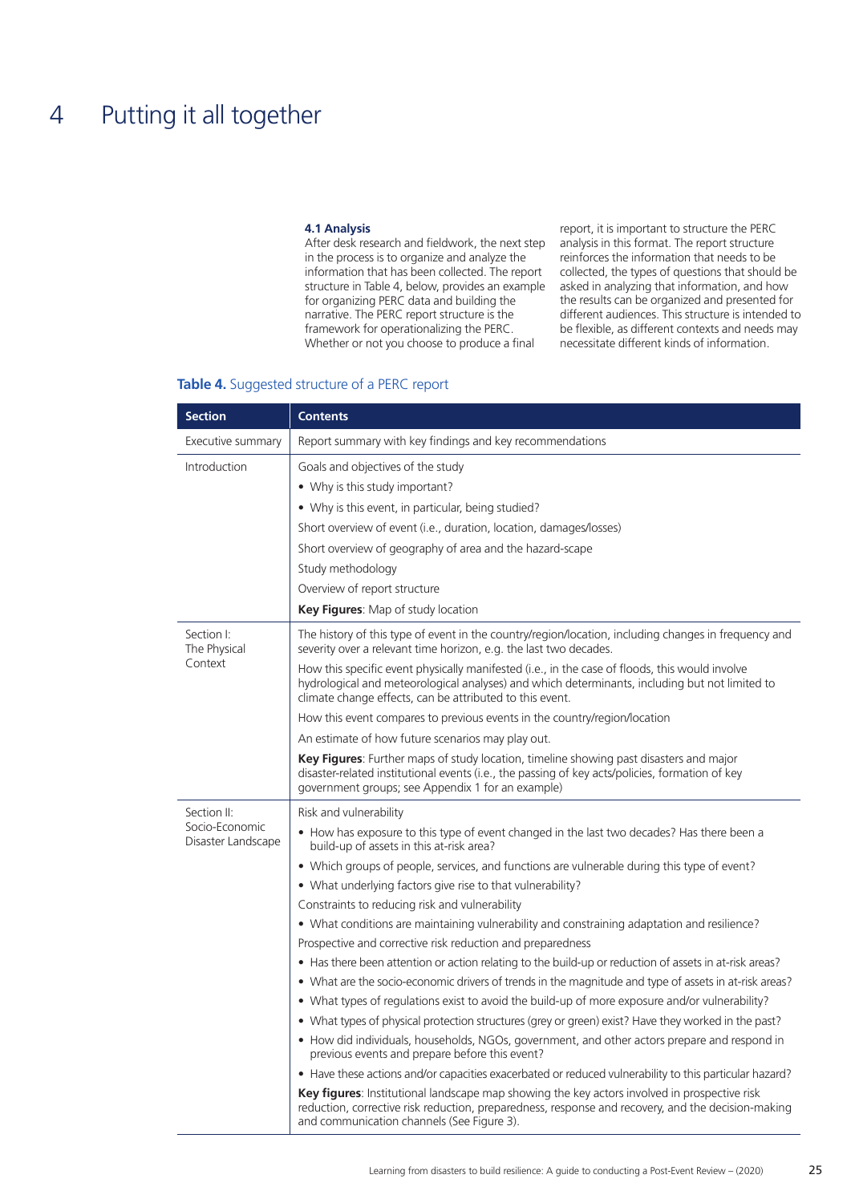# 4 Putting it all together

### 4.1 Analysis

After desk research and fieldwork, the next step in the process is to organize and analyze the information that has been collected. The report structure in Table 4, below, provides an example for organizing PERC data and building the narrative. The PERC report structure is the framework for operationalizing the PERC. Whether or not you choose to produce a final report, it is important to structure the PERC analysis in this format. The report structure reinforces the information that needs to be collected, the types of questions that should be asked in analyzing that information, and how the results can be organized and presented for different audiences. This structure is intended to be flexible, as different contexts and needs may necessitate different kinds of information.

**Table 4.** Suggested structure of a PERC report

| Section | Contents |
|---|---|
| Executive summary | Report summary with key findings and key recommendations |
| Introduction | Goals and objectives of the study<br>• Why is this study important?<br>• Why is this event, in particular, being studied?<br>Short overview of event (i.e., duration, location, damages/losses)<br>Short overview of geography of area and the hazard-scape<br>Study methodology<br>Overview of report structure<br>**Key Figures**: Map of study location |
| Section I: The Physical Context | The history of this type of event in the country/region/location, including changes in frequency and severity over a relevant time horizon, e.g. the last two decades.<br>How this specific event physically manifested (i.e., in the case of floods, this would involve hydrological and meteorological analyses) and which determinants, including but not limited to climate change effects, can be attributed to this event.<br>How this event compares to previous events in the country/region/location<br>An estimate of how future scenarios may play out.<br>**Key Figures**: Further maps of study location, timeline showing past disasters and major disaster-related institutional events (i.e., the passing of key acts/policies, formation of key government groups; see Appendix 1 for an example) |
| Section II: Socio-Economic Disaster Landscape | Risk and vulnerability<br>• How has exposure to this type of event changed in the last two decades? Has there been a build-up of assets in this at-risk area?<br>• Which groups of people, services, and functions are vulnerable during this type of event?<br>• What underlying factors give rise to that vulnerability?<br>Constraints to reducing risk and vulnerability<br>• What conditions are maintaining vulnerability and constraining adaptation and resilience?<br>Prospective and corrective risk reduction and preparedness<br>• Has there been attention or action relating to the build-up or reduction of assets in at-risk areas?<br>• What are the socio-economic drivers of trends in the magnitude and type of assets in at-risk areas?<br>• What types of regulations exist to avoid the build-up of more exposure and/or vulnerability?<br>• What types of physical protection structures (grey or green) exist? Have they worked in the past?<br>• How did individuals, households, NGOs, government, and other actors prepare and respond in previous events and prepare before this event?<br>• Have these actions and/or capacities exacerbated or reduced vulnerability to this particular hazard?<br>**Key figures**: Institutional landscape map showing the key actors involved in prospective risk reduction, corrective risk reduction, preparedness, response and recovery, and the decision-making and communication channels (See Figure 3). |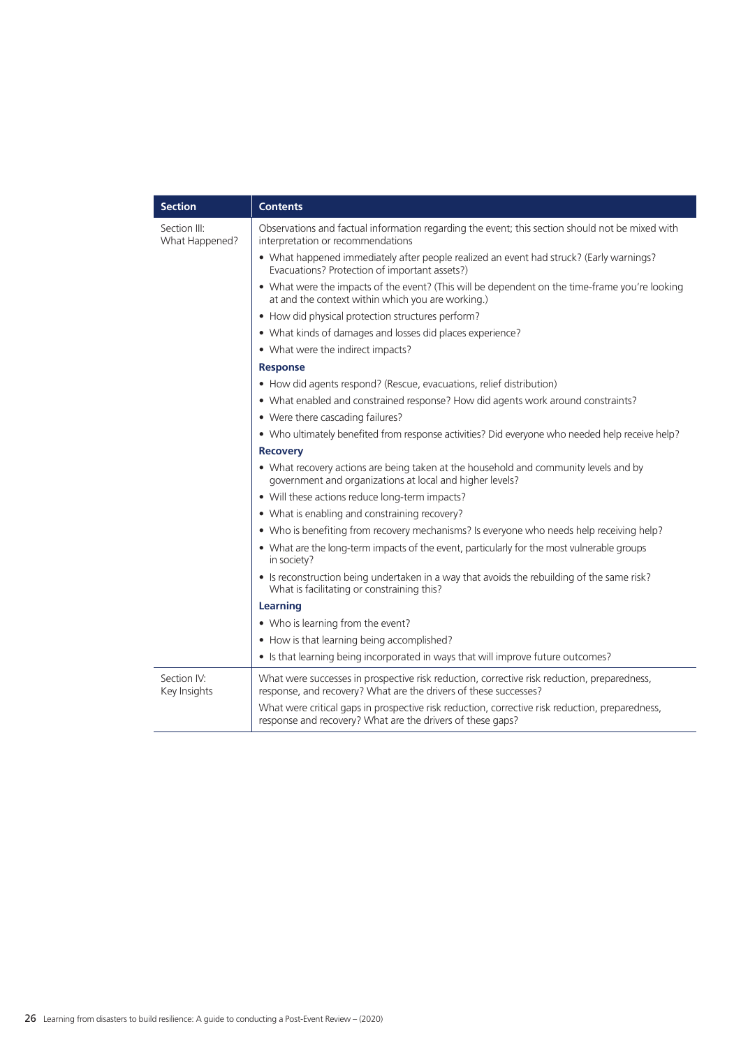| Section | Contents |
| --- | --- |
| Section III: What Happened? | Observations and factual information regarding the event; this section should not be mixed with interpretation or recommendations<br>• What happened immediately after people realized an event had struck? (Early warnings? Evacuations? Protection of important assets?)<br>• What were the impacts of the event? (This will be dependent on the time-frame you're looking at and the context within which you are working.)<br>• How did physical protection structures perform?<br>• What kinds of damages and losses did places experience?<br>• What were the indirect impacts?<br>**Response**<br>• How did agents respond? (Rescue, evacuations, relief distribution)<br>• What enabled and constrained response? How did agents work around constraints?<br>• Were there cascading failures?<br>• Who ultimately benefited from response activities? Did everyone who needed help receive help?<br>**Recovery**<br>• What recovery actions are being taken at the household and community levels and by government and organizations at local and higher levels?<br>• Will these actions reduce long-term impacts?<br>• What is enabling and constraining recovery?<br>• Who is benefiting from recovery mechanisms? Is everyone who needs help receiving help?<br>• What are the long-term impacts of the event, particularly for the most vulnerable groups in society?<br>• Is reconstruction being undertaken in a way that avoids the rebuilding of the same risk? What is facilitating or constraining this?<br>**Learning**<br>• Who is learning from the event?<br>• How is that learning being accomplished?<br>• Is that learning being incorporated in ways that will improve future outcomes? |
| Section IV: Key Insights | What were successes in prospective risk reduction, corrective risk reduction, preparedness, response, and recovery? What are the drivers of these successes?<br>What were critical gaps in prospective risk reduction, corrective risk reduction, preparedness, response and recovery? What are the drivers of these gaps? |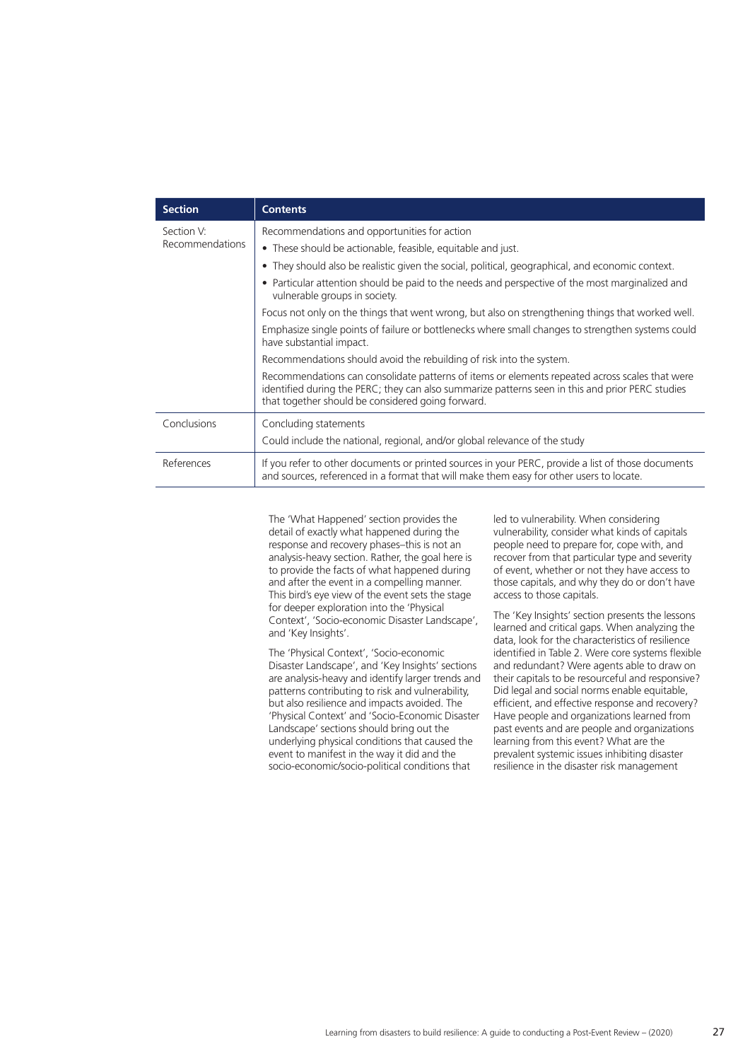| Section | Contents |
| --- | --- |
| Section V: Recommendations | Recommendations and opportunities for action<br>• These should be actionable, feasible, equitable and just.<br>• They should also be realistic given the social, political, geographical, and economic context.<br>• Particular attention should be paid to the needs and perspective of the most marginalized and vulnerable groups in society.<br>Focus not only on the things that went wrong, but also on strengthening things that worked well.<br>Emphasize single points of failure or bottlenecks where small changes to strengthen systems could have substantial impact.<br>Recommendations should avoid the rebuilding of risk into the system.<br>Recommendations can consolidate patterns of items or elements repeated across scales that were identified during the PERC; they can also summarize patterns seen in this and prior PERC studies that together should be considered going forward. |
| Conclusions | Concluding statements<br>Could include the national, regional, and/or global relevance of the study |
| References | If you refer to other documents or printed sources in your PERC, provide a list of those documents and sources, referenced in a format that will make them easy for other users to locate. |

The 'What Happened' section provides the detail of exactly what happened during the response and recovery phases–this is not an analysis-heavy section. Rather, the goal here is to provide the facts of what happened during and after the event in a compelling manner. This bird's eye view of the event sets the stage for deeper exploration into the 'Physical Context', 'Socio-economic Disaster Landscape', and 'Key Insights'.

The 'Physical Context', 'Socio-economic Disaster Landscape', and 'Key Insights' sections are analysis-heavy and identify larger trends and patterns contributing to risk and vulnerability, but also resilience and impacts avoided. The 'Physical Context' and 'Socio-Economic Disaster Landscape' sections should bring out the underlying physical conditions that caused the event to manifest in the way it did and the socio-economic/socio-political conditions that led to vulnerability. When considering vulnerability, consider what kinds of capitals people need to prepare for, cope with, and recover from that particular type and severity of event, whether or not they have access to those capitals, and why they do or don't have access to those capitals.

The 'Key Insights' section presents the lessons learned and critical gaps. When analyzing the data, look for the characteristics of resilience identified in Table 2. Were core systems flexible and redundant? Were agents able to draw on their capitals to be resourceful and responsive? Did legal and social norms enable equitable, efficient, and effective response and recovery? Have people and organizations learned from past events and are people and organizations learning from this event? What are the prevalent systemic issues inhibiting disaster resilience in the disaster risk management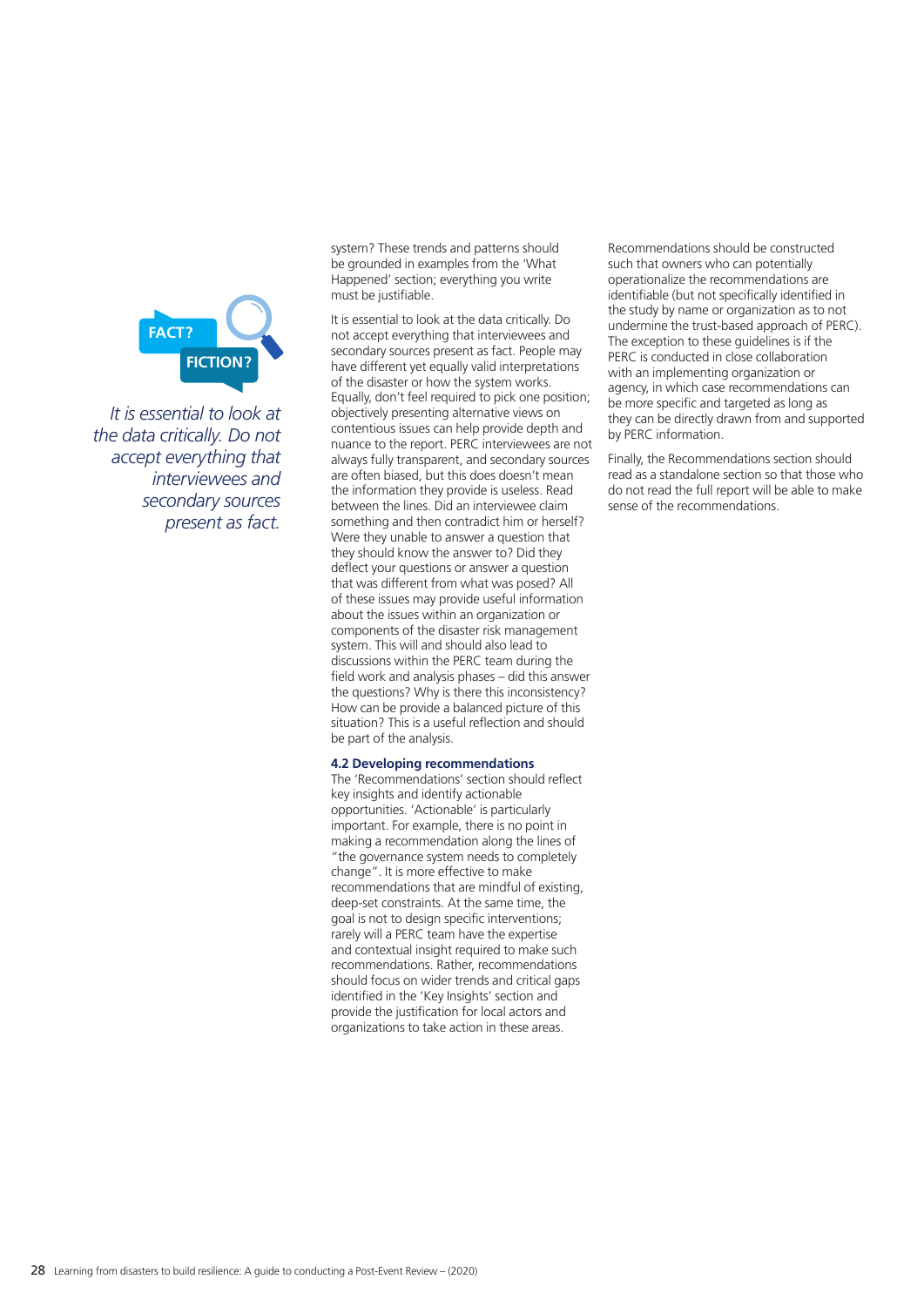FACT? FICTION?

*It is essential to look at the data critically. Do not accept everything that interviewees and secondary sources present as fact.*

system? These trends and patterns should be grounded in examples from the 'What Happened' section; everything you write must be justifiable.

It is essential to look at the data critically. Do not accept everything that interviewees and secondary sources present as fact. People may have different yet equally valid interpretations of the disaster or how the system works. Equally, don't feel required to pick one position; objectively presenting alternative views on contentious issues can help provide depth and nuance to the report. PERC interviewees are not always fully transparent, and secondary sources are often biased, but this doesn't mean the information they provide is useless. Read between the lines. Did an interviewee claim something and then contradict him or herself? Were they unable to answer a question that they should know the answer to? Did they deflect your questions or answer a question that was different from what was posed? All of these issues may provide useful information about the issues within an organization or components of the disaster risk management system. This will and should also lead to discussions within the PERC team during the field work and analysis phases – did this answer the questions? Why is there this inconsistency? How can be provide a balanced picture of this situation? This is a useful reflection and should be part of the analysis.

### 4.2 Developing recommendations

The 'Recommendations' section should reflect key insights and identify actionable opportunities. 'Actionable' is particularly important. For example, there is no point in making a recommendation along the lines of "the governance system needs to completely change". It is more effective to make recommendations that are mindful of existing, deep-set constraints. At the same time, the goal is not to design specific interventions; rarely will a PERC team have the expertise and contextual insight required to make such recommendations. Rather, recommendations should focus on wider trends and critical gaps identified in the 'Key Insights' section and provide the justification for local actors and organizations to take action in these areas.

Recommendations should be constructed such that owners who can potentially operationalize the recommendations are identifiable (but not specifically identified in the study by name or organization as to not undermine the trust-based approach of PERC). The exception to these guidelines is if the PERC is conducted in close collaboration with an implementing organization or agency, in which case recommendations can be more specific and targeted as long as they can be directly drawn from and supported by PERC information.

Finally, the Recommendations section should read as a standalone section so that those who do not read the full report will be able to make sense of the recommendations.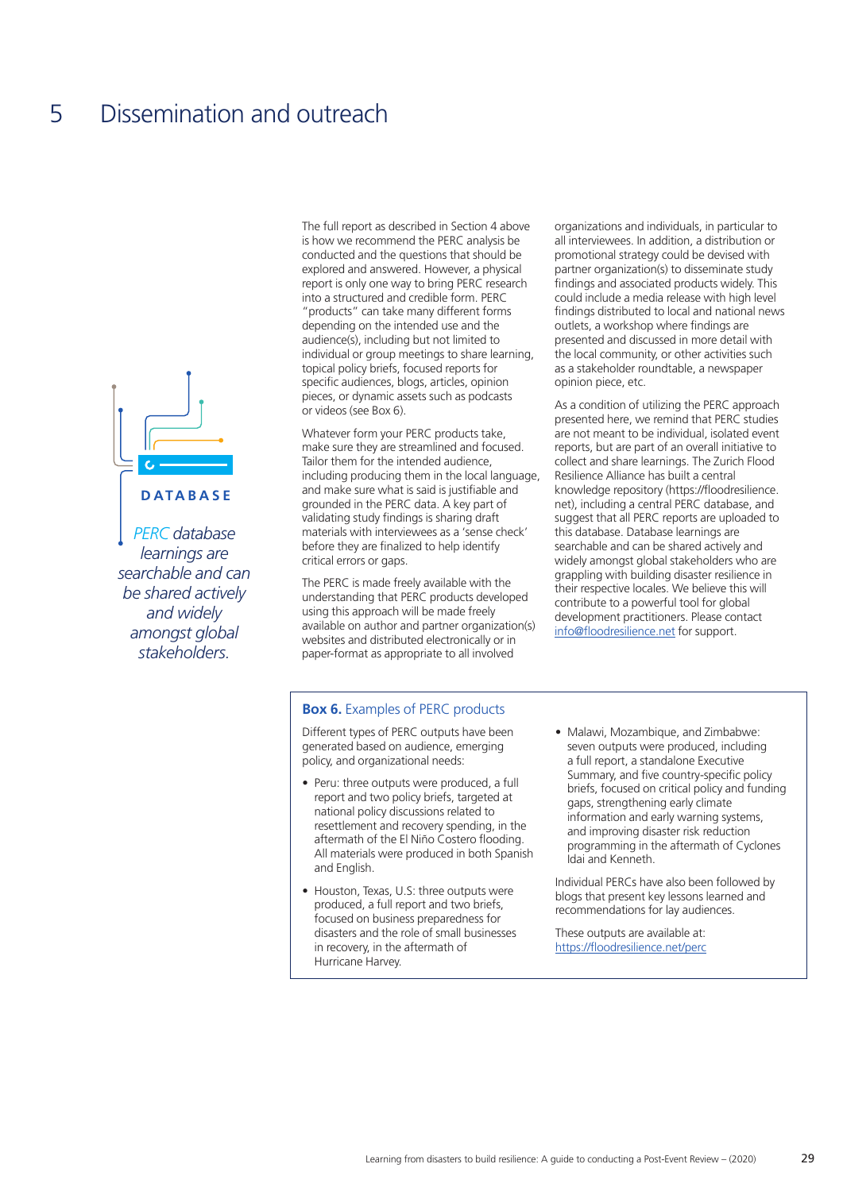# 5 Dissemination and outreach

**DATABASE**

*PERC database learnings are searchable and can be shared actively and widely amongst global stakeholders.*

The full report as described in Section 4 above is how we recommend the PERC analysis be conducted and the questions that should be explored and answered. However, a physical report is only one way to bring PERC research into a structured and credible form. PERC "products" can take many different forms depending on the intended use and the audience(s), including but not limited to individual or group meetings to share learning, topical policy briefs, focused reports for specific audiences, blogs, articles, opinion pieces, or dynamic assets such as podcasts or videos (see Box 6).

Whatever form your PERC products take, make sure they are streamlined and focused. Tailor them for the intended audience, including producing them in the local language, and make sure what is said is justifiable and grounded in the PERC data. A key part of validating study findings is sharing draft materials with interviewees as a 'sense check' before they are finalized to help identify critical errors or gaps.

The PERC is made freely available with the understanding that PERC products developed using this approach will be made freely available on author and partner organization(s) websites and distributed electronically or in paper-format as appropriate to all involved organizations and individuals, in particular to all interviewees. In addition, a distribution or promotional strategy could be devised with partner organization(s) to disseminate study findings and associated products widely. This could include a media release with high level findings distributed to local and national news outlets, a workshop where findings are presented and discussed in more detail with the local community, or other activities such as a stakeholder roundtable, a newspaper opinion piece, etc.

As a condition of utilizing the PERC approach presented here, we remind that PERC studies are not meant to be individual, isolated event reports, but are part of an overall initiative to collect and share learnings. The Zurich Flood Resilience Alliance has built a central knowledge repository (https://floodresilience.net), including a central PERC database, and suggest that all PERC reports are uploaded to this database. Database learnings are searchable and can be shared actively and widely amongst global stakeholders who are grappling with building disaster resilience in their respective locales. We believe this will contribute to a powerful tool for global development practitioners. Please contact info@floodresilience.net for support.

**Box 6.** Examples of PERC products

Different types of PERC outputs have been generated based on audience, emerging policy, and organizational needs:

- Peru: three outputs were produced, a full report and two policy briefs, targeted at national policy discussions related to resettlement and recovery spending, in the aftermath of the El Niño Costero flooding. All materials were produced in both Spanish and English.
- Houston, Texas, U.S: three outputs were produced, a full report and two briefs, focused on business preparedness for disasters and the role of small businesses in recovery, in the aftermath of Hurricane Harvey.
- Malawi, Mozambique, and Zimbabwe: seven outputs were produced, including a full report, a standalone Executive Summary, and five country-specific policy briefs, focused on critical policy and funding gaps, strengthening early climate information and early warning systems, and improving disaster risk reduction programming in the aftermath of Cyclones Idai and Kenneth.

Individual PERCs have also been followed by blogs that present key lessons learned and recommendations for lay audiences.

These outputs are available at: https://floodresilience.net/perc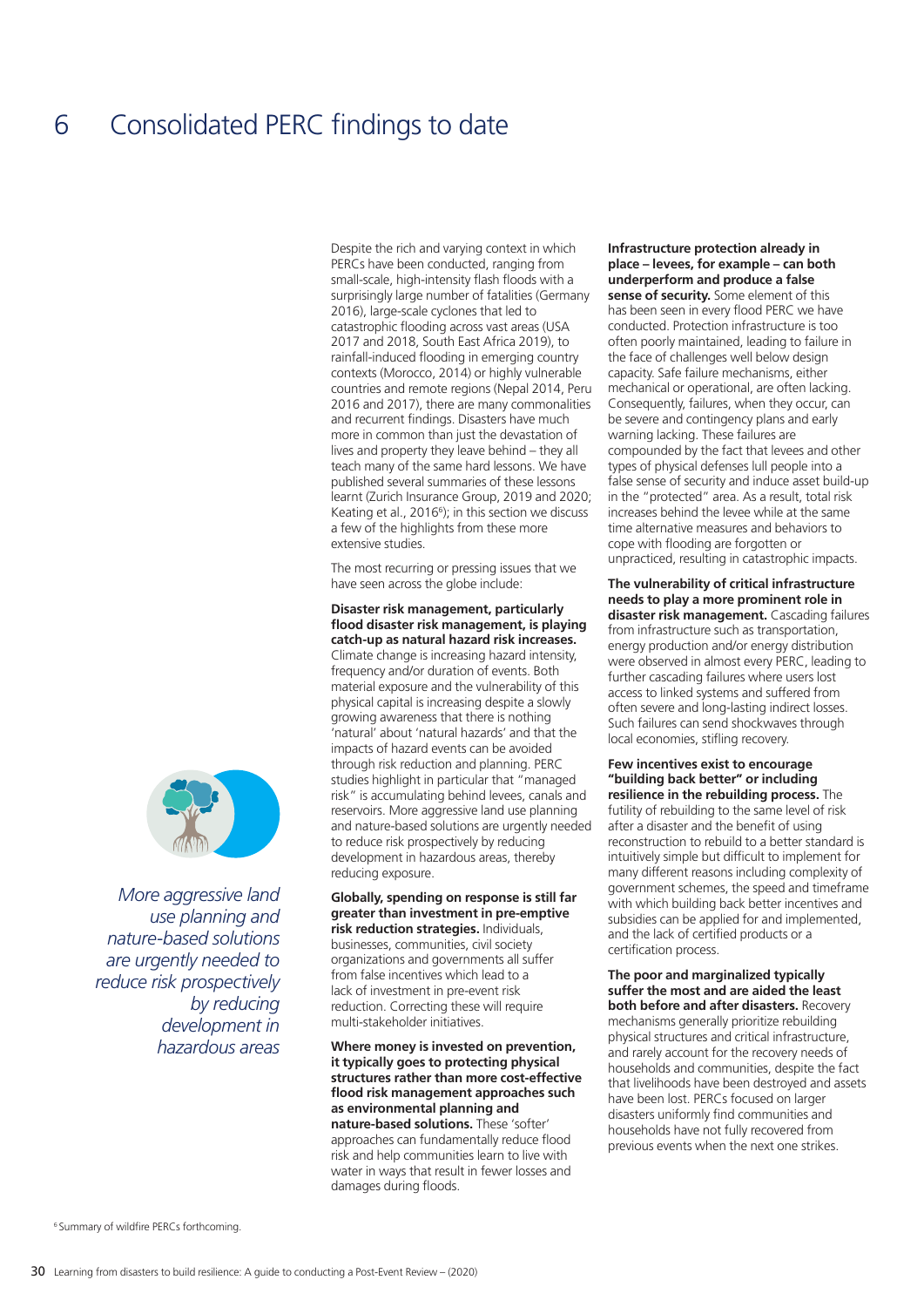# 6 Consolidated PERC findings to date

*More aggressive land use planning and nature-based solutions are urgently needed to reduce risk prospectively by reducing development in hazardous areas*

Despite the rich and varying context in which PERCs have been conducted, ranging from small-scale, high-intensity flash floods with a surprisingly large number of fatalities (Germany 2016), large-scale cyclones that led to catastrophic flooding across vast areas (USA 2017 and 2018, South East Africa 2019), to rainfall-induced flooding in emerging country contexts (Morocco, 2014) or highly vulnerable countries and remote regions (Nepal 2014, Peru 2016 and 2017), there are many commonalities and recurrent findings. Disasters have much more in common than just the devastation of lives and property they leave behind – they all teach many of the same hard lessons. We have published several summaries of these lessons learnt (Zurich Insurance Group, 2019 and 2020; Keating et al., 2016[6]); in this section we discuss a few of the highlights from these more extensive studies.

The most recurring or pressing issues that we have seen across the globe include:

**Disaster risk management, particularly flood disaster risk management, is playing catch-up as natural hazard risk increases.** Climate change is increasing hazard intensity, frequency and/or duration of events. Both material exposure and the vulnerability of this physical capital is increasing despite a slowly growing awareness that there is nothing 'natural' about 'natural hazards' and that the impacts of hazard events can be avoided through risk reduction and planning. PERC studies highlight in particular that "managed risk" is accumulating behind levees, canals and reservoirs. More aggressive land use planning and nature-based solutions are urgently needed to reduce risk prospectively by reducing development in hazardous areas, thereby reducing exposure.

**Globally, spending on response is still far greater than investment in pre-emptive risk reduction strategies.** Individuals, businesses, communities, civil society organizations and governments all suffer from false incentives which lead to a lack of investment in pre-event risk reduction. Correcting these will require multi-stakeholder initiatives.

**Where money is invested on prevention, it typically goes to protecting physical structures rather than more cost-effective flood risk management approaches such as environmental planning and nature-based solutions.** These 'softer' approaches can fundamentally reduce flood risk and help communities learn to live with water in ways that result in fewer losses and damages during floods.

**Infrastructure protection already in place – levees, for example – can both underperform and produce a false sense of security.** Some element of this has been seen in every flood PERC we have conducted. Protection infrastructure is too often poorly maintained, leading to failure in the face of challenges well below design capacity. Safe failure mechanisms, either mechanical or operational, are often lacking. Consequently, failures, when they occur, can be severe and contingency plans and early warning lacking. These failures are compounded by the fact that levees and other types of physical defenses lull people into a false sense of security and induce asset build-up in the "protected" area. As a result, total risk increases behind the levee while at the same time alternative measures and behaviors to cope with flooding are forgotten or unpracticed, resulting in catastrophic impacts.

**The vulnerability of critical infrastructure needs to play a more prominent role in disaster risk management.** Cascading failures from infrastructure such as transportation, energy production and/or energy distribution were observed in almost every PERC, leading to further cascading failures where users lost access to linked systems and suffered from often severe and long-lasting indirect losses. Such failures can send shockwaves through local economies, stifling recovery.

**Few incentives exist to encourage "building back better" or including resilience in the rebuilding process.** The futility of rebuilding to the same level of risk after a disaster and the benefit of using reconstruction to rebuild to a better standard is intuitively simple but difficult to implement for many different reasons including complexity of government schemes, the speed and timeframe with which building back better incentives and subsidies can be applied for and implemented, and the lack of certified products or a certification process.

**The poor and marginalized typically suffer the most and are aided the least both before and after disasters.** Recovery mechanisms generally prioritize rebuilding physical structures and critical infrastructure, and rarely account for the recovery needs of households and communities, despite the fact that livelihoods have been destroyed and assets have been lost. PERCs focused on larger disasters uniformly find communities and households have not fully recovered from previous events when the next one strikes.

[6] Summary of wildfire PERCs forthcoming.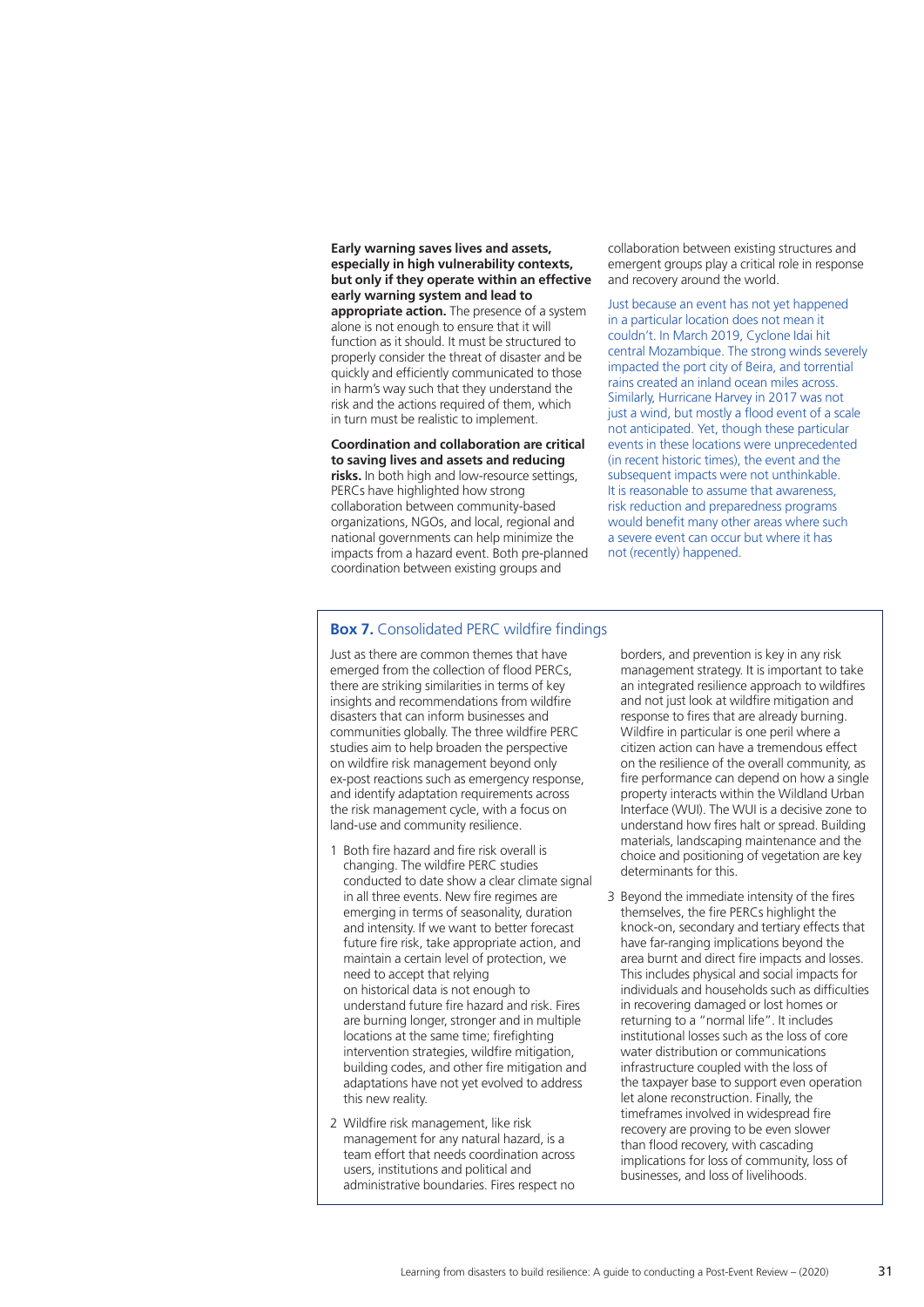**Early warning saves lives and assets, especially in high vulnerability contexts, but only if they operate within an effective early warning system and lead to appropriate action.** The presence of a system alone is not enough to ensure that it will function as it should. It must be structured to properly consider the threat of disaster and be quickly and efficiently communicated to those in harm's way such that they understand the risk and the actions required of them, which in turn must be realistic to implement.

**Coordination and collaboration are critical to saving lives and assets and reducing risks.** In both high and low-resource settings, PERCs have highlighted how strong collaboration between community-based organizations, NGOs, and local, regional and national governments can help minimize the impacts from a hazard event. Both pre-planned coordination between existing groups and collaboration between existing structures and emergent groups play a critical role in response and recovery around the world.

Just because an event has not yet happened in a particular location does not mean it couldn't. In March 2019, Cyclone Idai hit central Mozambique. The strong winds severely impacted the port city of Beira, and torrential rains created an inland ocean miles across. Similarly, Hurricane Harvey in 2017 was not just a wind, but mostly a flood event of a scale not anticipated. Yet, though these particular events in these locations were unprecedented (in recent historic times), the event and the subsequent impacts were not unthinkable. It is reasonable to assume that awareness, risk reduction and preparedness programs would benefit many other areas where such a severe event can occur but where it has not (recently) happened.

## Box 7. Consolidated PERC wildfire findings

Just as there are common themes that have emerged from the collection of flood PERCs, there are striking similarities in terms of key insights and recommendations from wildfire disasters that can inform businesses and communities globally. The three wildfire PERC studies aim to help broaden the perspective on wildfire risk management beyond only ex-post reactions such as emergency response, and identify adaptation requirements across the risk management cycle, with a focus on land-use and community resilience.

1. Both fire hazard and fire risk overall is changing. The wildfire PERC studies conducted to date show a clear climate signal in all three events. New fire regimes are emerging in terms of seasonality, duration and intensity. If we want to better forecast future fire risk, take appropriate action, and maintain a certain level of protection, we need to accept that relying on historical data is not enough to understand future fire hazard and risk. Fires are burning longer, stronger and in multiple locations at the same time; firefighting intervention strategies, wildfire mitigation, building codes, and other fire mitigation and adaptations have not yet evolved to address this new reality.
2. Wildfire risk management, like risk management for any natural hazard, is a team effort that needs coordination across users, institutions and political and administrative boundaries. Fires respect no borders, and prevention is key in any risk management strategy. It is important to take an integrated resilience approach to wildfires and not just look at wildfire mitigation and response to fires that are already burning. Wildfire in particular is one peril where a citizen action can have a tremendous effect on the resilience of the overall community, as fire performance can depend on how a single property interacts within the Wildland Urban Interface (WUI). The WUI is a decisive zone to understand how fires halt or spread. Building materials, landscaping maintenance and the choice and positioning of vegetation are key determinants for this.
3. Beyond the immediate intensity of the fires themselves, the fire PERCs highlight the knock-on, secondary and tertiary effects that have far-ranging implications beyond the area burnt and direct fire impacts and losses. This includes physical and social impacts for individuals and households such as difficulties in recovering damaged or lost homes or returning to a "normal life". It includes institutional losses such as the loss of core water distribution or communications infrastructure coupled with the loss of the taxpayer base to support even operation let alone reconstruction. Finally, the timeframes involved in widespread fire recovery are proving to be even slower than flood recovery, with cascading implications for loss of community, loss of businesses, and loss of livelihoods.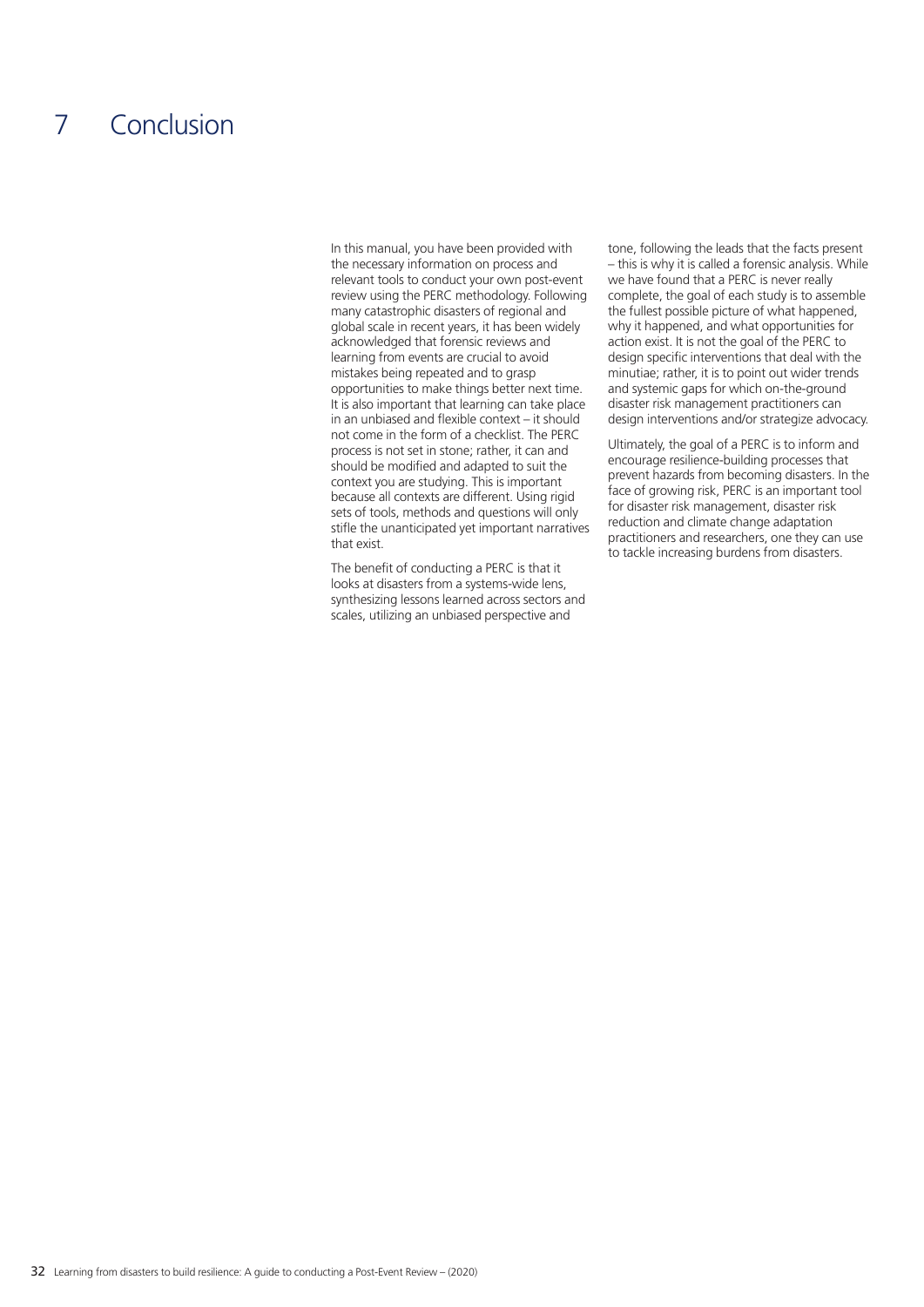# 7 Conclusion

In this manual, you have been provided with the necessary information on process and relevant tools to conduct your own post-event review using the PERC methodology. Following many catastrophic disasters of regional and global scale in recent years, it has been widely acknowledged that forensic reviews and learning from events are crucial to avoid mistakes being repeated and to grasp opportunities to make things better next time. It is also important that learning can take place in an unbiased and flexible context – it should not come in the form of a checklist. The PERC process is not set in stone; rather, it can and should be modified and adapted to suit the context you are studying. This is important because all contexts are different. Using rigid sets of tools, methods and questions will only stifle the unanticipated yet important narratives that exist.

The benefit of conducting a PERC is that it looks at disasters from a systems-wide lens, synthesizing lessons learned across sectors and scales, utilizing an unbiased perspective and tone, following the leads that the facts present – this is why it is called a forensic analysis. While we have found that a PERC is never really complete, the goal of each study is to assemble the fullest possible picture of what happened, why it happened, and what opportunities for action exist. It is not the goal of the PERC to design specific interventions that deal with the minutiae; rather, it is to point out wider trends and systemic gaps for which on-the-ground disaster risk management practitioners can design interventions and/or strategize advocacy.

Ultimately, the goal of a PERC is to inform and encourage resilience-building processes that prevent hazards from becoming disasters. In the face of growing risk, PERC is an important tool for disaster risk management, disaster risk reduction and climate change adaptation practitioners and researchers, one they can use to tackle increasing burdens from disasters.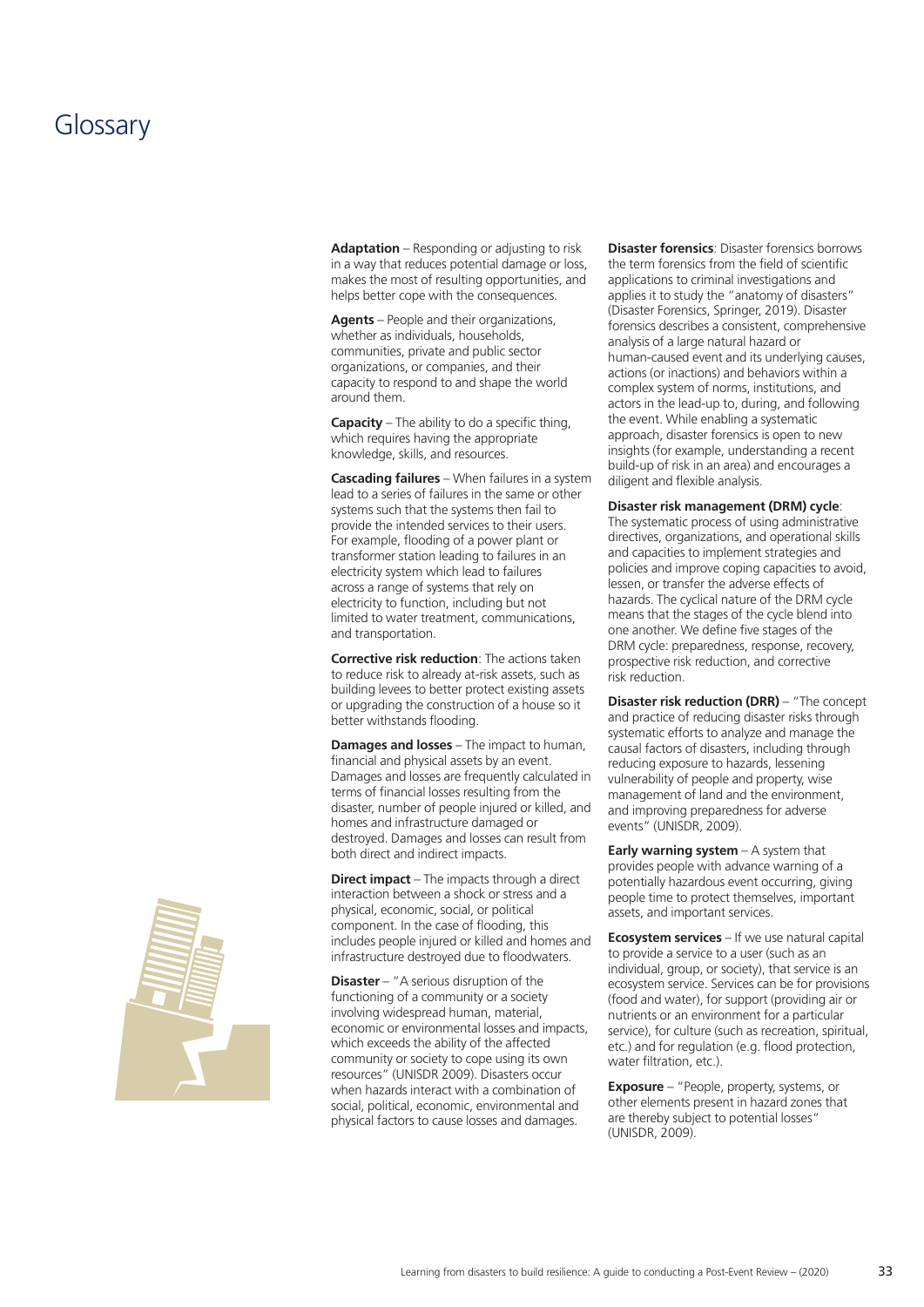# Glossary

**Adaptation** – Responding or adjusting to risk in a way that reduces potential damage or loss, makes the most of resulting opportunities, and helps better cope with the consequences.

**Agents** – People and their organizations, whether as individuals, households, communities, private and public sector organizations, or companies, and their capacity to respond to and shape the world around them.

**Capacity** – The ability to do a specific thing, which requires having the appropriate knowledge, skills, and resources.

**Cascading failures** – When failures in a system lead to a series of failures in the same or other systems such that the systems then fail to provide the intended services to their users. For example, flooding of a power plant or transformer station leading to failures in an electricity system which lead to failures across a range of systems that rely on electricity to function, including but not limited to water treatment, communications, and transportation.

**Corrective risk reduction**: The actions taken to reduce risk to already at-risk assets, such as building levees to better protect existing assets or upgrading the construction of a house so it better withstands flooding.

**Damages and losses** – The impact to human, financial and physical assets by an event. Damages and losses are frequently calculated in terms of financial losses resulting from the disaster, number of people injured or killed, and homes and infrastructure damaged or destroyed. Damages and losses can result from both direct and indirect impacts.

**Direct impact** – The impacts through a direct interaction between a shock or stress and a physical, economic, social, or political component. In the case of flooding, this includes people injured or killed and homes and infrastructure destroyed due to floodwaters.

**Disaster** – "A serious disruption of the functioning of a community or a society involving widespread human, material, economic or environmental losses and impacts, which exceeds the ability of the affected community or society to cope using its own resources" (UNISDR 2009). Disasters occur when hazards interact with a combination of social, political, economic, environmental and physical factors to cause losses and damages.

**Disaster forensics**: Disaster forensics borrows the term forensics from the field of scientific applications to criminal investigations and applies it to study the "anatomy of disasters" (Disaster Forensics, Springer, 2019). Disaster forensics describes a consistent, comprehensive analysis of a large natural hazard or human-caused event and its underlying causes, actions (or inactions) and behaviors within a complex system of norms, institutions, and actors in the lead-up to, during, and following the event. While enabling a systematic approach, disaster forensics is open to new insights (for example, understanding a recent build-up of risk in an area) and encourages a diligent and flexible analysis.

**Disaster risk management (DRM) cycle**: The systematic process of using administrative directives, organizations, and operational skills and capacities to implement strategies and policies and improve coping capacities to avoid, lessen, or transfer the adverse effects of hazards. The cyclical nature of the DRM cycle means that the stages of the cycle blend into one another. We define five stages of the DRM cycle: preparedness, response, recovery, prospective risk reduction, and corrective risk reduction.

**Disaster risk reduction (DRR)** – "The concept and practice of reducing disaster risks through systematic efforts to analyze and manage the causal factors of disasters, including through reducing exposure to hazards, lessening vulnerability of people and property, wise management of land and the environment, and improving preparedness for adverse events" (UNISDR, 2009).

**Early warning system** – A system that provides people with advance warning of a potentially hazardous event occurring, giving people time to protect themselves, important assets, and important services.

**Ecosystem services** – If we use natural capital to provide a service to a user (such as an individual, group, or society), that service is an ecosystem service. Services can be for provisions (food and water), for support (providing air or nutrients or an environment for a particular service), for culture (such as recreation, spiritual, etc.) and for regulation (e.g. flood protection, water filtration, etc.).

**Exposure** – "People, property, systems, or other elements present in hazard zones that are thereby subject to potential losses" (UNISDR, 2009).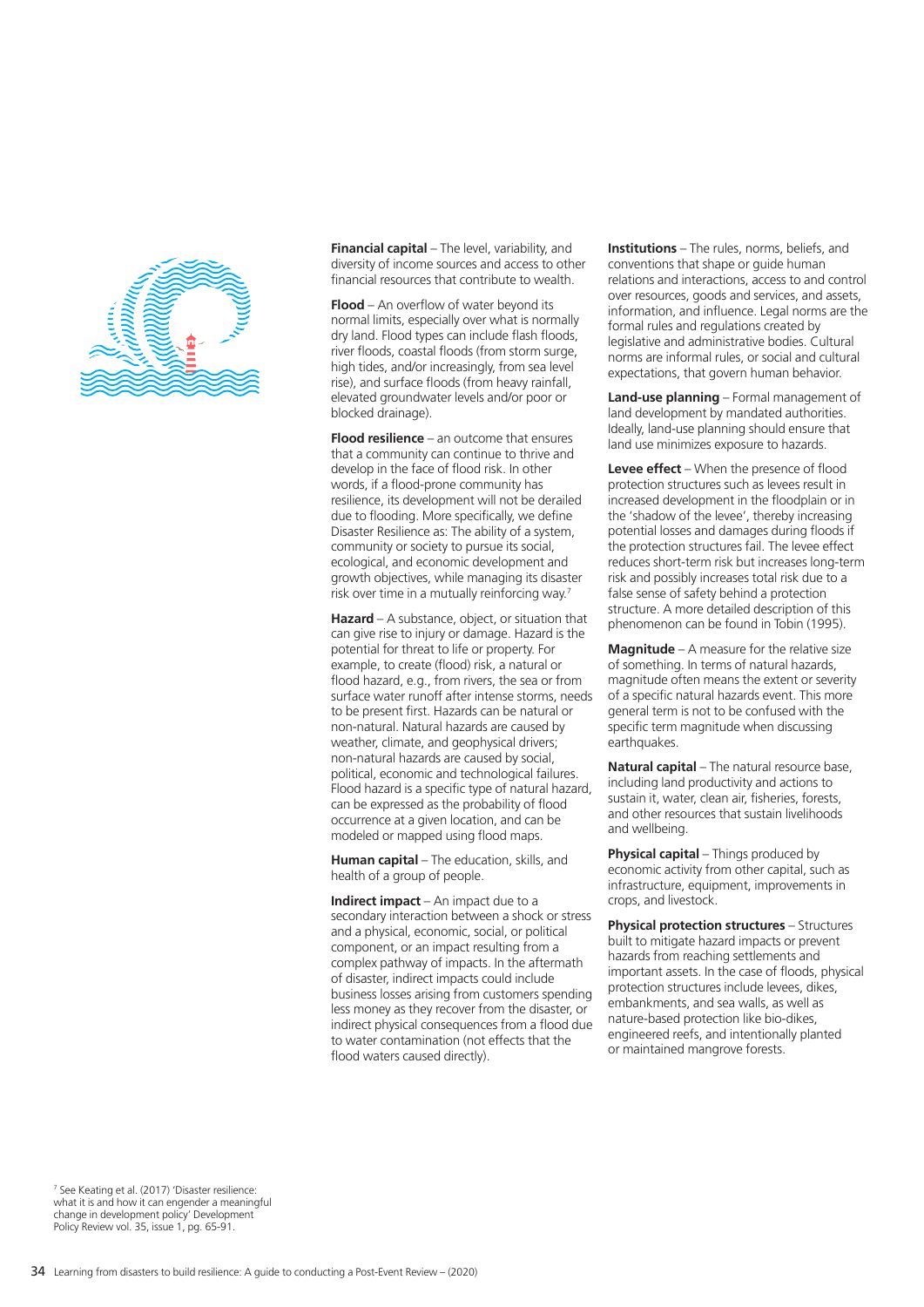**Financial capital** – The level, variability, and diversity of income sources and access to other financial resources that contribute to wealth.

**Flood** – An overflow of water beyond its normal limits, especially over what is normally dry land. Flood types can include flash floods, river floods, coastal floods (from storm surge, high tides, and/or increasingly, from sea level rise), and surface floods (from heavy rainfall, elevated groundwater levels and/or poor or blocked drainage).

**Flood resilience** – an outcome that ensures that a community can continue to thrive and develop in the face of flood risk. In other words, if a flood-prone community has resilience, its development will not be derailed due to flooding. More specifically, we define Disaster Resilience as: The ability of a system, community or society to pursue its social, ecological, and economic development and growth objectives, while managing its disaster risk over time in a mutually reinforcing way.[7]

**Hazard** – A substance, object, or situation that can give rise to injury or damage. Hazard is the potential for threat to life or property. For example, to create (flood) risk, a natural or flood hazard, e.g., from rivers, the sea or from surface water runoff after intense storms, needs to be present first. Hazards can be natural or non-natural. Natural hazards are caused by weather, climate, and geophysical drivers; non-natural hazards are caused by social, political, economic and technological failures. Flood hazard is a specific type of natural hazard, can be expressed as the probability of flood occurrence at a given location, and can be modeled or mapped using flood maps.

**Human capital** – The education, skills, and health of a group of people.

**Indirect impact** – An impact due to a secondary interaction between a shock or stress and a physical, economic, social, or political component, or an impact resulting from a complex pathway of impacts. In the aftermath of disaster, indirect impacts could include business losses arising from customers spending less money as they recover from the disaster, or indirect physical consequences from a flood due to water contamination (not effects that the flood waters caused directly).

**Institutions** – The rules, norms, beliefs, and conventions that shape or guide human relations and interactions, access to and control over resources, goods and services, and assets, information, and influence. Legal norms are the formal rules and regulations created by legislative and administrative bodies. Cultural norms are informal rules, or social and cultural expectations, that govern human behavior.

**Land-use planning** – Formal management of land development by mandated authorities. Ideally, land-use planning should ensure that land use minimizes exposure to hazards.

**Levee effect** – When the presence of flood protection structures such as levees result in increased development in the floodplain or in the 'shadow of the levee', thereby increasing potential losses and damages during floods if the protection structures fail. The levee effect reduces short-term risk but increases long-term risk and possibly increases total risk due to a false sense of safety behind a protection structure. A more detailed description of this phenomenon can be found in Tobin (1995).

**Magnitude** – A measure for the relative size of something. In terms of natural hazards, magnitude often means the extent or severity of a specific natural hazards event. This more general term is not to be confused with the specific term magnitude when discussing earthquakes.

**Natural capital** – The natural resource base, including land productivity and actions to sustain it, water, clean air, fisheries, forests, and other resources that sustain livelihoods and wellbeing.

**Physical capital** – Things produced by economic activity from other capital, such as infrastructure, equipment, improvements in crops, and livestock.

**Physical protection structures** – Structures built to mitigate hazard impacts or prevent hazards from reaching settlements and important assets. In the case of floods, physical protection structures include levees, dikes, embankments, and sea walls, as well as nature-based protection like bio-dikes, engineered reefs, and intentionally planted or maintained mangrove forests.

[7] See Keating et al. (2017) 'Disaster resilience: what it is and how it can engender a meaningful change in development policy' Development Policy Review vol. 35, issue 1, pg. 65-91.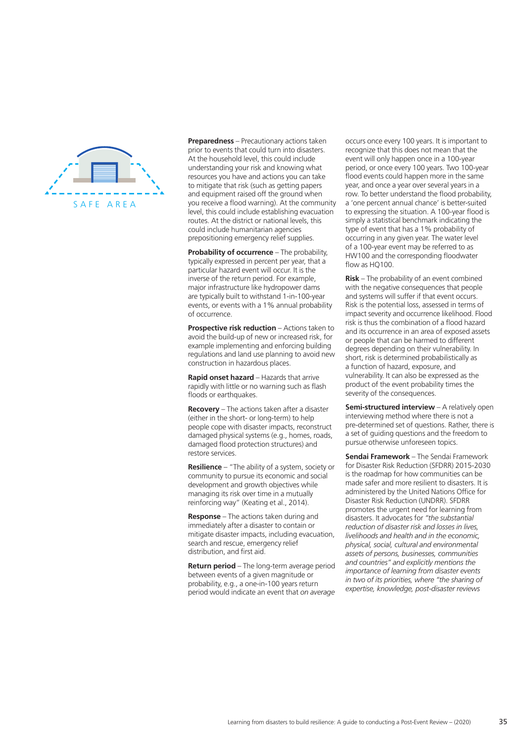SAFE AREA

**Preparedness** – Precautionary actions taken prior to events that could turn into disasters. At the household level, this could include understanding your risk and knowing what resources you have and actions you can take to mitigate that risk (such as getting papers and equipment raised off the ground when you receive a flood warning). At the community level, this could include establishing evacuation routes. At the district or national levels, this could include humanitarian agencies prepositioning emergency relief supplies.

**Probability of occurrence** – The probability, typically expressed in percent per year, that a particular hazard event will occur. It is the inverse of the return period. For example, major infrastructure like hydropower dams are typically built to withstand 1-in-100-year events, or events with a 1% annual probability of occurrence.

**Prospective risk reduction** – Actions taken to avoid the build-up of new or increased risk, for example implementing and enforcing building regulations and land use planning to avoid new construction in hazardous places.

**Rapid onset hazard** – Hazards that arrive rapidly with little or no warning such as flash floods or earthquakes.

**Recovery** – The actions taken after a disaster (either in the short- or long-term) to help people cope with disaster impacts, reconstruct damaged physical systems (e.g., homes, roads, damaged flood protection structures) and restore services.

**Resilience** – "The ability of a system, society or community to pursue its economic and social development and growth objectives while managing its risk over time in a mutually reinforcing way" (Keating et al., 2014).

**Response** – The actions taken during and immediately after a disaster to contain or mitigate disaster impacts, including evacuation, search and rescue, emergency relief distribution, and first aid.

**Return period** – The long-term average period between events of a given magnitude or probability, e.g., a one-in-100 years return period would indicate an event that *on average* occurs once every 100 years. It is important to recognize that this does not mean that the event will only happen once in a 100-year period, or once every 100 years. Two 100-year flood events could happen more in the same year, and once a year over several years in a row. To better understand the flood probability, a 'one percent annual chance' is better-suited to expressing the situation. A 100-year flood is simply a statistical benchmark indicating the type of event that has a 1% probability of occurring in any given year. The water level of a 100-year event may be referred to as HW100 and the corresponding floodwater flow as HQ100.

**Risk** – The probability of an event combined with the negative consequences that people and systems will suffer if that event occurs. Risk is the potential loss, assessed in terms of impact severity and occurrence likelihood. Flood risk is thus the combination of a flood hazard and its occurrence in an area of exposed assets or people that can be harmed to different degrees depending on their vulnerability. In short, risk is determined probabilistically as a function of hazard, exposure, and vulnerability. It can also be expressed as the product of the event probability times the severity of the consequences.

**Semi-structured interview** – A relatively open interviewing method where there is not a pre-determined set of questions. Rather, there is a set of guiding questions and the freedom to pursue otherwise unforeseen topics.

**Sendai Framework** – The Sendai Framework for Disaster Risk Reduction (SFDRR) 2015-2030 is the roadmap for how communities can be made safer and more resilient to disasters. It is administered by the United Nations Office for Disaster Risk Reduction (UNDRR). SFDRR promotes the urgent need for learning from disasters. It advocates for *"the substantial reduction of disaster risk and losses in lives, livelihoods and health and in the economic, physical, social, cultural and environmental assets of persons, businesses, communities and countries" and explicitly mentions the importance of learning from disaster events in two of its priorities, where "the sharing of expertise, knowledge, post-disaster reviews*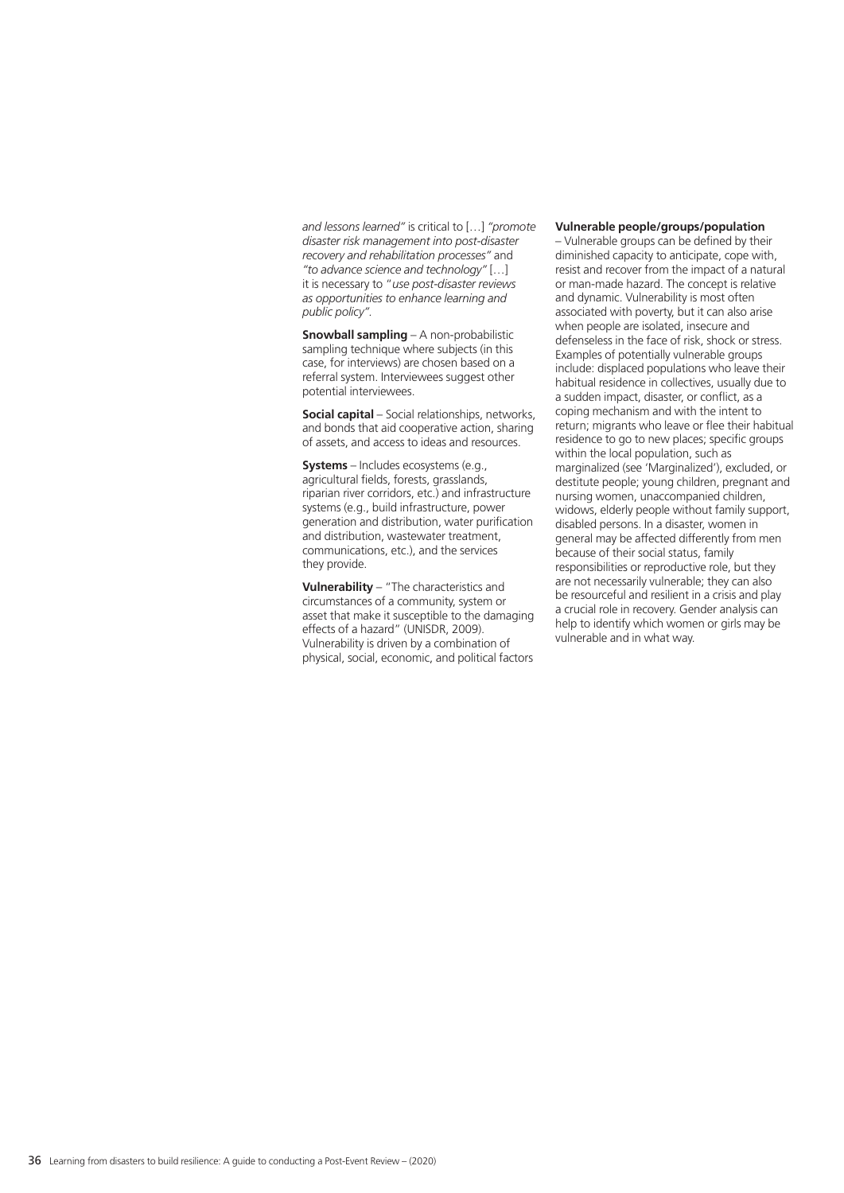*and lessons learned"* is critical to […] *"promote disaster risk management into post-disaster recovery and rehabilitation processes"* and *"to advance science and technology"* […] it is necessary to "*use post-disaster reviews as opportunities to enhance learning and public policy"*.

**Snowball sampling** – A non-probabilistic sampling technique where subjects (in this case, for interviews) are chosen based on a referral system. Interviewees suggest other potential interviewees.

**Social capital** – Social relationships, networks, and bonds that aid cooperative action, sharing of assets, and access to ideas and resources.

**Systems** – Includes ecosystems (e.g., agricultural fields, forests, grasslands, riparian river corridors, etc.) and infrastructure systems (e.g., build infrastructure, power generation and distribution, water purification and distribution, wastewater treatment, communications, etc.), and the services they provide.

**Vulnerability** – "The characteristics and circumstances of a community, system or asset that make it susceptible to the damaging effects of a hazard" (UNISDR, 2009). Vulnerability is driven by a combination of physical, social, economic, and political factors

**Vulnerable people/groups/population** – Vulnerable groups can be defined by their diminished capacity to anticipate, cope with, resist and recover from the impact of a natural or man-made hazard. The concept is relative and dynamic. Vulnerability is most often associated with poverty, but it can also arise when people are isolated, insecure and defenseless in the face of risk, shock or stress. Examples of potentially vulnerable groups include: displaced populations who leave their habitual residence in collectives, usually due to a sudden impact, disaster, or conflict, as a coping mechanism and with the intent to return; migrants who leave or flee their habitual residence to go to new places; specific groups within the local population, such as marginalized (see 'Marginalized'), excluded, or destitute people; young children, pregnant and nursing women, unaccompanied children, widows, elderly people without family support, disabled persons. In a disaster, women in general may be affected differently from men because of their social status, family responsibilities or reproductive role, but they are not necessarily vulnerable; they can also be resourceful and resilient in a crisis and play a crucial role in recovery. Gender analysis can help to identify which women or girls may be vulnerable and in what way.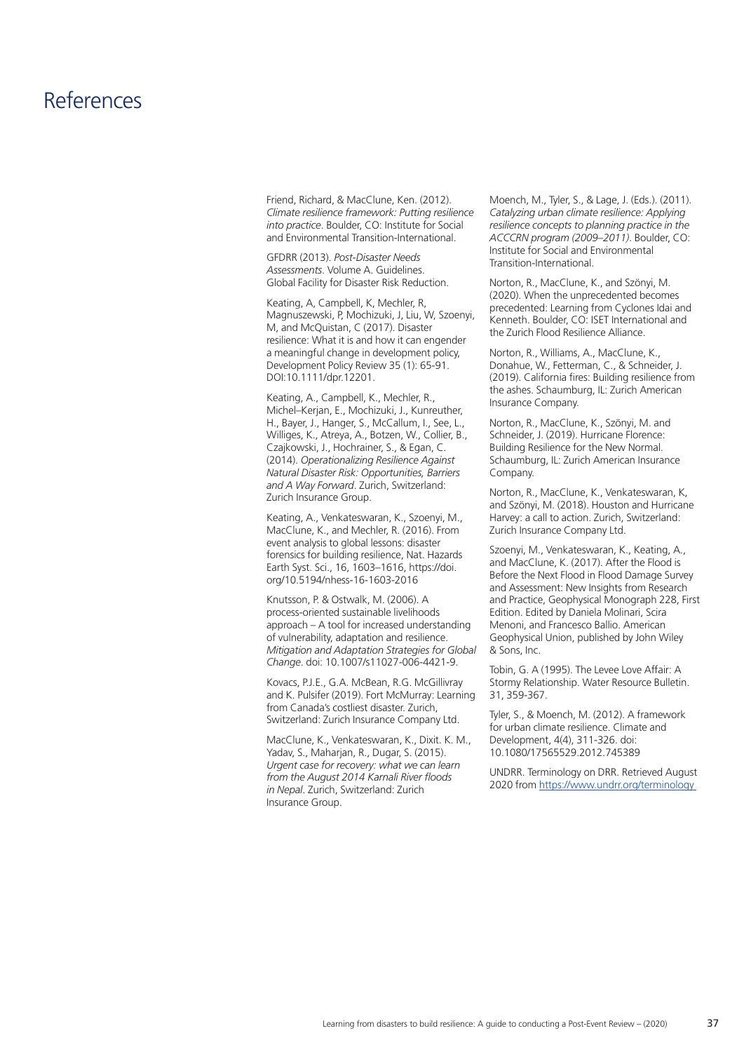# References

Friend, Richard, & MacClune, Ken. (2012). *Climate resilience framework: Putting resilience into practice*. Boulder, CO: Institute for Social and Environmental Transition-International.

GFDRR (2013). *Post-Disaster Needs Assessments*. Volume A. Guidelines. Global Facility for Disaster Risk Reduction.

Keating, A, Campbell, K, Mechler, R, Magnuszewski, P, Mochizuki, J, Liu, W, Szoenyi, M, and McQuistan, C (2017). Disaster resilience: What it is and how it can engender a meaningful change in development policy, Development Policy Review 35 (1): 65-91. DOI:10.1111/dpr.12201.

Keating, A., Campbell, K., Mechler, R., Michel–Kerjan, E., Mochizuki, J., Kunreuther, H., Bayer, J., Hanger, S., McCallum, I., See, L., Williges, K., Atreya, A., Botzen, W., Collier, B., Czajkowski, J., Hochrainer, S., & Egan, C. (2014). *Operationalizing Resilience Against Natural Disaster Risk: Opportunities, Barriers and A Way Forward*. Zurich, Switzerland: Zurich Insurance Group.

Keating, A., Venkateswaran, K., Szoenyi, M., MacClune, K., and Mechler, R. (2016). From event analysis to global lessons: disaster forensics for building resilience, Nat. Hazards Earth Syst. Sci., 16, 1603–1616, https://doi.org/10.5194/nhess-16-1603-2016

Knutsson, P. & Ostwalk, M. (2006). A process-oriented sustainable livelihoods approach – A tool for increased understanding of vulnerability, adaptation and resilience. *Mitigation and Adaptation Strategies for Global Change*. doi: 10.1007/s11027-006-4421-9.

Kovacs, P.J.E., G.A. McBean, R.G. McGillivray and K. Pulsifer (2019). Fort McMurray: Learning from Canada's costliest disaster. Zurich, Switzerland: Zurich Insurance Company Ltd.

MacClune, K., Venkateswaran, K., Dixit. K. M., Yadav, S., Maharjan, R., Dugar, S. (2015). *Urgent case for recovery: what we can learn from the August 2014 Karnali River floods in Nepal*. Zurich, Switzerland: Zurich Insurance Group.

Moench, M., Tyler, S., & Lage, J. (Eds.). (2011). *Catalyzing urban climate resilience: Applying resilience concepts to planning practice in the ACCCRN program (2009–2011)*. Boulder, CO: Institute for Social and Environmental Transition-International.

Norton, R., MacClune, K., and Szönyi, M. (2020). When the unprecedented becomes precedented: Learning from Cyclones Idai and Kenneth. Boulder, CO: ISET International and the Zurich Flood Resilience Alliance.

Norton, R., Williams, A., MacClune, K., Donahue, W., Fetterman, C., & Schneider, J. (2019). California fires: Building resilience from the ashes. Schaumburg, IL: Zurich American Insurance Company.

Norton, R., MacClune, K., Szönyi, M. and Schneider, J. (2019). Hurricane Florence: Building Resilience for the New Normal. Schaumburg, IL: Zurich American Insurance Company.

Norton, R., MacClune, K., Venkateswaran, K, and Szönyi, M. (2018). Houston and Hurricane Harvey: a call to action. Zurich, Switzerland: Zurich Insurance Company Ltd.

Szoenyi, M., Venkateswaran, K., Keating, A., and MacClune, K. (2017). After the Flood is Before the Next Flood in Flood Damage Survey and Assessment: New Insights from Research and Practice, Geophysical Monograph 228, First Edition. Edited by Daniela Molinari, Scira Menoni, and Francesco Ballio. American Geophysical Union, published by John Wiley & Sons, Inc.

Tobin, G. A (1995). The Levee Love Affair: A Stormy Relationship. Water Resource Bulletin. 31, 359-367.

Tyler, S., & Moench, M. (2012). A framework for urban climate resilience. Climate and Development, 4(4), 311-326. doi: 10.1080/17565529.2012.745389

UNDRR. Terminology on DRR. Retrieved August 2020 from https://www.undrr.org/terminology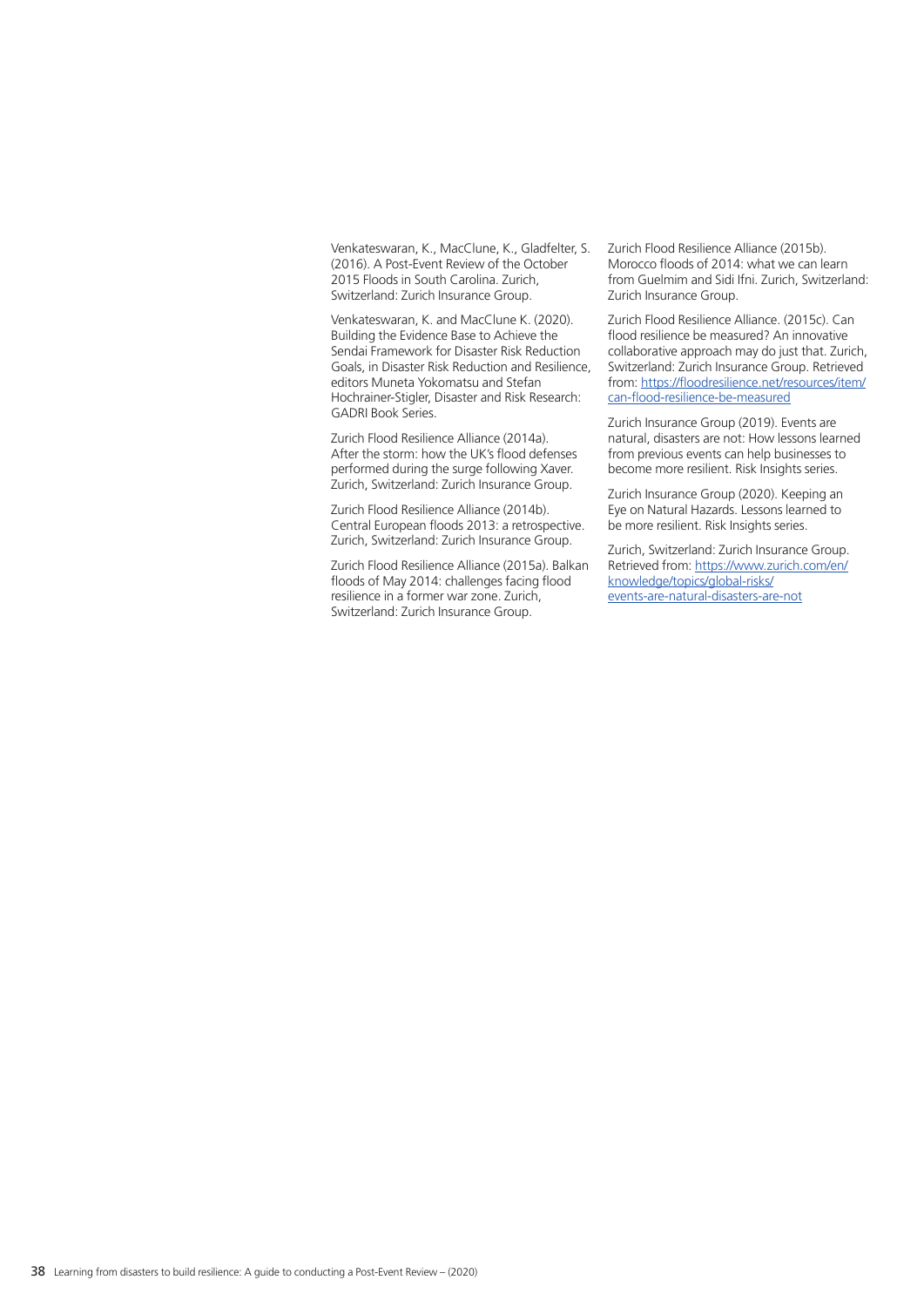Venkateswaran, K., MacClune, K., Gladfelter, S. (2016). A Post-Event Review of the October 2015 Floods in South Carolina. Zurich, Switzerland: Zurich Insurance Group.

Venkateswaran, K. and MacClune K. (2020). Building the Evidence Base to Achieve the Sendai Framework for Disaster Risk Reduction Goals, in Disaster Risk Reduction and Resilience, editors Muneta Yokomatsu and Stefan Hochrainer-Stigler, Disaster and Risk Research: GADRI Book Series.

Zurich Flood Resilience Alliance (2014a). After the storm: how the UK's flood defenses performed during the surge following Xaver. Zurich, Switzerland: Zurich Insurance Group.

Zurich Flood Resilience Alliance (2014b). Central European floods 2013: a retrospective. Zurich, Switzerland: Zurich Insurance Group.

Zurich Flood Resilience Alliance (2015a). Balkan floods of May 2014: challenges facing flood resilience in a former war zone. Zurich, Switzerland: Zurich Insurance Group.

Zurich Flood Resilience Alliance (2015b). Morocco floods of 2014: what we can learn from Guelmim and Sidi Ifni. Zurich, Switzerland: Zurich Insurance Group.

Zurich Flood Resilience Alliance. (2015c). Can flood resilience be measured? An innovative collaborative approach may do just that. Zurich, Switzerland: Zurich Insurance Group. Retrieved from: https://floodresilience.net/resources/item/can-flood-resilience-be-measured

Zurich Insurance Group (2019). Events are natural, disasters are not: How lessons learned from previous events can help businesses to become more resilient. Risk Insights series.

Zurich Insurance Group (2020). Keeping an Eye on Natural Hazards. Lessons learned to be more resilient. Risk Insights series.

Zurich, Switzerland: Zurich Insurance Group. Retrieved from: https://www.zurich.com/en/knowledge/topics/global-risks/events-are-natural-disasters-are-not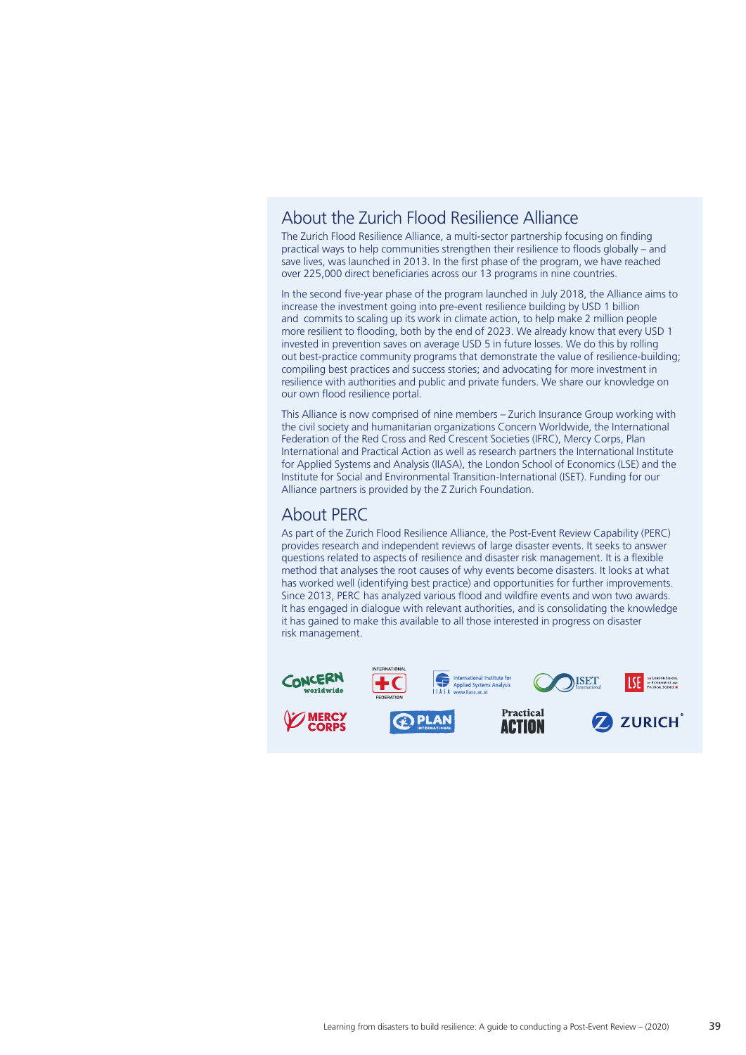## About the Zurich Flood Resilience Alliance

The Zurich Flood Resilience Alliance, a multi-sector partnership focusing on finding practical ways to help communities strengthen their resilience to floods globally – and save lives, was launched in 2013. In the first phase of the program, we have reached over 225,000 direct beneficiaries across our 13 programs in nine countries.

In the second five-year phase of the program launched in July 2018, the Alliance aims to increase the investment going into pre-event resilience building by USD 1 billion and commits to scaling up its work in climate action, to help make 2 million people more resilient to flooding, both by the end of 2023. We already know that every USD 1 invested in prevention saves on average USD 5 in future losses. We do this by rolling out best-practice community programs that demonstrate the value of resilience-building; compiling best practices and success stories; and advocating for more investment in resilience with authorities and public and private funders. We share our knowledge on our own flood resilience portal.

This Alliance is now comprised of nine members – Zurich Insurance Group working with the civil society and humanitarian organizations Concern Worldwide, the International Federation of the Red Cross and Red Crescent Societies (IFRC), Mercy Corps, Plan International and Practical Action as well as research partners the International Institute for Applied Systems and Analysis (IIASA), the London School of Economics (LSE) and the Institute for Social and Environmental Transition-International (ISET). Funding for our Alliance partners is provided by the Z Zurich Foundation.

## About PERC

As part of the Zurich Flood Resilience Alliance, the Post-Event Review Capability (PERC) provides research and independent reviews of large disaster events. It seeks to answer questions related to aspects of resilience and disaster risk management. It is a flexible method that analyses the root causes of why events become disasters. It looks at what has worked well (identifying best practice) and opportunities for further improvements. Since 2013, PERC has analyzed various flood and wildfire events and won two awards. It has engaged in dialogue with relevant authorities, and is consolidating the knowledge it has gained to make this available to all those interested in progress on disaster risk management.

Concern worldwide | International Federation | International Institute for Applied Systems Analysis (IIASA) www.iiasa.ac.at | ISET International | LSE The London School of Economics and Political Science | Mercy Corps | Plan International | Practical Action | Zurich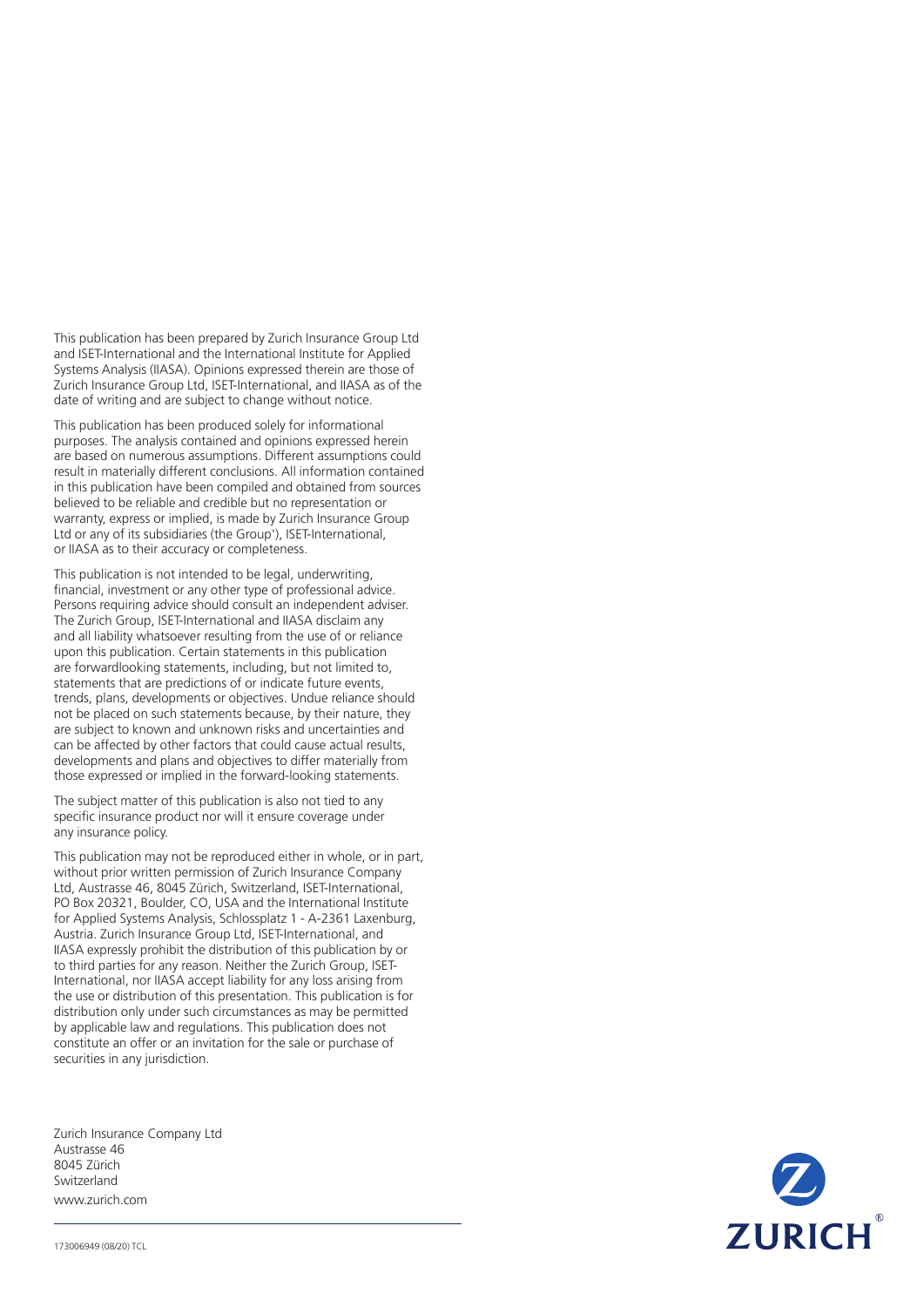This publication has been prepared by Zurich Insurance Group Ltd and ISET-International and the International Institute for Applied Systems Analysis (IIASA). Opinions expressed therein are those of Zurich Insurance Group Ltd, ISET-International, and IIASA as of the date of writing and are subject to change without notice.

This publication has been produced solely for informational purposes. The analysis contained and opinions expressed herein are based on numerous assumptions. Different assumptions could result in materially different conclusions. All information contained in this publication have been compiled and obtained from sources believed to be reliable and credible but no representation or warranty, express or implied, is made by Zurich Insurance Group Ltd or any of its subsidiaries (the Group'), ISET-International, or IIASA as to their accuracy or completeness.

This publication is not intended to be legal, underwriting, financial, investment or any other type of professional advice. Persons requiring advice should consult an independent adviser. The Zurich Group, ISET-International and IIASA disclaim any and all liability whatsoever resulting from the use of or reliance upon this publication. Certain statements in this publication are forwardlooking statements, including, but not limited to, statements that are predictions of or indicate future events, trends, plans, developments or objectives. Undue reliance should not be placed on such statements because, by their nature, they are subject to known and unknown risks and uncertainties and can be affected by other factors that could cause actual results, developments and plans and objectives to differ materially from those expressed or implied in the forward-looking statements.

The subject matter of this publication is also not tied to any specific insurance product nor will it ensure coverage under any insurance policy.

This publication may not be reproduced either in whole, or in part, without prior written permission of Zurich Insurance Company Ltd, Austrasse 46, 8045 Zürich, Switzerland, ISET-International, PO Box 20321, Boulder, CO, USA and the International Institute for Applied Systems Analysis, Schlossplatz 1 - A-2361 Laxenburg, Austria. Zurich Insurance Group Ltd, ISET-International, and IIASA expressly prohibit the distribution of this publication by or to third parties for any reason. Neither the Zurich Group, ISET-International, nor IIASA accept liability for any loss arising from the use or distribution of this presentation. This publication is for distribution only under such circumstances as may be permitted by applicable law and regulations. This publication does not constitute an offer or an invitation for the sale or purchase of securities in any jurisdiction.

Zurich Insurance Company Ltd
Austrasse 46
8045 Zürich
Switzerland
www.zurich.com

173006949 (08/20) TCL

ZURICH®